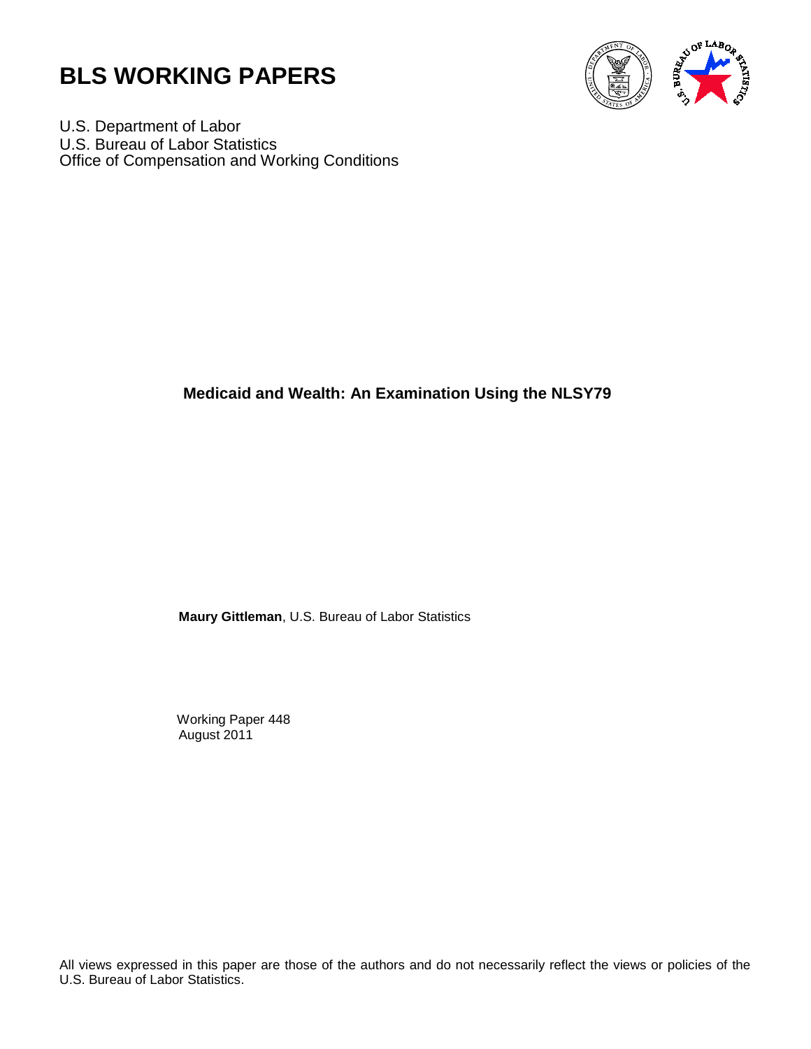# BLS WORKING PAPERS

U.S. Department of Labor
U.S. Bureau of Labor Statistics
Office of Compensation and Working Conditions

**Medicaid and Wealth: An Examination Using the NLSY79**

**Maury Gittleman**, U.S. Bureau of Labor Statistics

Working Paper 448
August 2011

All views expressed in this paper are those of the authors and do not necessarily reflect the views or policies of the U.S. Bureau of Labor Statistics.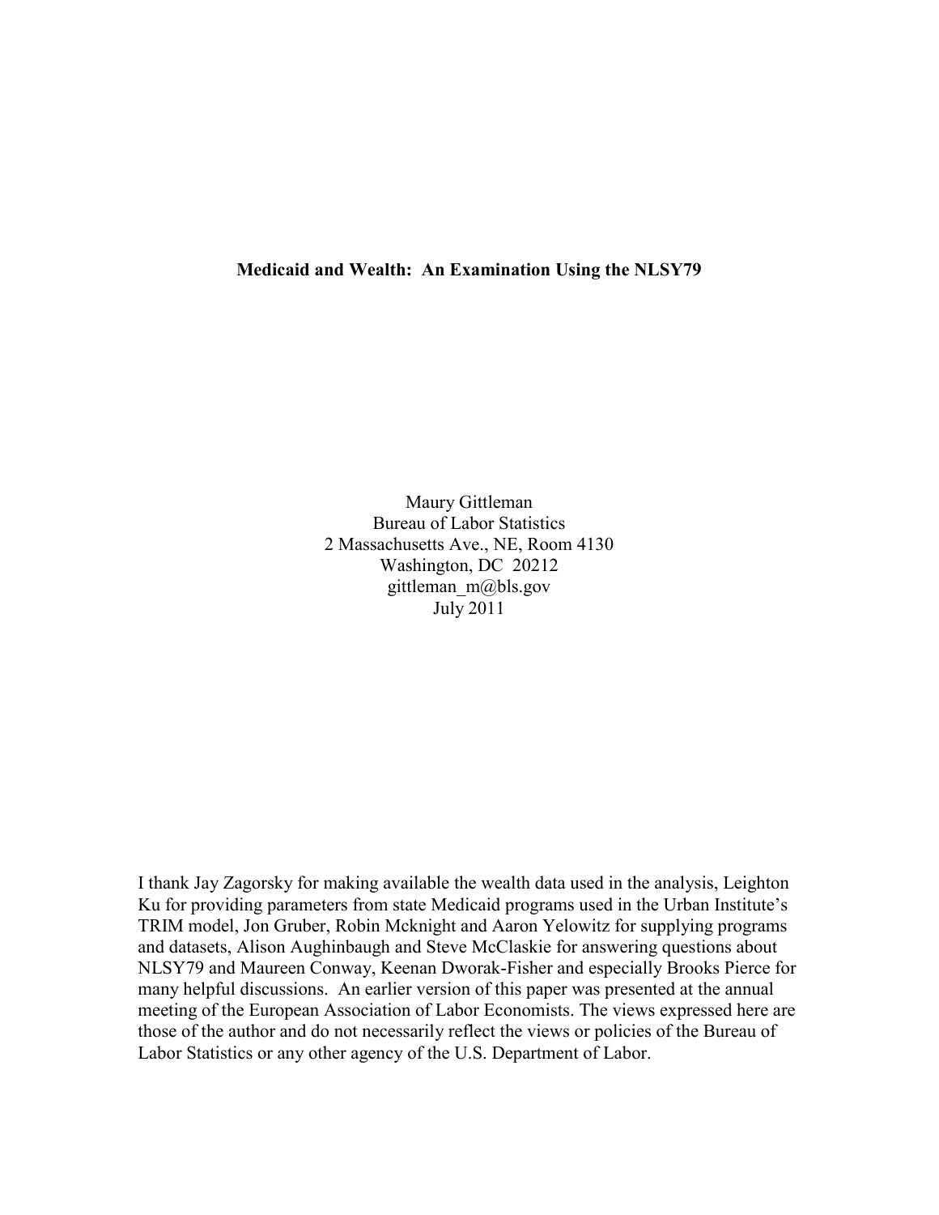**Medicaid and Wealth: An Examination Using the NLSY79**

Maury Gittleman
Bureau of Labor Statistics
2 Massachusetts Ave., NE, Room 4130
Washington, DC 20212
gittleman_m@bls.gov
July 2011

I thank Jay Zagorsky for making available the wealth data used in the analysis, Leighton Ku for providing parameters from state Medicaid programs used in the Urban Institute's TRIM model, Jon Gruber, Robin Mcknight and Aaron Yelowitz for supplying programs and datasets, Alison Aughinbaugh and Steve McClaskie for answering questions about NLSY79 and Maureen Conway, Keenan Dworak-Fisher and especially Brooks Pierce for many helpful discussions. An earlier version of this paper was presented at the annual meeting of the European Association of Labor Economists. The views expressed here are those of the author and do not necessarily reflect the views or policies of the Bureau of Labor Statistics or any other agency of the U.S. Department of Labor.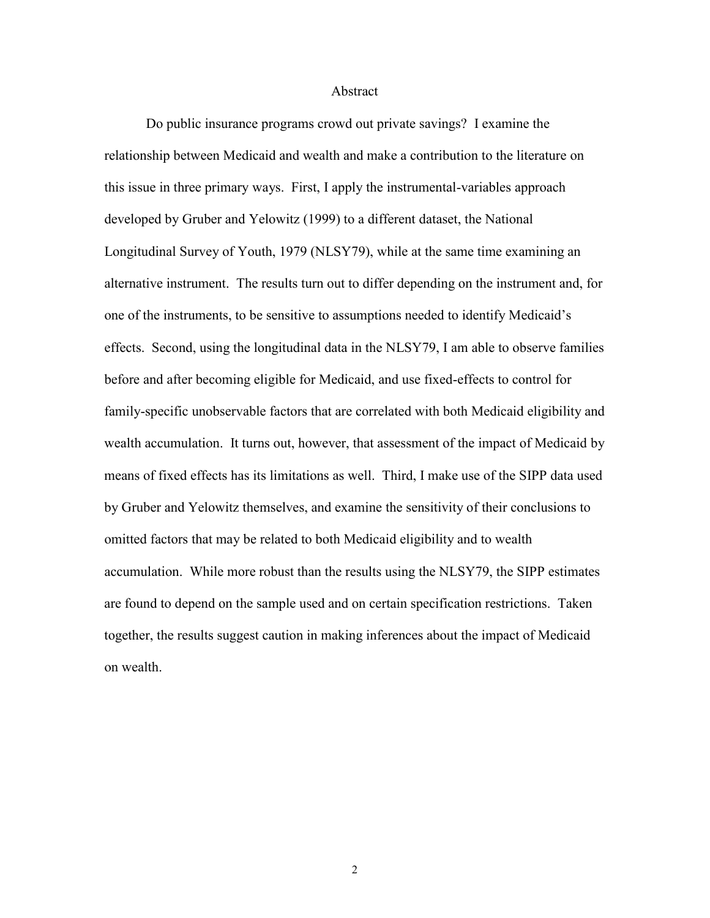## Abstract

Do public insurance programs crowd out private savings? I examine the relationship between Medicaid and wealth and make a contribution to the literature on this issue in three primary ways. First, I apply the instrumental-variables approach developed by Gruber and Yelowitz (1999) to a different dataset, the National Longitudinal Survey of Youth, 1979 (NLSY79), while at the same time examining an alternative instrument. The results turn out to differ depending on the instrument and, for one of the instruments, to be sensitive to assumptions needed to identify Medicaid's effects. Second, using the longitudinal data in the NLSY79, I am able to observe families before and after becoming eligible for Medicaid, and use fixed-effects to control for family-specific unobservable factors that are correlated with both Medicaid eligibility and wealth accumulation. It turns out, however, that assessment of the impact of Medicaid by means of fixed effects has its limitations as well. Third, I make use of the SIPP data used by Gruber and Yelowitz themselves, and examine the sensitivity of their conclusions to omitted factors that may be related to both Medicaid eligibility and to wealth accumulation. While more robust than the results using the NLSY79, the SIPP estimates are found to depend on the sample used and on certain specification restrictions. Taken together, the results suggest caution in making inferences about the impact of Medicaid on wealth.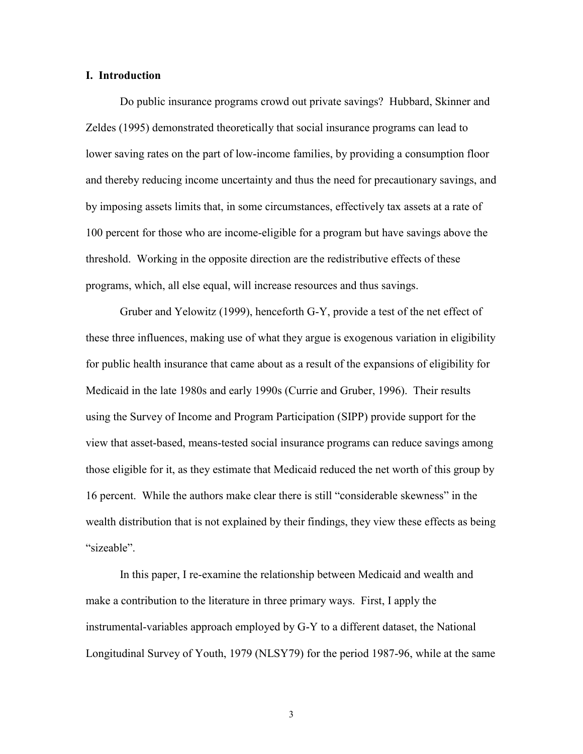## I. Introduction

Do public insurance programs crowd out private savings? Hubbard, Skinner and Zeldes (1995) demonstrated theoretically that social insurance programs can lead to lower saving rates on the part of low-income families, by providing a consumption floor and thereby reducing income uncertainty and thus the need for precautionary savings, and by imposing assets limits that, in some circumstances, effectively tax assets at a rate of 100 percent for those who are income-eligible for a program but have savings above the threshold. Working in the opposite direction are the redistributive effects of these programs, which, all else equal, will increase resources and thus savings.

Gruber and Yelowitz (1999), henceforth G-Y, provide a test of the net effect of these three influences, making use of what they argue is exogenous variation in eligibility for public health insurance that came about as a result of the expansions of eligibility for Medicaid in the late 1980s and early 1990s (Currie and Gruber, 1996). Their results using the Survey of Income and Program Participation (SIPP) provide support for the view that asset-based, means-tested social insurance programs can reduce savings among those eligible for it, as they estimate that Medicaid reduced the net worth of this group by 16 percent. While the authors make clear there is still "considerable skewness" in the wealth distribution that is not explained by their findings, they view these effects as being "sizeable".

In this paper, I re-examine the relationship between Medicaid and wealth and make a contribution to the literature in three primary ways. First, I apply the instrumental-variables approach employed by G-Y to a different dataset, the National Longitudinal Survey of Youth, 1979 (NLSY79) for the period 1987-96, while at the same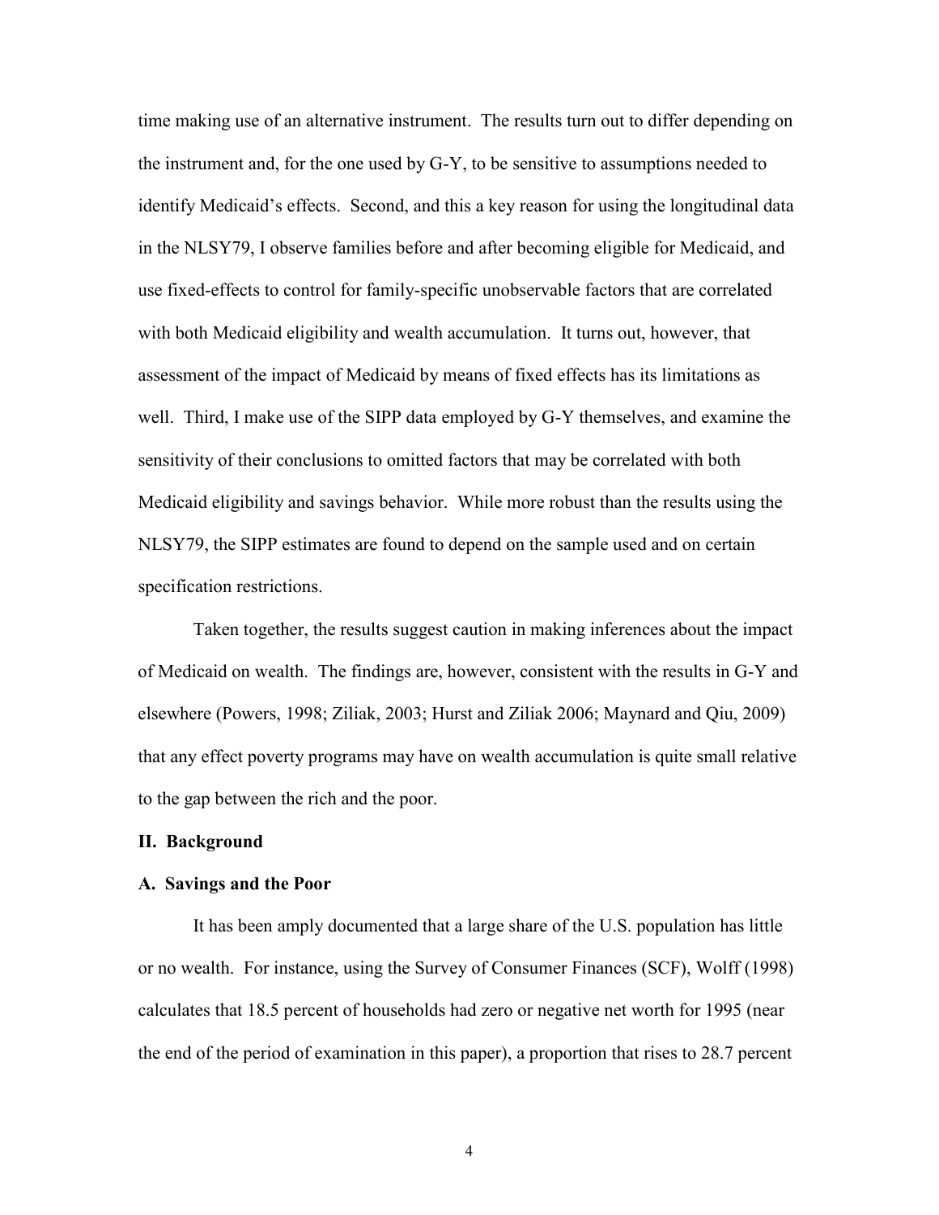time making use of an alternative instrument. The results turn out to differ depending on the instrument and, for the one used by G-Y, to be sensitive to assumptions needed to identify Medicaid's effects. Second, and this a key reason for using the longitudinal data in the NLSY79, I observe families before and after becoming eligible for Medicaid, and use fixed-effects to control for family-specific unobservable factors that are correlated with both Medicaid eligibility and wealth accumulation. It turns out, however, that assessment of the impact of Medicaid by means of fixed effects has its limitations as well. Third, I make use of the SIPP data employed by G-Y themselves, and examine the sensitivity of their conclusions to omitted factors that may be correlated with both Medicaid eligibility and savings behavior. While more robust than the results using the NLSY79, the SIPP estimates are found to depend on the sample used and on certain specification restrictions.

Taken together, the results suggest caution in making inferences about the impact of Medicaid on wealth. The findings are, however, consistent with the results in G-Y and elsewhere (Powers, 1998; Ziliak, 2003; Hurst and Ziliak 2006; Maynard and Qiu, 2009) that any effect poverty programs may have on wealth accumulation is quite small relative to the gap between the rich and the poor.

## II. Background

### A. Savings and the Poor

It has been amply documented that a large share of the U.S. population has little or no wealth. For instance, using the Survey of Consumer Finances (SCF), Wolff (1998) calculates that 18.5 percent of households had zero or negative net worth for 1995 (near the end of the period of examination in this paper), a proportion that rises to 28.7 percent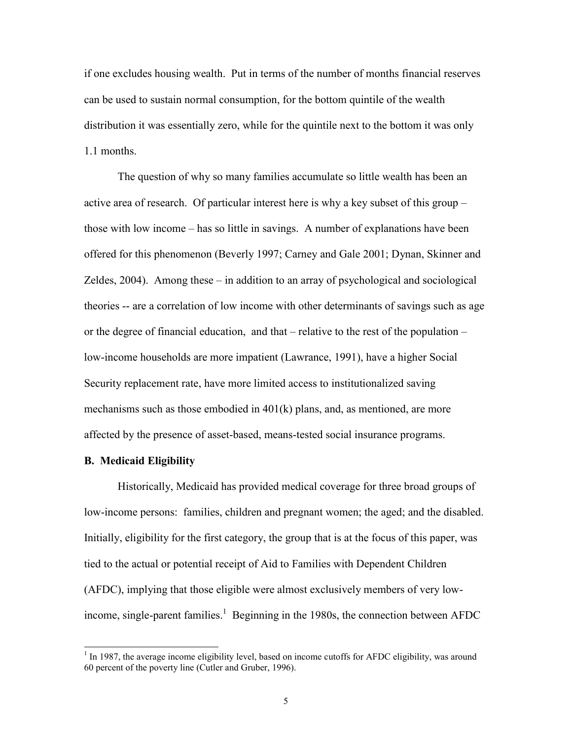if one excludes housing wealth. Put in terms of the number of months financial reserves can be used to sustain normal consumption, for the bottom quintile of the wealth distribution it was essentially zero, while for the quintile next to the bottom it was only 1.1 months.

The question of why so many families accumulate so little wealth has been an active area of research. Of particular interest here is why a key subset of this group – those with low income – has so little in savings. A number of explanations have been offered for this phenomenon (Beverly 1997; Carney and Gale 2001; Dynan, Skinner and Zeldes, 2004). Among these – in addition to an array of psychological and sociological theories -- are a correlation of low income with other determinants of savings such as age or the degree of financial education, and that – relative to the rest of the population – low-income households are more impatient (Lawrance, 1991), have a higher Social Security replacement rate, have more limited access to institutionalized saving mechanisms such as those embodied in 401(k) plans, and, as mentioned, are more affected by the presence of asset-based, means-tested social insurance programs.

**B. Medicaid Eligibility**

Historically, Medicaid has provided medical coverage for three broad groups of low-income persons: families, children and pregnant women; the aged; and the disabled. Initially, eligibility for the first category, the group that is at the focus of this paper, was tied to the actual or potential receipt of Aid to Families with Dependent Children (AFDC), implying that those eligible were almost exclusively members of very low-income, single-parent families.[1] Beginning in the 1980s, the connection between AFDC

[1] In 1987, the average income eligibility level, based on income cutoffs for AFDC eligibility, was around 60 percent of the poverty line (Cutler and Gruber, 1996).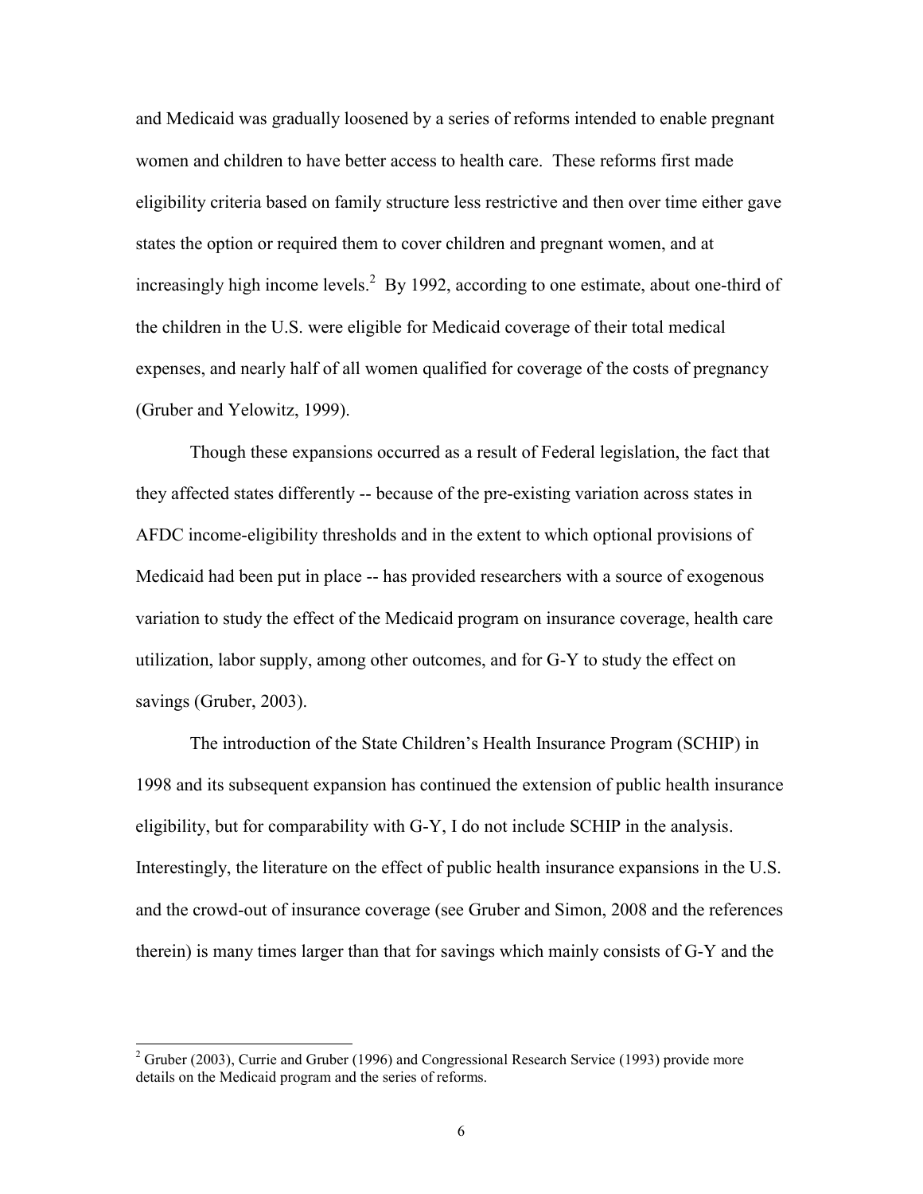and Medicaid was gradually loosened by a series of reforms intended to enable pregnant women and children to have better access to health care. These reforms first made eligibility criteria based on family structure less restrictive and then over time either gave states the option or required them to cover children and pregnant women, and at increasingly high income levels.[2] By 1992, according to one estimate, about one-third of the children in the U.S. were eligible for Medicaid coverage of their total medical expenses, and nearly half of all women qualified for coverage of the costs of pregnancy (Gruber and Yelowitz, 1999).

Though these expansions occurred as a result of Federal legislation, the fact that they affected states differently -- because of the pre-existing variation across states in AFDC income-eligibility thresholds and in the extent to which optional provisions of Medicaid had been put in place -- has provided researchers with a source of exogenous variation to study the effect of the Medicaid program on insurance coverage, health care utilization, labor supply, among other outcomes, and for G-Y to study the effect on savings (Gruber, 2003).

The introduction of the State Children's Health Insurance Program (SCHIP) in 1998 and its subsequent expansion has continued the extension of public health insurance eligibility, but for comparability with G-Y, I do not include SCHIP in the analysis. Interestingly, the literature on the effect of public health insurance expansions in the U.S. and the crowd-out of insurance coverage (see Gruber and Simon, 2008 and the references therein) is many times larger than that for savings which mainly consists of G-Y and the

---

[2] Gruber (2003), Currie and Gruber (1996) and Congressional Research Service (1993) provide more details on the Medicaid program and the series of reforms.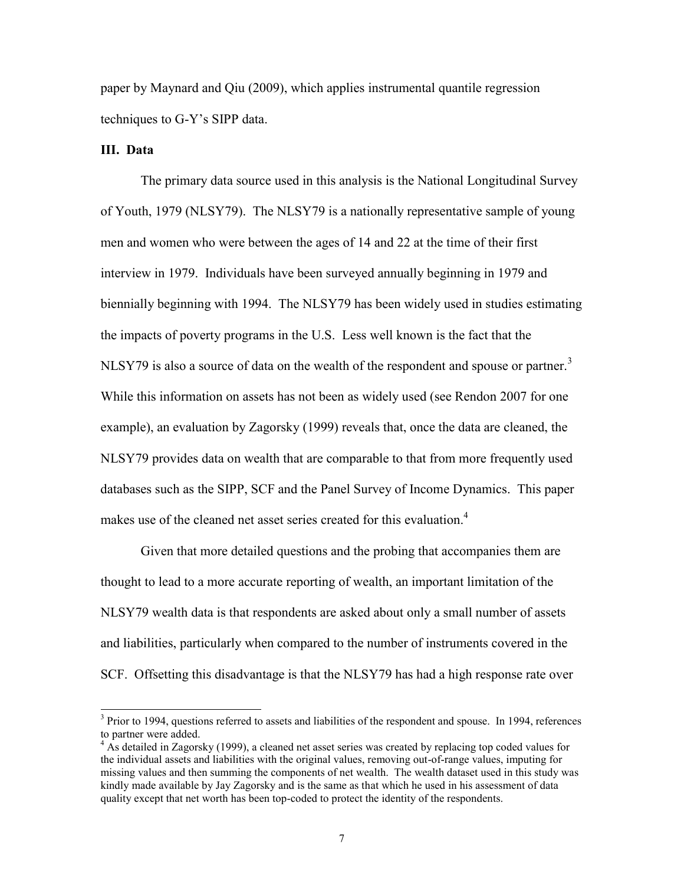paper by Maynard and Qiu (2009), which applies instrumental quantile regression techniques to G-Y's SIPP data.

## III. Data

The primary data source used in this analysis is the National Longitudinal Survey of Youth, 1979 (NLSY79). The NLSY79 is a nationally representative sample of young men and women who were between the ages of 14 and 22 at the time of their first interview in 1979. Individuals have been surveyed annually beginning in 1979 and biennially beginning with 1994. The NLSY79 has been widely used in studies estimating the impacts of poverty programs in the U.S. Less well known is the fact that the NLSY79 is also a source of data on the wealth of the respondent and spouse or partner.[3] While this information on assets has not been as widely used (see Rendon 2007 for one example), an evaluation by Zagorsky (1999) reveals that, once the data are cleaned, the NLSY79 provides data on wealth that are comparable to that from more frequently used databases such as the SIPP, SCF and the Panel Survey of Income Dynamics. This paper makes use of the cleaned net asset series created for this evaluation.[4]

Given that more detailed questions and the probing that accompanies them are thought to lead to a more accurate reporting of wealth, an important limitation of the NLSY79 wealth data is that respondents are asked about only a small number of assets and liabilities, particularly when compared to the number of instruments covered in the SCF. Offsetting this disadvantage is that the NLSY79 has had a high response rate over

---

[3] Prior to 1994, questions referred to assets and liabilities of the respondent and spouse. In 1994, references to partner were added.

[4] As detailed in Zagorsky (1999), a cleaned net asset series was created by replacing top coded values for the individual assets and liabilities with the original values, removing out-of-range values, imputing for missing values and then summing the components of net wealth. The wealth dataset used in this study was kindly made available by Jay Zagorsky and is the same as that which he used in his assessment of data quality except that net worth has been top-coded to protect the identity of the respondents.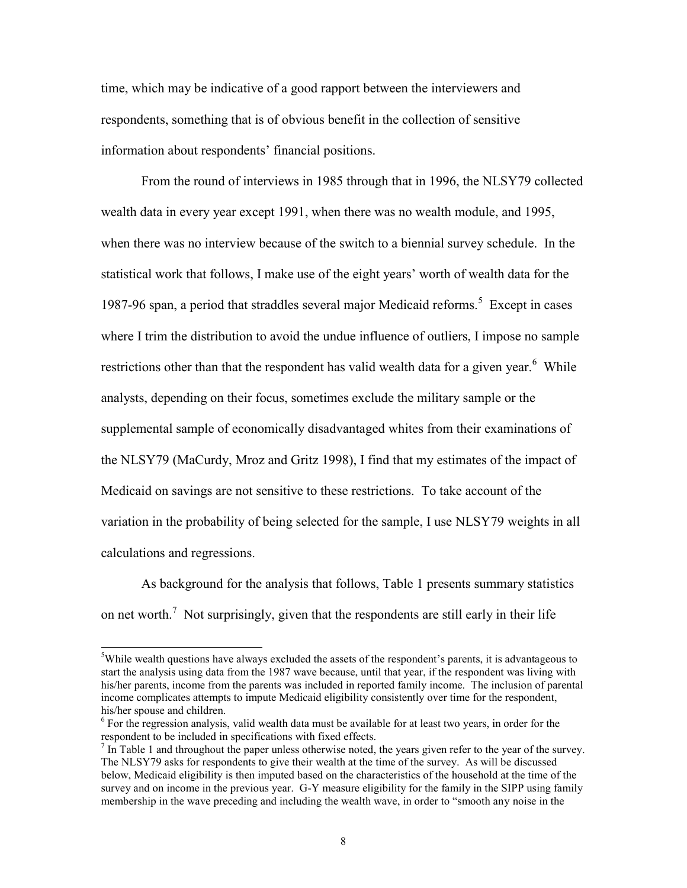time, which may be indicative of a good rapport between the interviewers and respondents, something that is of obvious benefit in the collection of sensitive information about respondents' financial positions.

From the round of interviews in 1985 through that in 1996, the NLSY79 collected wealth data in every year except 1991, when there was no wealth module, and 1995, when there was no interview because of the switch to a biennial survey schedule. In the statistical work that follows, I make use of the eight years' worth of wealth data for the 1987-96 span, a period that straddles several major Medicaid reforms.[5] Except in cases where I trim the distribution to avoid the undue influence of outliers, I impose no sample restrictions other than that the respondent has valid wealth data for a given year.[6] While analysts, depending on their focus, sometimes exclude the military sample or the supplemental sample of economically disadvantaged whites from their examinations of the NLSY79 (MaCurdy, Mroz and Gritz 1998), I find that my estimates of the impact of Medicaid on savings are not sensitive to these restrictions. To take account of the variation in the probability of being selected for the sample, I use NLSY79 weights in all calculations and regressions.

As background for the analysis that follows, Table 1 presents summary statistics on net worth.[7] Not surprisingly, given that the respondents are still early in their life

---

[5] While wealth questions have always excluded the assets of the respondent's parents, it is advantageous to start the analysis using data from the 1987 wave because, until that year, if the respondent was living with his/her parents, income from the parents was included in reported family income. The inclusion of parental income complicates attempts to impute Medicaid eligibility consistently over time for the respondent, his/her spouse and children.

[6] For the regression analysis, valid wealth data must be available for at least two years, in order for the respondent to be included in specifications with fixed effects.

[7] In Table 1 and throughout the paper unless otherwise noted, the years given refer to the year of the survey. The NLSY79 asks for respondents to give their wealth at the time of the survey. As will be discussed below, Medicaid eligibility is then imputed based on the characteristics of the household at the time of the survey and on income in the previous year. G-Y measure eligibility for the family in the SIPP using family membership in the wave preceding and including the wealth wave, in order to "smooth any noise in the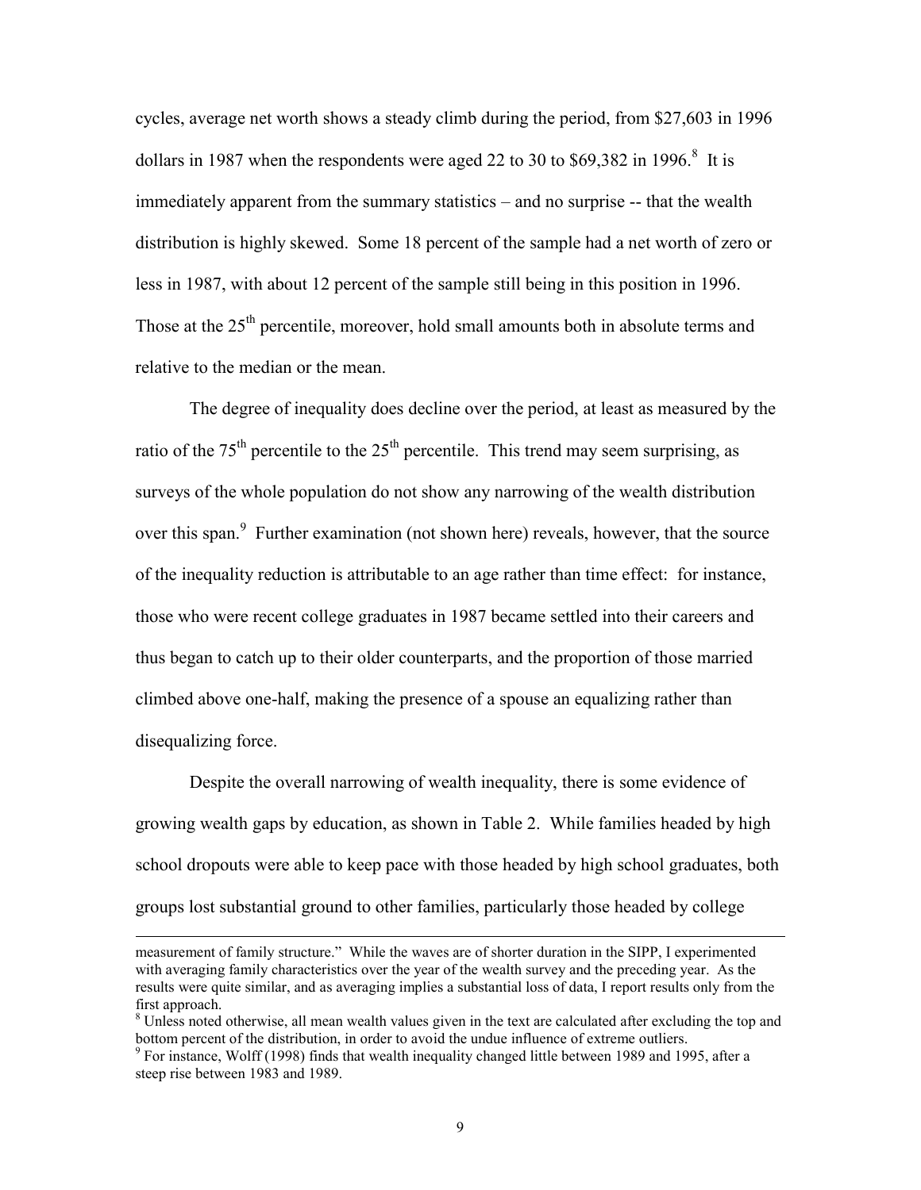cycles, average net worth shows a steady climb during the period, from $27,603 in 1996 dollars in 1987 when the respondents were aged 22 to 30 to $69,382 in 1996.[8] It is immediately apparent from the summary statistics – and no surprise -- that the wealth distribution is highly skewed. Some 18 percent of the sample had a net worth of zero or less in 1987, with about 12 percent of the sample still being in this position in 1996. Those at the 25th percentile, moreover, hold small amounts both in absolute terms and relative to the median or the mean.

The degree of inequality does decline over the period, at least as measured by the ratio of the 75th percentile to the 25th percentile. This trend may seem surprising, as surveys of the whole population do not show any narrowing of the wealth distribution over this span.[9] Further examination (not shown here) reveals, however, that the source of the inequality reduction is attributable to an age rather than time effect: for instance, those who were recent college graduates in 1987 became settled into their careers and thus began to catch up to their older counterparts, and the proportion of those married climbed above one-half, making the presence of a spouse an equalizing rather than disequalizing force.

Despite the overall narrowing of wealth inequality, there is some evidence of growing wealth gaps by education, as shown in Table 2. While families headed by high school dropouts were able to keep pace with those headed by high school graduates, both groups lost substantial ground to other families, particularly those headed by college

---

measurement of family structure." While the waves are of shorter duration in the SIPP, I experimented with averaging family characteristics over the year of the wealth survey and the preceding year. As the results were quite similar, and as averaging implies a substantial loss of data, I report results only from the first approach.

[8] Unless noted otherwise, all mean wealth values given in the text are calculated after excluding the top and bottom percent of the distribution, in order to avoid the undue influence of extreme outliers.

[9] For instance, Wolff (1998) finds that wealth inequality changed little between 1989 and 1995, after a steep rise between 1983 and 1989.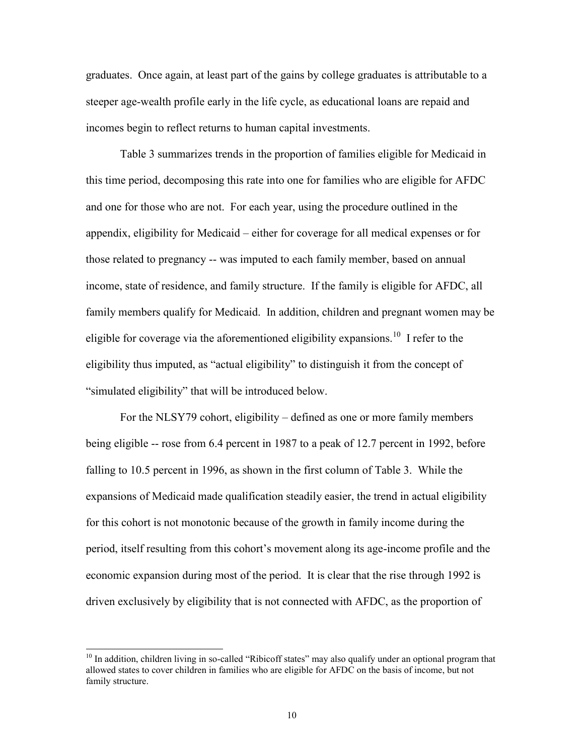graduates. Once again, at least part of the gains by college graduates is attributable to a steeper age-wealth profile early in the life cycle, as educational loans are repaid and incomes begin to reflect returns to human capital investments.

Table 3 summarizes trends in the proportion of families eligible for Medicaid in this time period, decomposing this rate into one for families who are eligible for AFDC and one for those who are not. For each year, using the procedure outlined in the appendix, eligibility for Medicaid – either for coverage for all medical expenses or for those related to pregnancy -- was imputed to each family member, based on annual income, state of residence, and family structure. If the family is eligible for AFDC, all family members qualify for Medicaid. In addition, children and pregnant women may be eligible for coverage via the aforementioned eligibility expansions.[10] I refer to the eligibility thus imputed, as "actual eligibility" to distinguish it from the concept of "simulated eligibility" that will be introduced below.

For the NLSY79 cohort, eligibility – defined as one or more family members being eligible -- rose from 6.4 percent in 1987 to a peak of 12.7 percent in 1992, before falling to 10.5 percent in 1996, as shown in the first column of Table 3. While the expansions of Medicaid made qualification steadily easier, the trend in actual eligibility for this cohort is not monotonic because of the growth in family income during the period, itself resulting from this cohort's movement along its age-income profile and the economic expansion during most of the period. It is clear that the rise through 1992 is driven exclusively by eligibility that is not connected with AFDC, as the proportion of

[10] In addition, children living in so-called "Ribicoff states" may also qualify under an optional program that allowed states to cover children in families who are eligible for AFDC on the basis of income, but not family structure.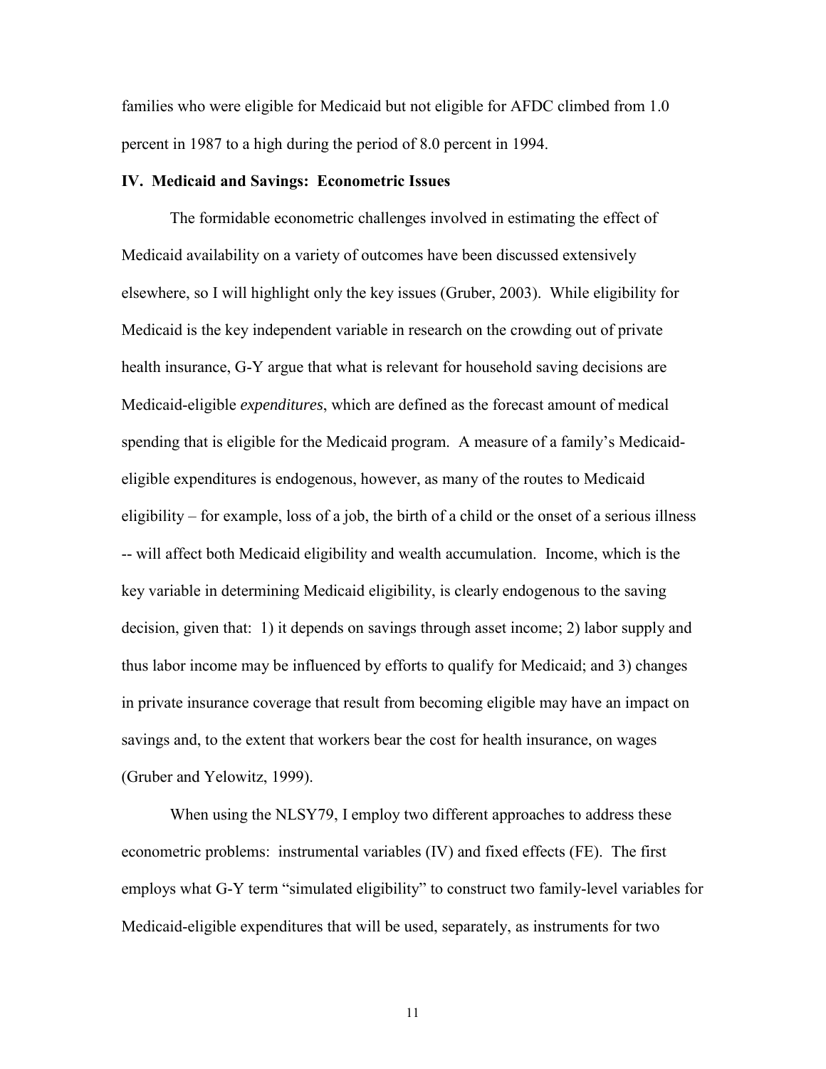families who were eligible for Medicaid but not eligible for AFDC climbed from 1.0 percent in 1987 to a high during the period of 8.0 percent in 1994.

### IV. Medicaid and Savings: Econometric Issues

The formidable econometric challenges involved in estimating the effect of Medicaid availability on a variety of outcomes have been discussed extensively elsewhere, so I will highlight only the key issues (Gruber, 2003). While eligibility for Medicaid is the key independent variable in research on the crowding out of private health insurance, G-Y argue that what is relevant for household saving decisions are Medicaid-eligible *expenditures*, which are defined as the forecast amount of medical spending that is eligible for the Medicaid program. A measure of a family's Medicaid-eligible expenditures is endogenous, however, as many of the routes to Medicaid eligibility – for example, loss of a job, the birth of a child or the onset of a serious illness -- will affect both Medicaid eligibility and wealth accumulation. Income, which is the key variable in determining Medicaid eligibility, is clearly endogenous to the saving decision, given that: 1) it depends on savings through asset income; 2) labor supply and thus labor income may be influenced by efforts to qualify for Medicaid; and 3) changes in private insurance coverage that result from becoming eligible may have an impact on savings and, to the extent that workers bear the cost for health insurance, on wages (Gruber and Yelowitz, 1999).

When using the NLSY79, I employ two different approaches to address these econometric problems: instrumental variables (IV) and fixed effects (FE). The first employs what G-Y term "simulated eligibility" to construct two family-level variables for Medicaid-eligible expenditures that will be used, separately, as instruments for two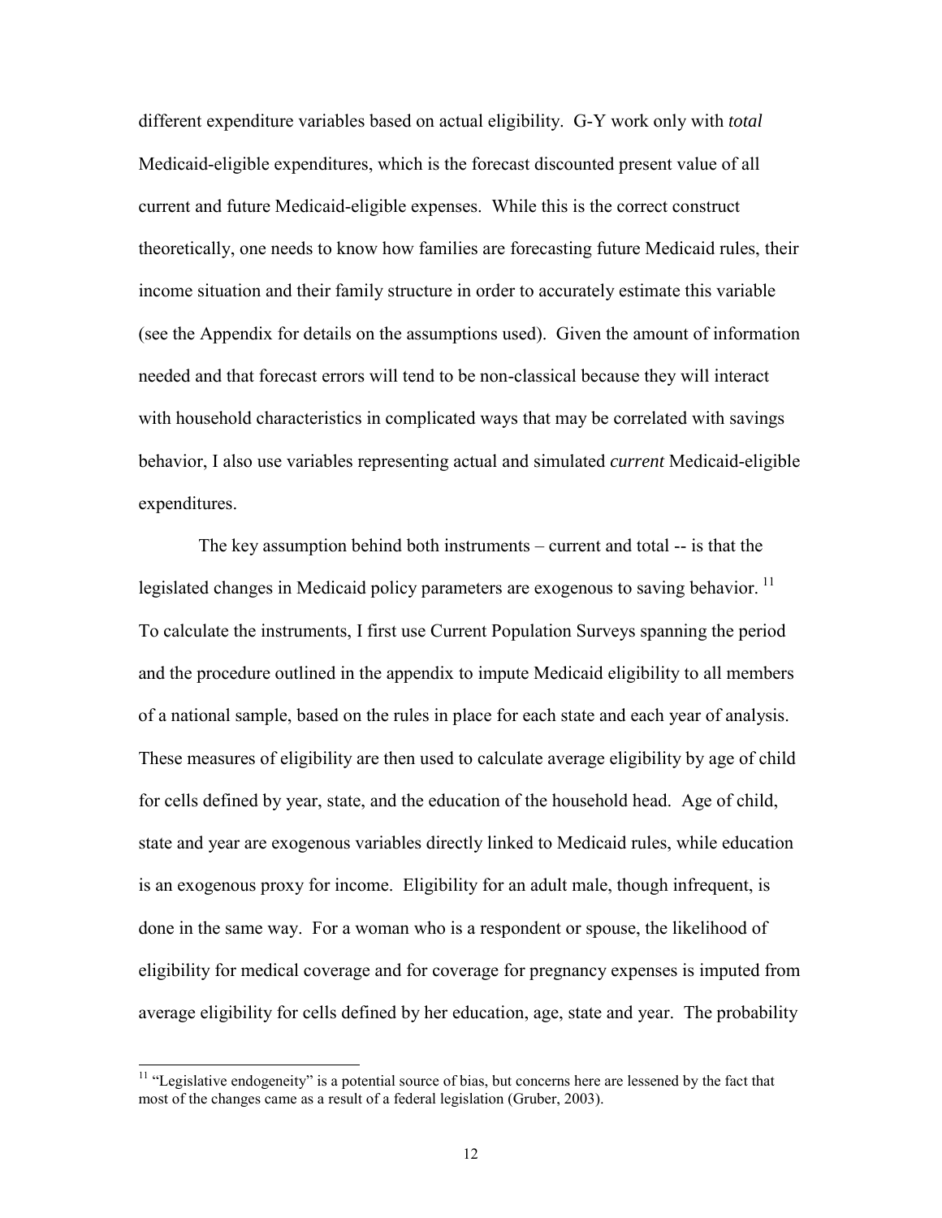different expenditure variables based on actual eligibility. G-Y work only with *total* Medicaid-eligible expenditures, which is the forecast discounted present value of all current and future Medicaid-eligible expenses. While this is the correct construct theoretically, one needs to know how families are forecasting future Medicaid rules, their income situation and their family structure in order to accurately estimate this variable (see the Appendix for details on the assumptions used). Given the amount of information needed and that forecast errors will tend to be non-classical because they will interact with household characteristics in complicated ways that may be correlated with savings behavior, I also use variables representing actual and simulated *current* Medicaid-eligible expenditures.

The key assumption behind both instruments – current and total -- is that the legislated changes in Medicaid policy parameters are exogenous to saving behavior. [11] To calculate the instruments, I first use Current Population Surveys spanning the period and the procedure outlined in the appendix to impute Medicaid eligibility to all members of a national sample, based on the rules in place for each state and each year of analysis. These measures of eligibility are then used to calculate average eligibility by age of child for cells defined by year, state, and the education of the household head. Age of child, state and year are exogenous variables directly linked to Medicaid rules, while education is an exogenous proxy for income. Eligibility for an adult male, though infrequent, is done in the same way. For a woman who is a respondent or spouse, the likelihood of eligibility for medical coverage and for coverage for pregnancy expenses is imputed from average eligibility for cells defined by her education, age, state and year. The probability

[11] "Legislative endogeneity" is a potential source of bias, but concerns here are lessened by the fact that most of the changes came as a result of a federal legislation (Gruber, 2003).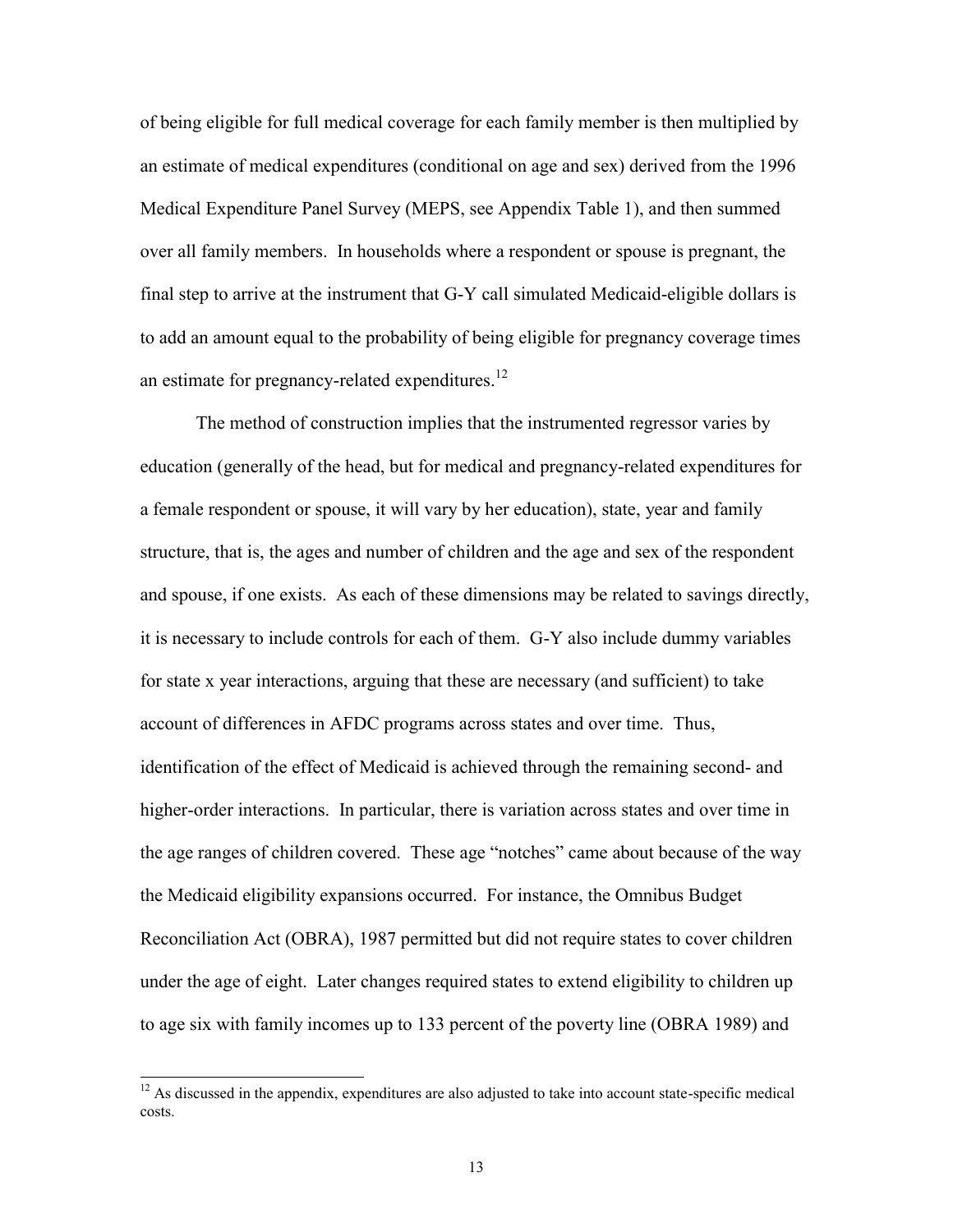of being eligible for full medical coverage for each family member is then multiplied by an estimate of medical expenditures (conditional on age and sex) derived from the 1996 Medical Expenditure Panel Survey (MEPS, see Appendix Table 1), and then summed over all family members. In households where a respondent or spouse is pregnant, the final step to arrive at the instrument that G-Y call simulated Medicaid-eligible dollars is to add an amount equal to the probability of being eligible for pregnancy coverage times an estimate for pregnancy-related expenditures.[12]

The method of construction implies that the instrumented regressor varies by education (generally of the head, but for medical and pregnancy-related expenditures for a female respondent or spouse, it will vary by her education), state, year and family structure, that is, the ages and number of children and the age and sex of the respondent and spouse, if one exists. As each of these dimensions may be related to savings directly, it is necessary to include controls for each of them. G-Y also include dummy variables for state x year interactions, arguing that these are necessary (and sufficient) to take account of differences in AFDC programs across states and over time. Thus, identification of the effect of Medicaid is achieved through the remaining second- and higher-order interactions. In particular, there is variation across states and over time in the age ranges of children covered. These age "notches" came about because of the way the Medicaid eligibility expansions occurred. For instance, the Omnibus Budget Reconciliation Act (OBRA), 1987 permitted but did not require states to cover children under the age of eight. Later changes required states to extend eligibility to children up to age six with family incomes up to 133 percent of the poverty line (OBRA 1989) and

[12] As discussed in the appendix, expenditures are also adjusted to take into account state-specific medical costs.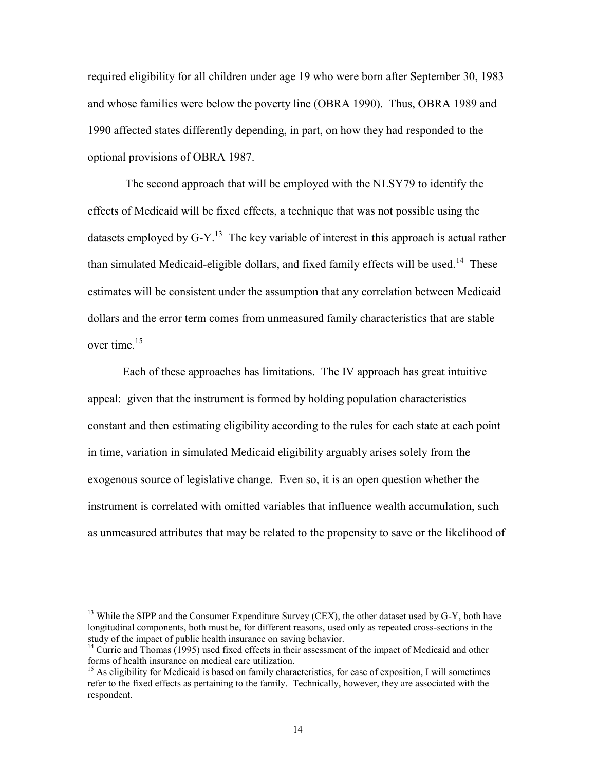required eligibility for all children under age 19 who were born after September 30, 1983 and whose families were below the poverty line (OBRA 1990). Thus, OBRA 1989 and 1990 affected states differently depending, in part, on how they had responded to the optional provisions of OBRA 1987.

The second approach that will be employed with the NLSY79 to identify the effects of Medicaid will be fixed effects, a technique that was not possible using the datasets employed by G-Y.[13] The key variable of interest in this approach is actual rather than simulated Medicaid-eligible dollars, and fixed family effects will be used.[14] These estimates will be consistent under the assumption that any correlation between Medicaid dollars and the error term comes from unmeasured family characteristics that are stable over time.[15]

Each of these approaches has limitations. The IV approach has great intuitive appeal: given that the instrument is formed by holding population characteristics constant and then estimating eligibility according to the rules for each state at each point in time, variation in simulated Medicaid eligibility arguably arises solely from the exogenous source of legislative change. Even so, it is an open question whether the instrument is correlated with omitted variables that influence wealth accumulation, such as unmeasured attributes that may be related to the propensity to save or the likelihood of

---

[13] While the SIPP and the Consumer Expenditure Survey (CEX), the other dataset used by G-Y, both have longitudinal components, both must be, for different reasons, used only as repeated cross-sections in the study of the impact of public health insurance on saving behavior.

[14] Currie and Thomas (1995) used fixed effects in their assessment of the impact of Medicaid and other forms of health insurance on medical care utilization.

[15] As eligibility for Medicaid is based on family characteristics, for ease of exposition, I will sometimes refer to the fixed effects as pertaining to the family. Technically, however, they are associated with the respondent.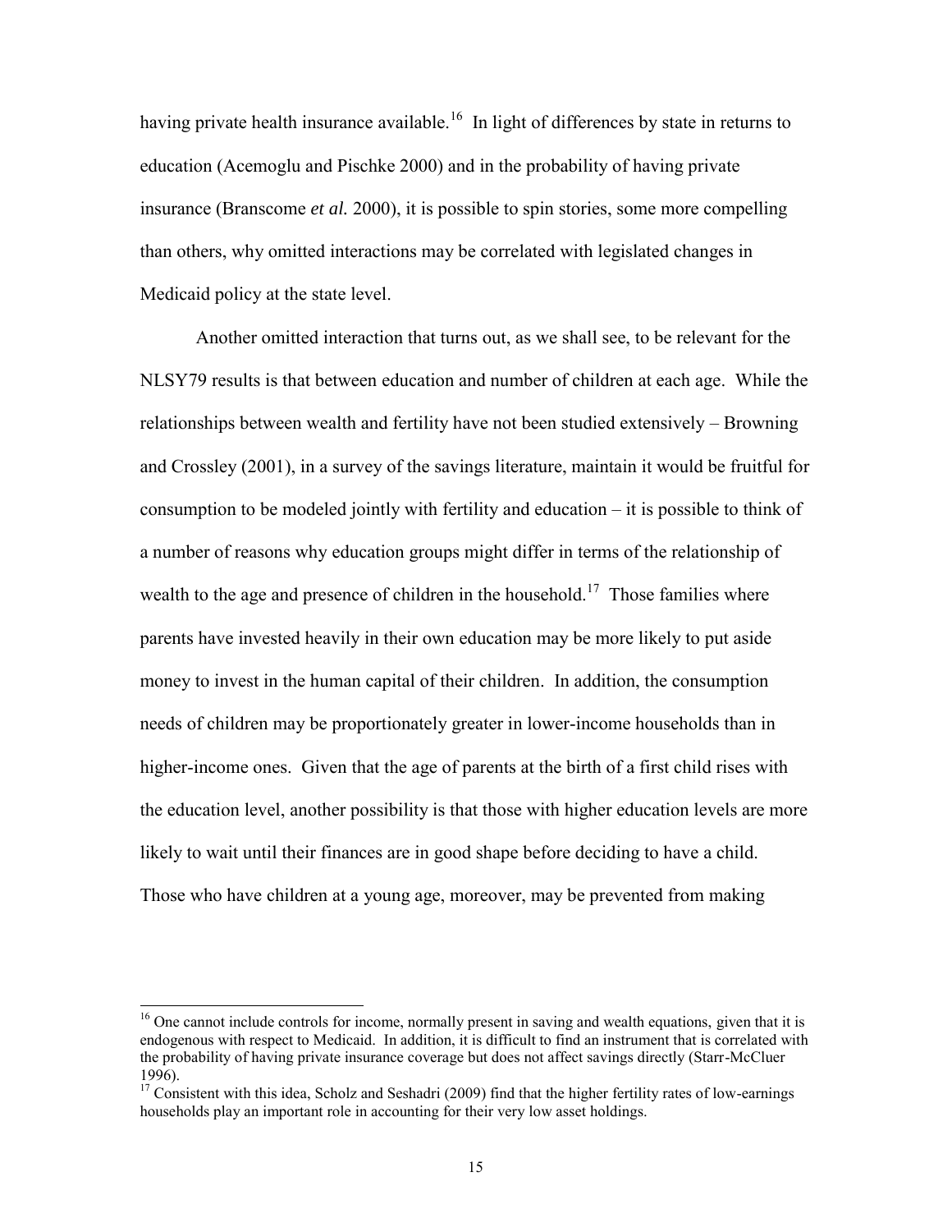having private health insurance available.[16] In light of differences by state in returns to education (Acemoglu and Pischke 2000) and in the probability of having private insurance (Branscome *et al.* 2000), it is possible to spin stories, some more compelling than others, why omitted interactions may be correlated with legislated changes in Medicaid policy at the state level.

Another omitted interaction that turns out, as we shall see, to be relevant for the NLSY79 results is that between education and number of children at each age. While the relationships between wealth and fertility have not been studied extensively – Browning and Crossley (2001), in a survey of the savings literature, maintain it would be fruitful for consumption to be modeled jointly with fertility and education – it is possible to think of a number of reasons why education groups might differ in terms of the relationship of wealth to the age and presence of children in the household.[17] Those families where parents have invested heavily in their own education may be more likely to put aside money to invest in the human capital of their children. In addition, the consumption needs of children may be proportionately greater in lower-income households than in higher-income ones. Given that the age of parents at the birth of a first child rises with the education level, another possibility is that those with higher education levels are more likely to wait until their finances are in good shape before deciding to have a child. Those who have children at a young age, moreover, may be prevented from making

---

[16] One cannot include controls for income, normally present in saving and wealth equations, given that it is endogenous with respect to Medicaid. In addition, it is difficult to find an instrument that is correlated with the probability of having private insurance coverage but does not affect savings directly (Starr-McCluer 1996).

[17] Consistent with this idea, Scholz and Seshadri (2009) find that the higher fertility rates of low-earnings households play an important role in accounting for their very low asset holdings.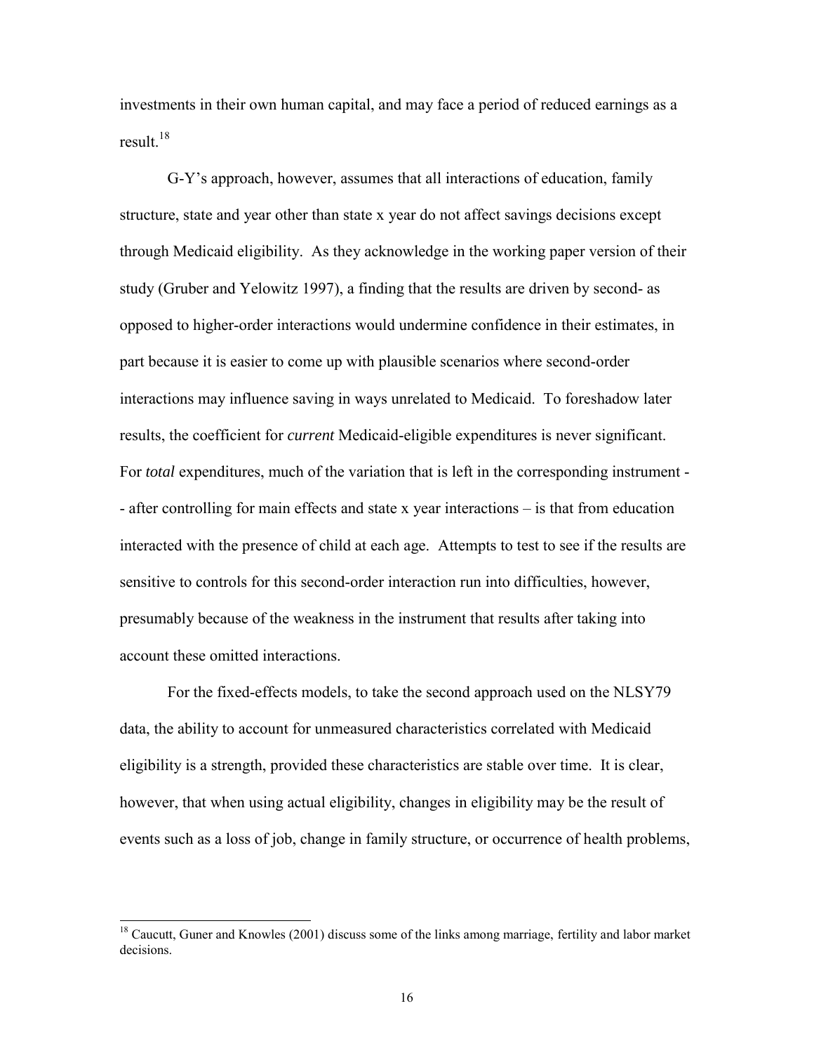investments in their own human capital, and may face a period of reduced earnings as a result.[18]

G-Y's approach, however, assumes that all interactions of education, family structure, state and year other than state x year do not affect savings decisions except through Medicaid eligibility. As they acknowledge in the working paper version of their study (Gruber and Yelowitz 1997), a finding that the results are driven by second- as opposed to higher-order interactions would undermine confidence in their estimates, in part because it is easier to come up with plausible scenarios where second-order interactions may influence saving in ways unrelated to Medicaid. To foreshadow later results, the coefficient for *current* Medicaid-eligible expenditures is never significant. For *total* expenditures, much of the variation that is left in the corresponding instrument -- after controlling for main effects and state x year interactions – is that from education interacted with the presence of child at each age. Attempts to test to see if the results are sensitive to controls for this second-order interaction run into difficulties, however, presumably because of the weakness in the instrument that results after taking into account these omitted interactions.

For the fixed-effects models, to take the second approach used on the NLSY79 data, the ability to account for unmeasured characteristics correlated with Medicaid eligibility is a strength, provided these characteristics are stable over time. It is clear, however, that when using actual eligibility, changes in eligibility may be the result of events such as a loss of job, change in family structure, or occurrence of health problems,

[18] Caucutt, Guner and Knowles (2001) discuss some of the links among marriage, fertility and labor market decisions.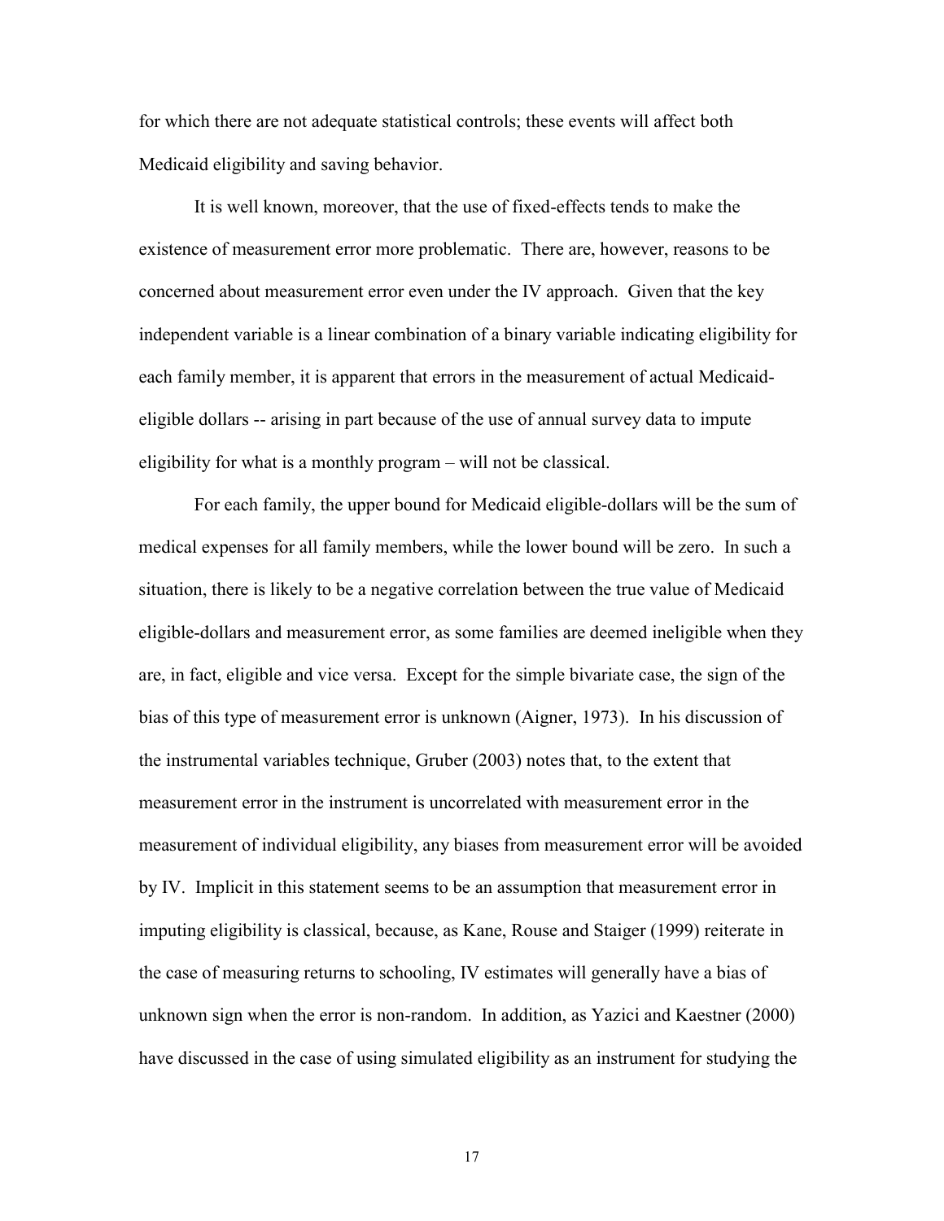for which there are not adequate statistical controls; these events will affect both Medicaid eligibility and saving behavior.

It is well known, moreover, that the use of fixed-effects tends to make the existence of measurement error more problematic. There are, however, reasons to be concerned about measurement error even under the IV approach. Given that the key independent variable is a linear combination of a binary variable indicating eligibility for each family member, it is apparent that errors in the measurement of actual Medicaid-eligible dollars -- arising in part because of the use of annual survey data to impute eligibility for what is a monthly program – will not be classical.

For each family, the upper bound for Medicaid eligible-dollars will be the sum of medical expenses for all family members, while the lower bound will be zero. In such a situation, there is likely to be a negative correlation between the true value of Medicaid eligible-dollars and measurement error, as some families are deemed ineligible when they are, in fact, eligible and vice versa. Except for the simple bivariate case, the sign of the bias of this type of measurement error is unknown (Aigner, 1973). In his discussion of the instrumental variables technique, Gruber (2003) notes that, to the extent that measurement error in the instrument is uncorrelated with measurement error in the measurement of individual eligibility, any biases from measurement error will be avoided by IV. Implicit in this statement seems to be an assumption that measurement error in imputing eligibility is classical, because, as Kane, Rouse and Staiger (1999) reiterate in the case of measuring returns to schooling, IV estimates will generally have a bias of unknown sign when the error is non-random. In addition, as Yazici and Kaestner (2000) have discussed in the case of using simulated eligibility as an instrument for studying the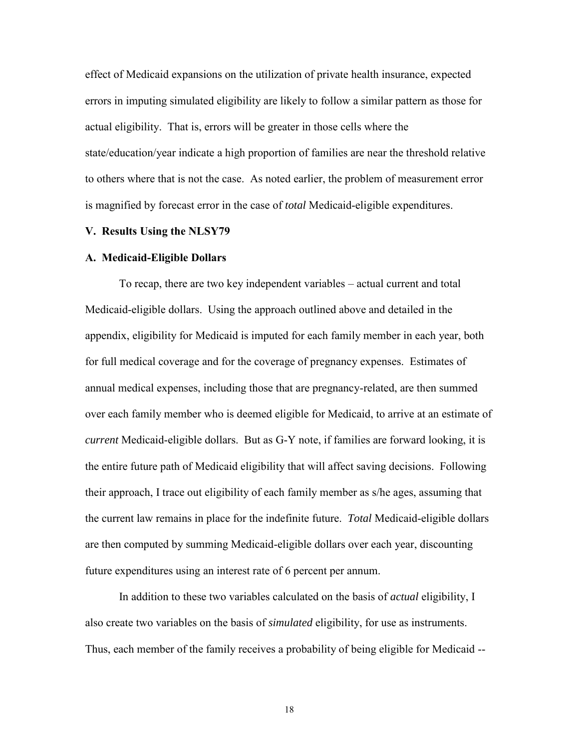effect of Medicaid expansions on the utilization of private health insurance, expected errors in imputing simulated eligibility are likely to follow a similar pattern as those for actual eligibility. That is, errors will be greater in those cells where the state/education/year indicate a high proportion of families are near the threshold relative to others where that is not the case. As noted earlier, the problem of measurement error is magnified by forecast error in the case of *total* Medicaid-eligible expenditures.

## V. Results Using the NLSY79

### A. Medicaid-Eligible Dollars

To recap, there are two key independent variables – actual current and total Medicaid-eligible dollars. Using the approach outlined above and detailed in the appendix, eligibility for Medicaid is imputed for each family member in each year, both for full medical coverage and for the coverage of pregnancy expenses. Estimates of annual medical expenses, including those that are pregnancy-related, are then summed over each family member who is deemed eligible for Medicaid, to arrive at an estimate of *current* Medicaid-eligible dollars. But as G-Y note, if families are forward looking, it is the entire future path of Medicaid eligibility that will affect saving decisions. Following their approach, I trace out eligibility of each family member as s/he ages, assuming that the current law remains in place for the indefinite future. *Total* Medicaid-eligible dollars are then computed by summing Medicaid-eligible dollars over each year, discounting future expenditures using an interest rate of 6 percent per annum.

In addition to these two variables calculated on the basis of *actual* eligibility, I also create two variables on the basis of *simulated* eligibility, for use as instruments. Thus, each member of the family receives a probability of being eligible for Medicaid --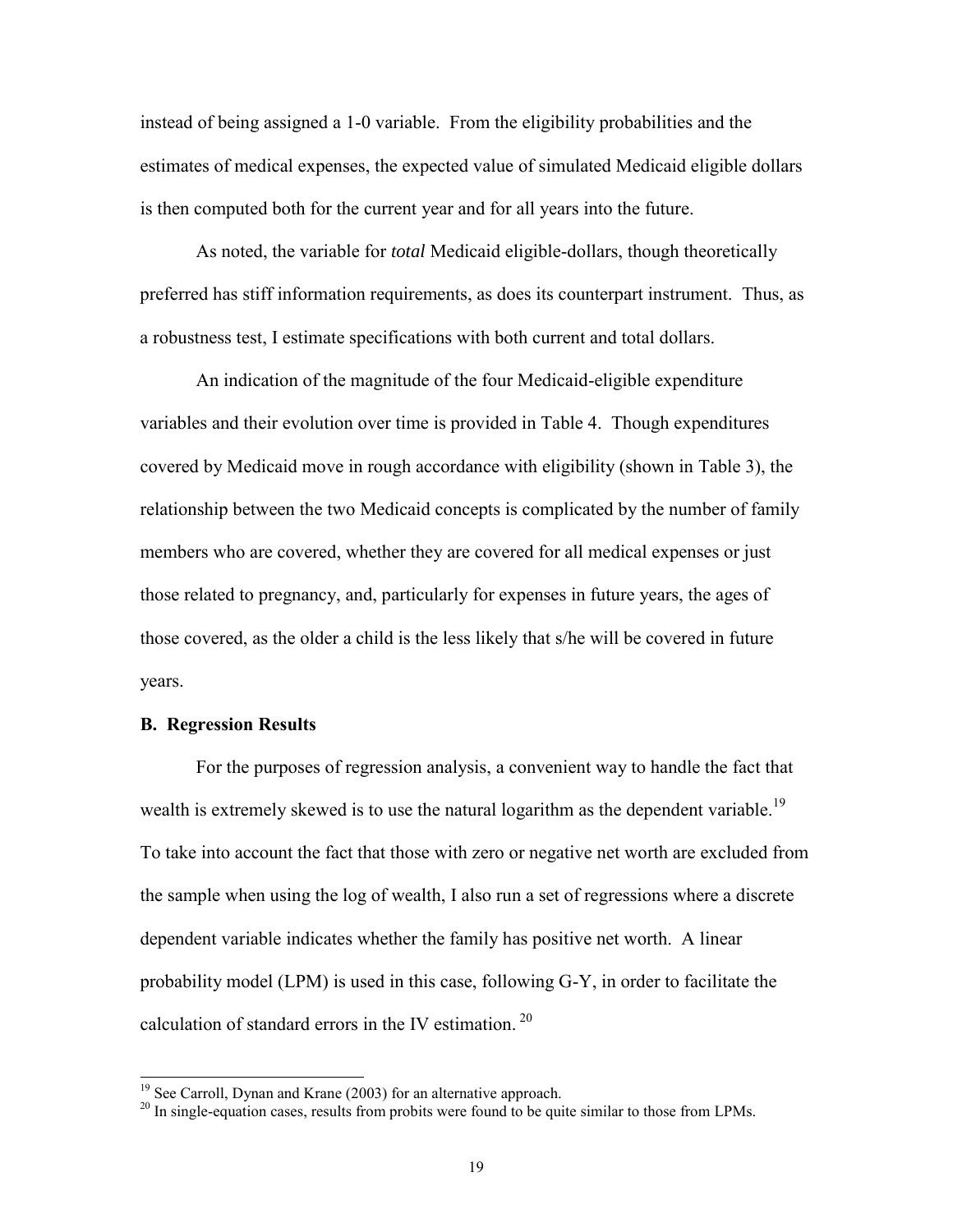instead of being assigned a 1-0 variable. From the eligibility probabilities and the estimates of medical expenses, the expected value of simulated Medicaid eligible dollars is then computed both for the current year and for all years into the future.

As noted, the variable for *total* Medicaid eligible-dollars, though theoretically preferred has stiff information requirements, as does its counterpart instrument. Thus, as a robustness test, I estimate specifications with both current and total dollars.

An indication of the magnitude of the four Medicaid-eligible expenditure variables and their evolution over time is provided in Table 4. Though expenditures covered by Medicaid move in rough accordance with eligibility (shown in Table 3), the relationship between the two Medicaid concepts is complicated by the number of family members who are covered, whether they are covered for all medical expenses or just those related to pregnancy, and, particularly for expenses in future years, the ages of those covered, as the older a child is the less likely that s/he will be covered in future years.

**B. Regression Results**

For the purposes of regression analysis, a convenient way to handle the fact that wealth is extremely skewed is to use the natural logarithm as the dependent variable.[19] To take into account the fact that those with zero or negative net worth are excluded from the sample when using the log of wealth, I also run a set of regressions where a discrete dependent variable indicates whether the family has positive net worth. A linear probability model (LPM) is used in this case, following G-Y, in order to facilitate the calculation of standard errors in the IV estimation.[20]

[19] See Carroll, Dynan and Krane (2003) for an alternative approach.

[20] In single-equation cases, results from probits were found to be quite similar to those from LPMs.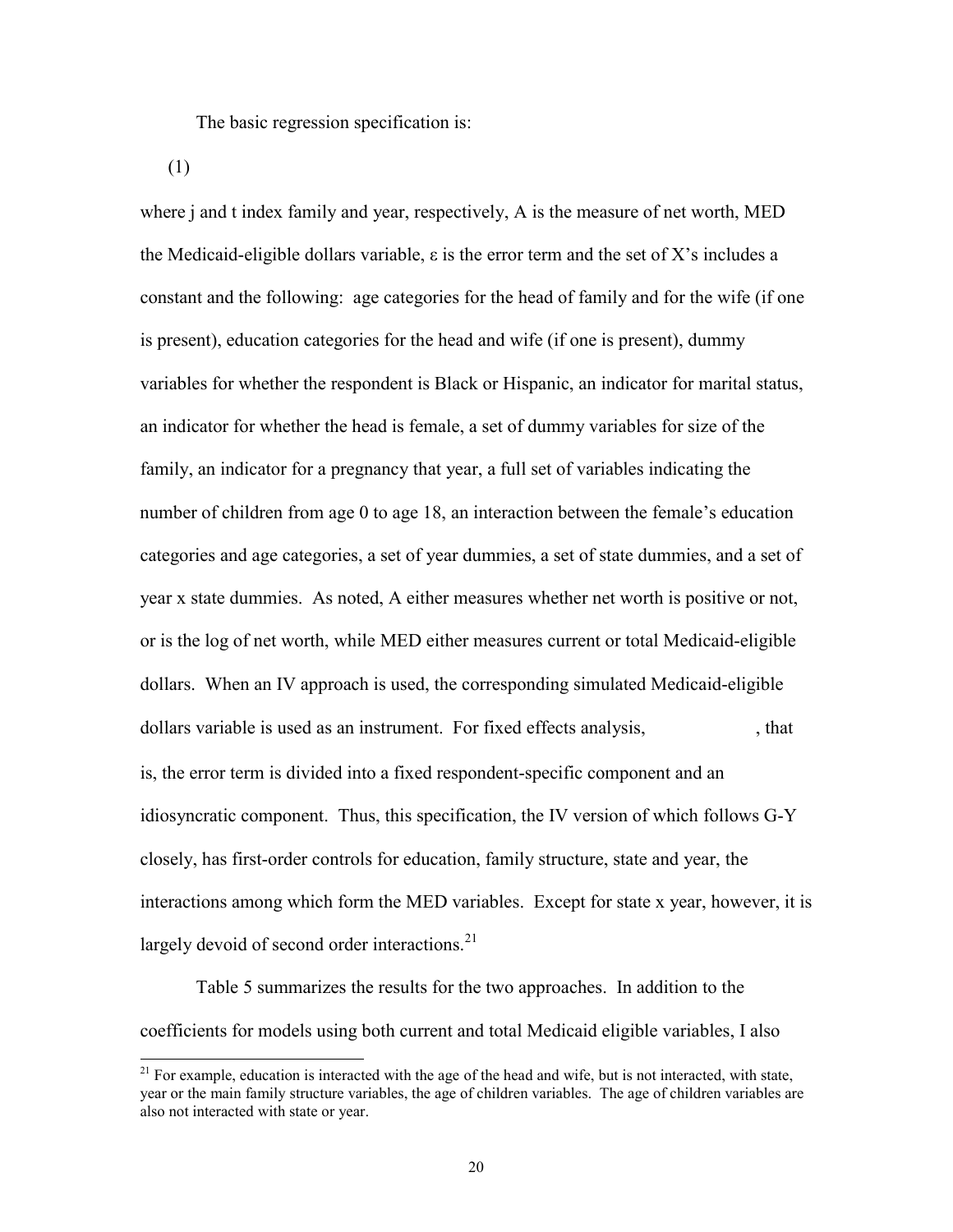The basic regression specification is:

(1)

where j and t index family and year, respectively, A is the measure of net worth, MED the Medicaid-eligible dollars variable, ε is the error term and the set of X's includes a constant and the following: age categories for the head of family and for the wife (if one is present), education categories for the head and wife (if one is present), dummy variables for whether the respondent is Black or Hispanic, an indicator for marital status, an indicator for whether the head is female, a set of dummy variables for size of the family, an indicator for a pregnancy that year, a full set of variables indicating the number of children from age 0 to age 18, an interaction between the female's education categories and age categories, a set of year dummies, a set of state dummies, and a set of year x state dummies. As noted, A either measures whether net worth is positive or not, or is the log of net worth, while MED either measures current or total Medicaid-eligible dollars. When an IV approach is used, the corresponding simulated Medicaid-eligible dollars variable is used as an instrument. For fixed effects analysis, , that is, the error term is divided into a fixed respondent-specific component and an idiosyncratic component. Thus, this specification, the IV version of which follows G-Y closely, has first-order controls for education, family structure, state and year, the interactions among which form the MED variables. Except for state x year, however, it is largely devoid of second order interactions.[21]

Table 5 summarizes the results for the two approaches. In addition to the coefficients for models using both current and total Medicaid eligible variables, I also

[21] For example, education is interacted with the age of the head and wife, but is not interacted, with state, year or the main family structure variables, the age of children variables. The age of children variables are also not interacted with state or year.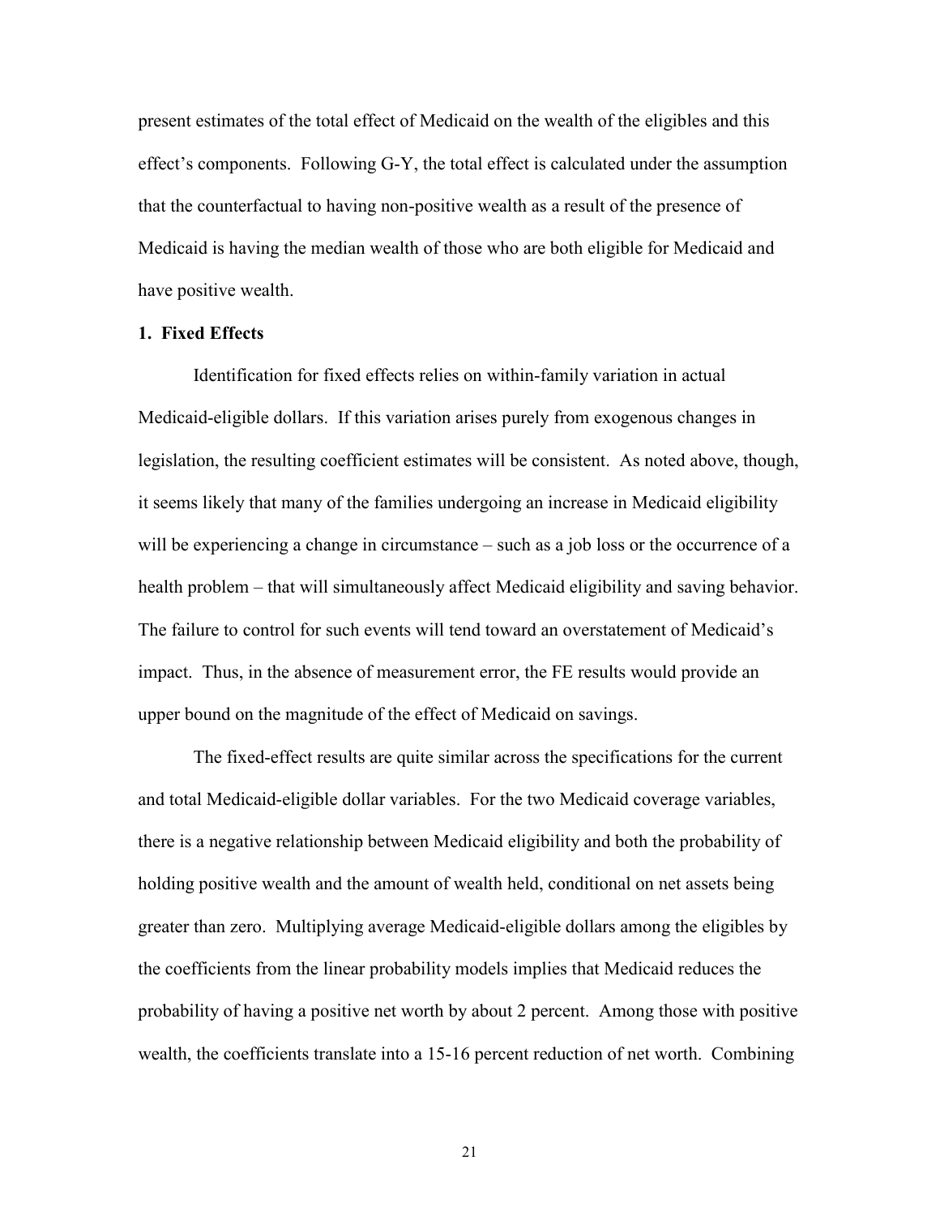present estimates of the total effect of Medicaid on the wealth of the eligibles and this effect's components. Following G-Y, the total effect is calculated under the assumption that the counterfactual to having non-positive wealth as a result of the presence of Medicaid is having the median wealth of those who are both eligible for Medicaid and have positive wealth.

### 1. Fixed Effects

Identification for fixed effects relies on within-family variation in actual Medicaid-eligible dollars. If this variation arises purely from exogenous changes in legislation, the resulting coefficient estimates will be consistent. As noted above, though, it seems likely that many of the families undergoing an increase in Medicaid eligibility will be experiencing a change in circumstance – such as a job loss or the occurrence of a health problem – that will simultaneously affect Medicaid eligibility and saving behavior. The failure to control for such events will tend toward an overstatement of Medicaid's impact. Thus, in the absence of measurement error, the FE results would provide an upper bound on the magnitude of the effect of Medicaid on savings.

The fixed-effect results are quite similar across the specifications for the current and total Medicaid-eligible dollar variables. For the two Medicaid coverage variables, there is a negative relationship between Medicaid eligibility and both the probability of holding positive wealth and the amount of wealth held, conditional on net assets being greater than zero. Multiplying average Medicaid-eligible dollars among the eligibles by the coefficients from the linear probability models implies that Medicaid reduces the probability of having a positive net worth by about 2 percent. Among those with positive wealth, the coefficients translate into a 15-16 percent reduction of net worth. Combining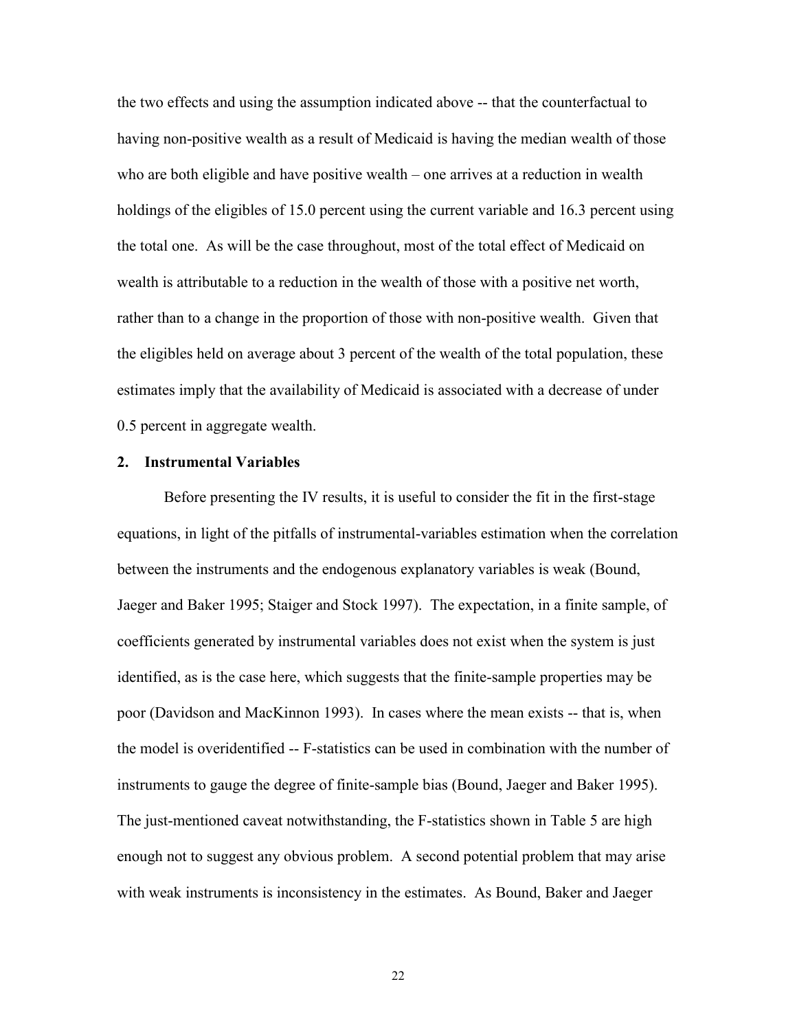the two effects and using the assumption indicated above -- that the counterfactual to having non-positive wealth as a result of Medicaid is having the median wealth of those who are both eligible and have positive wealth – one arrives at a reduction in wealth holdings of the eligibles of 15.0 percent using the current variable and 16.3 percent using the total one. As will be the case throughout, most of the total effect of Medicaid on wealth is attributable to a reduction in the wealth of those with a positive net worth, rather than to a change in the proportion of those with non-positive wealth. Given that the eligibles held on average about 3 percent of the wealth of the total population, these estimates imply that the availability of Medicaid is associated with a decrease of under 0.5 percent in aggregate wealth.

### 2. Instrumental Variables

Before presenting the IV results, it is useful to consider the fit in the first-stage equations, in light of the pitfalls of instrumental-variables estimation when the correlation between the instruments and the endogenous explanatory variables is weak (Bound, Jaeger and Baker 1995; Staiger and Stock 1997). The expectation, in a finite sample, of coefficients generated by instrumental variables does not exist when the system is just identified, as is the case here, which suggests that the finite-sample properties may be poor (Davidson and MacKinnon 1993). In cases where the mean exists -- that is, when the model is overidentified -- F-statistics can be used in combination with the number of instruments to gauge the degree of finite-sample bias (Bound, Jaeger and Baker 1995). The just-mentioned caveat notwithstanding, the F-statistics shown in Table 5 are high enough not to suggest any obvious problem. A second potential problem that may arise with weak instruments is inconsistency in the estimates. As Bound, Baker and Jaeger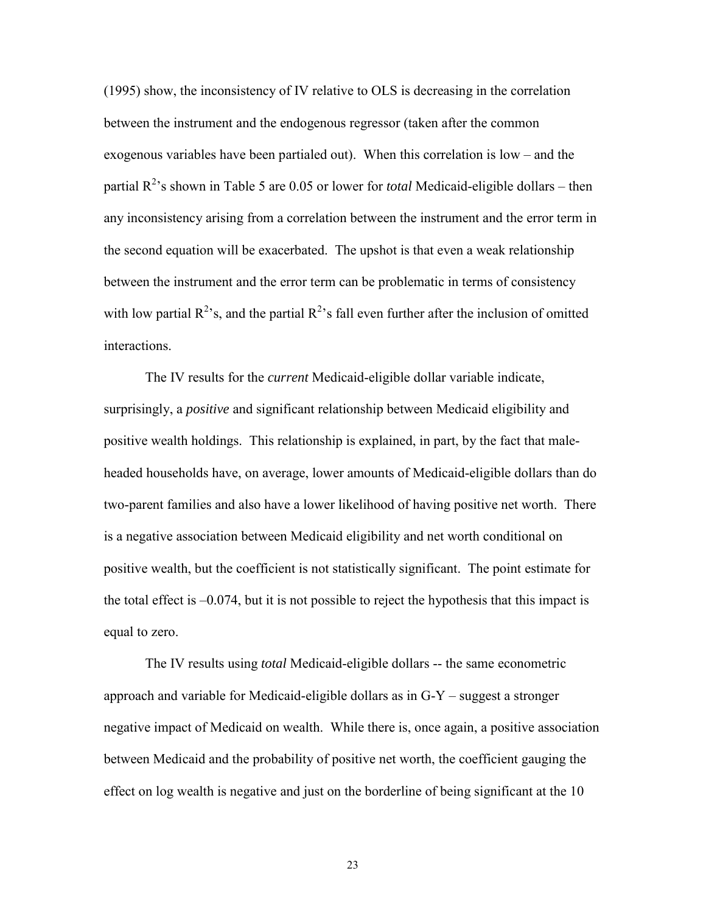(1995) show, the inconsistency of IV relative to OLS is decreasing in the correlation between the instrument and the endogenous regressor (taken after the common exogenous variables have been partialed out). When this correlation is low – and the partial $R^2$'s shown in Table 5 are 0.05 or lower for *total* Medicaid-eligible dollars – then any inconsistency arising from a correlation between the instrument and the error term in the second equation will be exacerbated. The upshot is that even a weak relationship between the instrument and the error term can be problematic in terms of consistency with low partial $R^2$'s, and the partial $R^2$'s fall even further after the inclusion of omitted interactions.

The IV results for the *current* Medicaid-eligible dollar variable indicate, surprisingly, a *positive* and significant relationship between Medicaid eligibility and positive wealth holdings. This relationship is explained, in part, by the fact that male-headed households have, on average, lower amounts of Medicaid-eligible dollars than do two-parent families and also have a lower likelihood of having positive net worth. There is a negative association between Medicaid eligibility and net worth conditional on positive wealth, but the coefficient is not statistically significant. The point estimate for the total effect is –0.074, but it is not possible to reject the hypothesis that this impact is equal to zero.

The IV results using *total* Medicaid-eligible dollars -- the same econometric approach and variable for Medicaid-eligible dollars as in G-Y – suggest a stronger negative impact of Medicaid on wealth. While there is, once again, a positive association between Medicaid and the probability of positive net worth, the coefficient gauging the effect on log wealth is negative and just on the borderline of being significant at the 10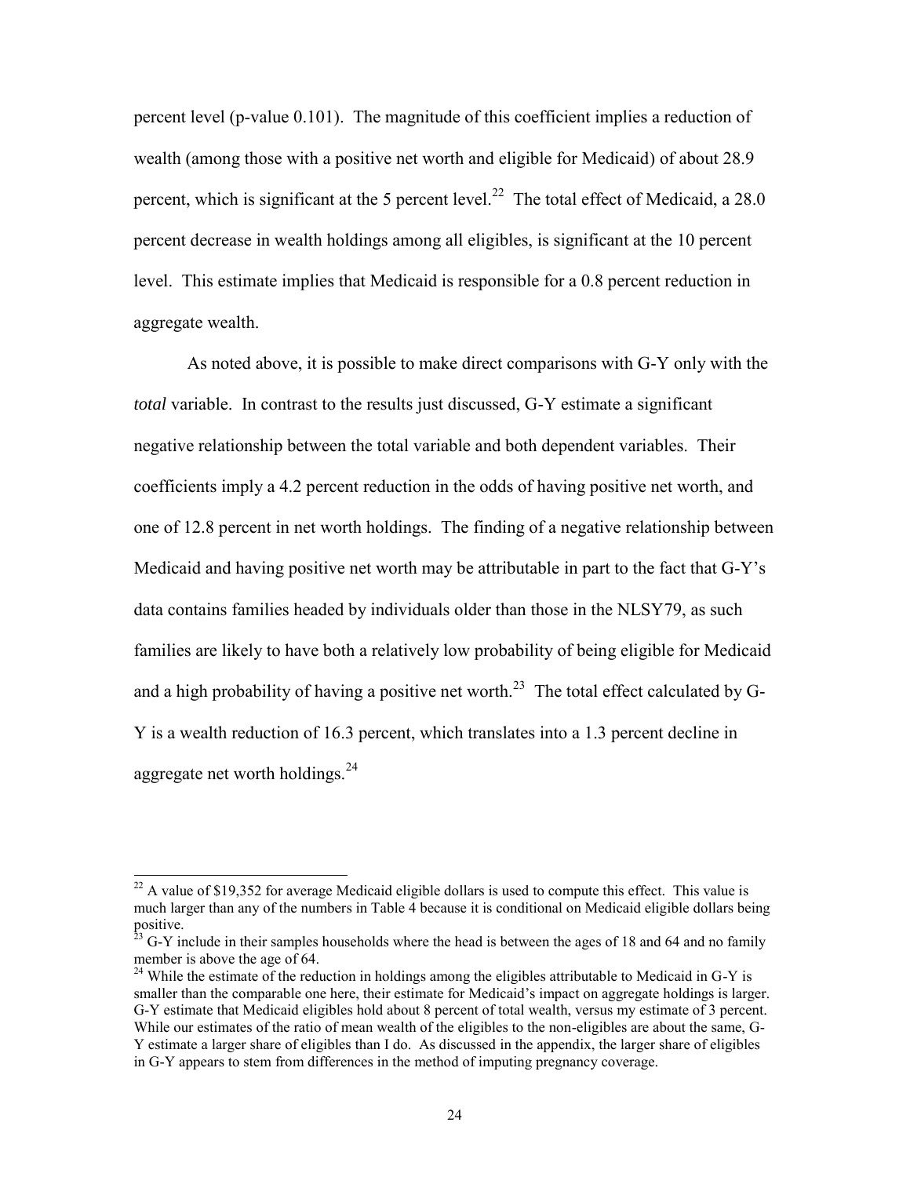percent level (p-value 0.101). The magnitude of this coefficient implies a reduction of wealth (among those with a positive net worth and eligible for Medicaid) of about 28.9 percent, which is significant at the 5 percent level.[22] The total effect of Medicaid, a 28.0 percent decrease in wealth holdings among all eligibles, is significant at the 10 percent level. This estimate implies that Medicaid is responsible for a 0.8 percent reduction in aggregate wealth.

As noted above, it is possible to make direct comparisons with G-Y only with the *total* variable. In contrast to the results just discussed, G-Y estimate a significant negative relationship between the total variable and both dependent variables. Their coefficients imply a 4.2 percent reduction in the odds of having positive net worth, and one of 12.8 percent in net worth holdings. The finding of a negative relationship between Medicaid and having positive net worth may be attributable in part to the fact that G-Y's data contains families headed by individuals older than those in the NLSY79, as such families are likely to have both a relatively low probability of being eligible for Medicaid and a high probability of having a positive net worth.[23] The total effect calculated by G-Y is a wealth reduction of 16.3 percent, which translates into a 1.3 percent decline in aggregate net worth holdings.[24]

---

[22] A value of $19,352 for average Medicaid eligible dollars is used to compute this effect. This value is much larger than any of the numbers in Table 4 because it is conditional on Medicaid eligible dollars being positive.

[23] G-Y include in their samples households where the head is between the ages of 18 and 64 and no family member is above the age of 64.

[24] While the estimate of the reduction in holdings among the eligibles attributable to Medicaid in G-Y is smaller than the comparable one here, their estimate for Medicaid's impact on aggregate holdings is larger. G-Y estimate that Medicaid eligibles hold about 8 percent of total wealth, versus my estimate of 3 percent. While our estimates of the ratio of mean wealth of the eligibles to the non-eligibles are about the same, G-Y estimate a larger share of eligibles than I do. As discussed in the appendix, the larger share of eligibles in G-Y appears to stem from differences in the method of imputing pregnancy coverage.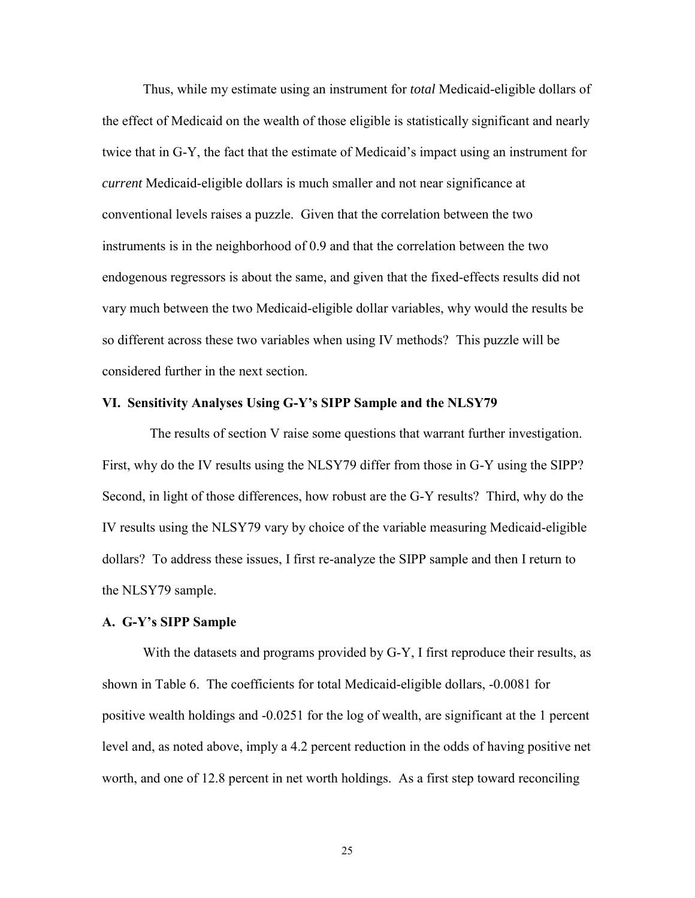Thus, while my estimate using an instrument for *total* Medicaid-eligible dollars of the effect of Medicaid on the wealth of those eligible is statistically significant and nearly twice that in G-Y, the fact that the estimate of Medicaid's impact using an instrument for *current* Medicaid-eligible dollars is much smaller and not near significance at conventional levels raises a puzzle. Given that the correlation between the two instruments is in the neighborhood of 0.9 and that the correlation between the two endogenous regressors is about the same, and given that the fixed-effects results did not vary much between the two Medicaid-eligible dollar variables, why would the results be so different across these two variables when using IV methods? This puzzle will be considered further in the next section.

## VI. Sensitivity Analyses Using G-Y's SIPP Sample and the NLSY79

The results of section V raise some questions that warrant further investigation. First, why do the IV results using the NLSY79 differ from those in G-Y using the SIPP? Second, in light of those differences, how robust are the G-Y results? Third, why do the IV results using the NLSY79 vary by choice of the variable measuring Medicaid-eligible dollars? To address these issues, I first re-analyze the SIPP sample and then I return to the NLSY79 sample.

### A. G-Y's SIPP Sample

With the datasets and programs provided by G-Y, I first reproduce their results, as shown in Table 6. The coefficients for total Medicaid-eligible dollars, -0.0081 for positive wealth holdings and -0.0251 for the log of wealth, are significant at the 1 percent level and, as noted above, imply a 4.2 percent reduction in the odds of having positive net worth, and one of 12.8 percent in net worth holdings. As a first step toward reconciling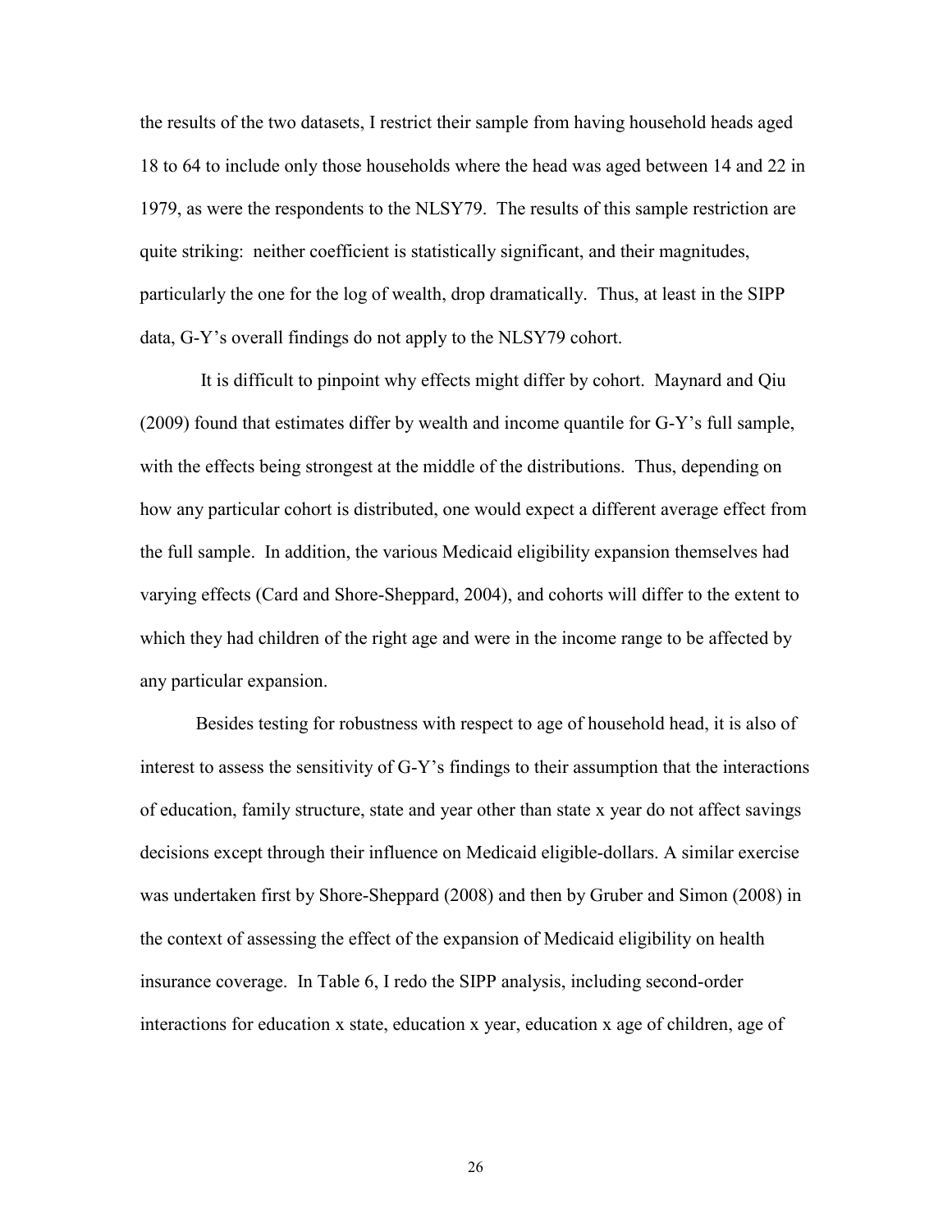the results of the two datasets, I restrict their sample from having household heads aged 18 to 64 to include only those households where the head was aged between 14 and 22 in 1979, as were the respondents to the NLSY79. The results of this sample restriction are quite striking: neither coefficient is statistically significant, and their magnitudes, particularly the one for the log of wealth, drop dramatically. Thus, at least in the SIPP data, G-Y's overall findings do not apply to the NLSY79 cohort.

It is difficult to pinpoint why effects might differ by cohort. Maynard and Qiu (2009) found that estimates differ by wealth and income quantile for G-Y's full sample, with the effects being strongest at the middle of the distributions. Thus, depending on how any particular cohort is distributed, one would expect a different average effect from the full sample. In addition, the various Medicaid eligibility expansion themselves had varying effects (Card and Shore-Sheppard, 2004), and cohorts will differ to the extent to which they had children of the right age and were in the income range to be affected by any particular expansion.

Besides testing for robustness with respect to age of household head, it is also of interest to assess the sensitivity of G-Y's findings to their assumption that the interactions of education, family structure, state and year other than state x year do not affect savings decisions except through their influence on Medicaid eligible-dollars. A similar exercise was undertaken first by Shore-Sheppard (2008) and then by Gruber and Simon (2008) in the context of assessing the effect of the expansion of Medicaid eligibility on health insurance coverage. In Table 6, I redo the SIPP analysis, including second-order interactions for education x state, education x year, education x age of children, age of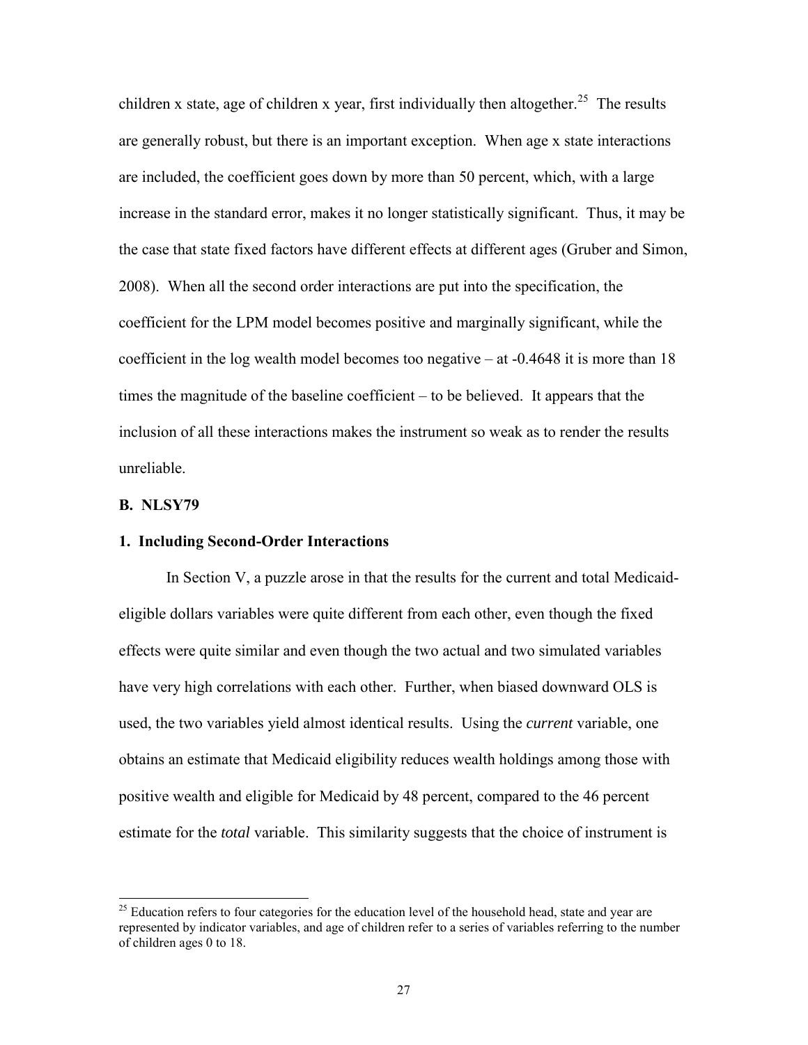children x state, age of children x year, first individually then altogether.[25] The results are generally robust, but there is an important exception. When age x state interactions are included, the coefficient goes down by more than 50 percent, which, with a large increase in the standard error, makes it no longer statistically significant. Thus, it may be the case that state fixed factors have different effects at different ages (Gruber and Simon, 2008). When all the second order interactions are put into the specification, the coefficient for the LPM model becomes positive and marginally significant, while the coefficient in the log wealth model becomes too negative – at -0.4648 it is more than 18 times the magnitude of the baseline coefficient – to be believed. It appears that the inclusion of all these interactions makes the instrument so weak as to render the results unreliable.

### B. NLSY79

#### 1. Including Second-Order Interactions

In Section V, a puzzle arose in that the results for the current and total Medicaid-eligible dollars variables were quite different from each other, even though the fixed effects were quite similar and even though the two actual and two simulated variables have very high correlations with each other. Further, when biased downward OLS is used, the two variables yield almost identical results. Using the *current* variable, one obtains an estimate that Medicaid eligibility reduces wealth holdings among those with positive wealth and eligible for Medicaid by 48 percent, compared to the 46 percent estimate for the *total* variable. This similarity suggests that the choice of instrument is

[25] Education refers to four categories for the education level of the household head, state and year are represented by indicator variables, and age of children refer to a series of variables referring to the number of children ages 0 to 18.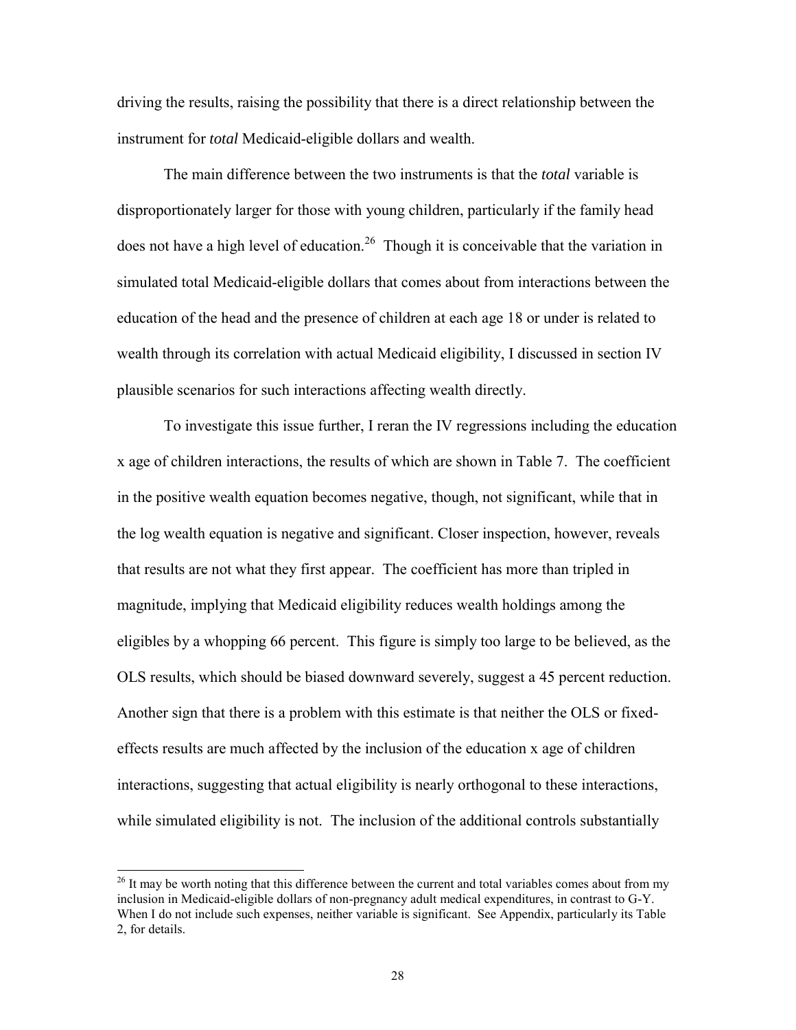driving the results, raising the possibility that there is a direct relationship between the instrument for *total* Medicaid-eligible dollars and wealth.

The main difference between the two instruments is that the *total* variable is disproportionately larger for those with young children, particularly if the family head does not have a high level of education.[26] Though it is conceivable that the variation in simulated total Medicaid-eligible dollars that comes about from interactions between the education of the head and the presence of children at each age 18 or under is related to wealth through its correlation with actual Medicaid eligibility, I discussed in section IV plausible scenarios for such interactions affecting wealth directly.

To investigate this issue further, I reran the IV regressions including the education x age of children interactions, the results of which are shown in Table 7. The coefficient in the positive wealth equation becomes negative, though, not significant, while that in the log wealth equation is negative and significant. Closer inspection, however, reveals that results are not what they first appear. The coefficient has more than tripled in magnitude, implying that Medicaid eligibility reduces wealth holdings among the eligibles by a whopping 66 percent. This figure is simply too large to be believed, as the OLS results, which should be biased downward severely, suggest a 45 percent reduction. Another sign that there is a problem with this estimate is that neither the OLS or fixed-effects results are much affected by the inclusion of the education x age of children interactions, suggesting that actual eligibility is nearly orthogonal to these interactions, while simulated eligibility is not. The inclusion of the additional controls substantially

[26] It may be worth noting that this difference between the current and total variables comes about from my inclusion in Medicaid-eligible dollars of non-pregnancy adult medical expenditures, in contrast to G-Y. When I do not include such expenses, neither variable is significant. See Appendix, particularly its Table 2, for details.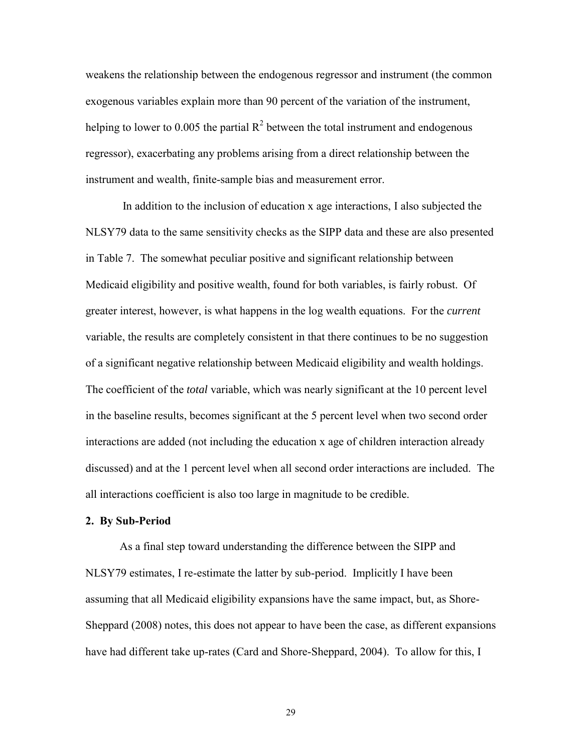weakens the relationship between the endogenous regressor and instrument (the common exogenous variables explain more than 90 percent of the variation of the instrument, helping to lower to 0.005 the partial $R^2$ between the total instrument and endogenous regressor), exacerbating any problems arising from a direct relationship between the instrument and wealth, finite-sample bias and measurement error.

In addition to the inclusion of education x age interactions, I also subjected the NLSY79 data to the same sensitivity checks as the SIPP data and these are also presented in Table 7. The somewhat peculiar positive and significant relationship between Medicaid eligibility and positive wealth, found for both variables, is fairly robust. Of greater interest, however, is what happens in the log wealth equations. For the *current* variable, the results are completely consistent in that there continues to be no suggestion of a significant negative relationship between Medicaid eligibility and wealth holdings. The coefficient of the *total* variable, which was nearly significant at the 10 percent level in the baseline results, becomes significant at the 5 percent level when two second order interactions are added (not including the education x age of children interaction already discussed) and at the 1 percent level when all second order interactions are included. The all interactions coefficient is also too large in magnitude to be credible.

**2. By Sub-Period**

As a final step toward understanding the difference between the SIPP and NLSY79 estimates, I re-estimate the latter by sub-period. Implicitly I have been assuming that all Medicaid eligibility expansions have the same impact, but, as Shore-Sheppard (2008) notes, this does not appear to have been the case, as different expansions have had different take up-rates (Card and Shore-Sheppard, 2004). To allow for this, I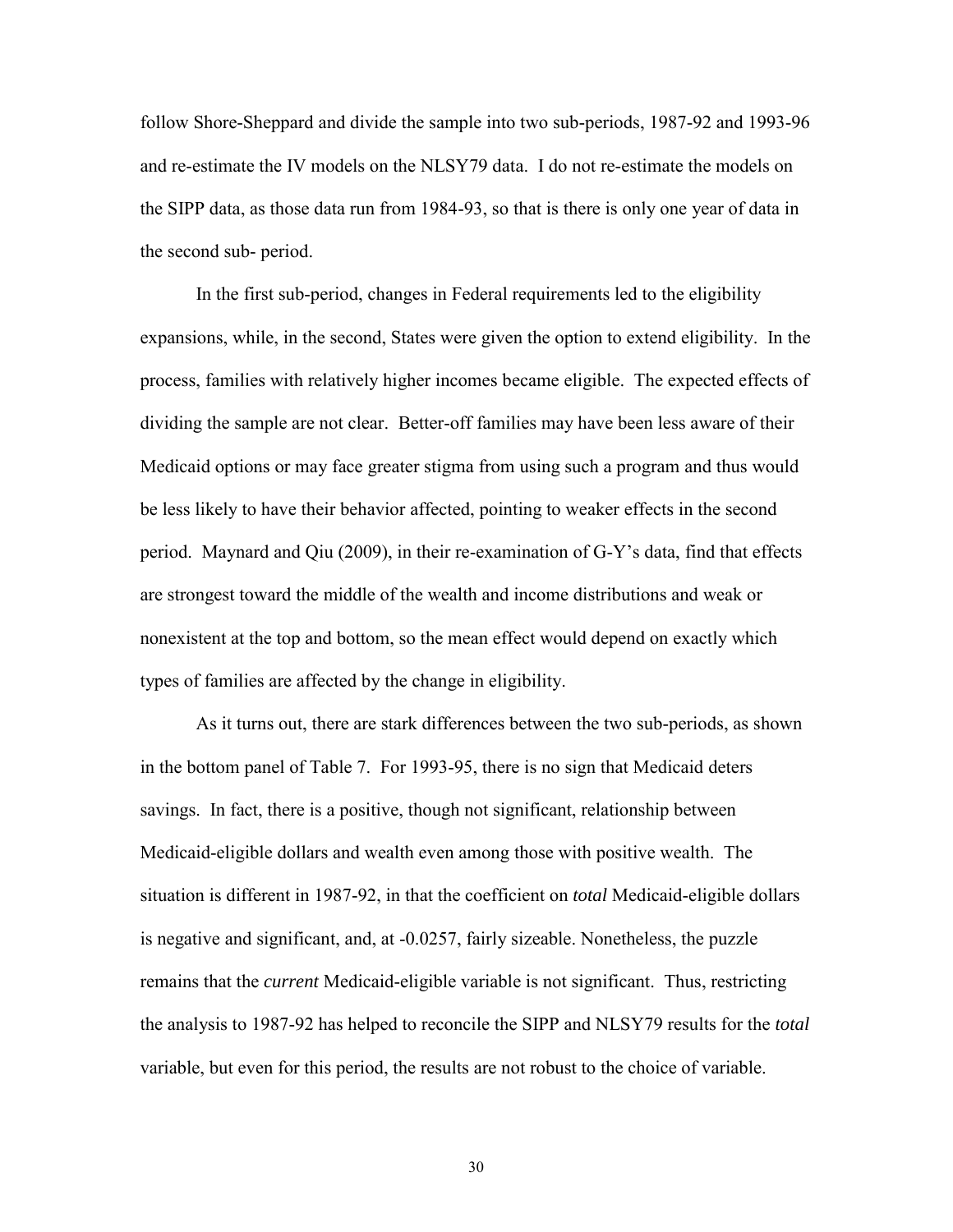follow Shore-Sheppard and divide the sample into two sub-periods, 1987-92 and 1993-96 and re-estimate the IV models on the NLSY79 data. I do not re-estimate the models on the SIPP data, as those data run from 1984-93, so that is there is only one year of data in the second sub- period.

In the first sub-period, changes in Federal requirements led to the eligibility expansions, while, in the second, States were given the option to extend eligibility. In the process, families with relatively higher incomes became eligible. The expected effects of dividing the sample are not clear. Better-off families may have been less aware of their Medicaid options or may face greater stigma from using such a program and thus would be less likely to have their behavior affected, pointing to weaker effects in the second period. Maynard and Qiu (2009), in their re-examination of G-Y's data, find that effects are strongest toward the middle of the wealth and income distributions and weak or nonexistent at the top and bottom, so the mean effect would depend on exactly which types of families are affected by the change in eligibility.

As it turns out, there are stark differences between the two sub-periods, as shown in the bottom panel of Table 7. For 1993-95, there is no sign that Medicaid deters savings. In fact, there is a positive, though not significant, relationship between Medicaid-eligible dollars and wealth even among those with positive wealth. The situation is different in 1987-92, in that the coefficient on *total* Medicaid-eligible dollars is negative and significant, and, at -0.0257, fairly sizeable. Nonetheless, the puzzle remains that the *current* Medicaid-eligible variable is not significant. Thus, restricting the analysis to 1987-92 has helped to reconcile the SIPP and NLSY79 results for the *total* variable, but even for this period, the results are not robust to the choice of variable.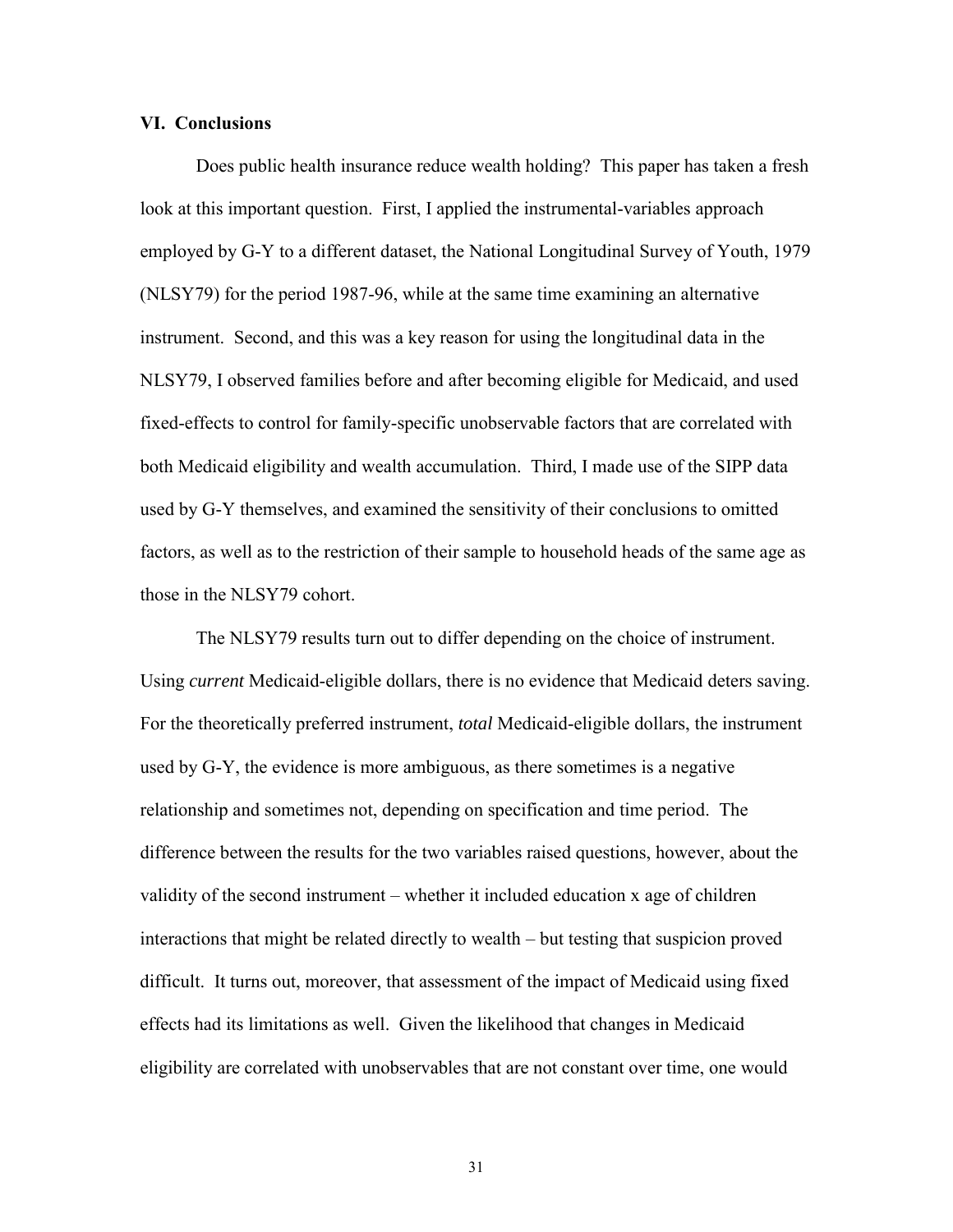## VI. Conclusions

Does public health insurance reduce wealth holding? This paper has taken a fresh look at this important question. First, I applied the instrumental-variables approach employed by G-Y to a different dataset, the National Longitudinal Survey of Youth, 1979 (NLSY79) for the period 1987-96, while at the same time examining an alternative instrument. Second, and this was a key reason for using the longitudinal data in the NLSY79, I observed families before and after becoming eligible for Medicaid, and used fixed-effects to control for family-specific unobservable factors that are correlated with both Medicaid eligibility and wealth accumulation. Third, I made use of the SIPP data used by G-Y themselves, and examined the sensitivity of their conclusions to omitted factors, as well as to the restriction of their sample to household heads of the same age as those in the NLSY79 cohort.

The NLSY79 results turn out to differ depending on the choice of instrument. Using *current* Medicaid-eligible dollars, there is no evidence that Medicaid deters saving. For the theoretically preferred instrument, *total* Medicaid-eligible dollars, the instrument used by G-Y, the evidence is more ambiguous, as there sometimes is a negative relationship and sometimes not, depending on specification and time period. The difference between the results for the two variables raised questions, however, about the validity of the second instrument – whether it included education x age of children interactions that might be related directly to wealth – but testing that suspicion proved difficult. It turns out, moreover, that assessment of the impact of Medicaid using fixed effects had its limitations as well. Given the likelihood that changes in Medicaid eligibility are correlated with unobservables that are not constant over time, one would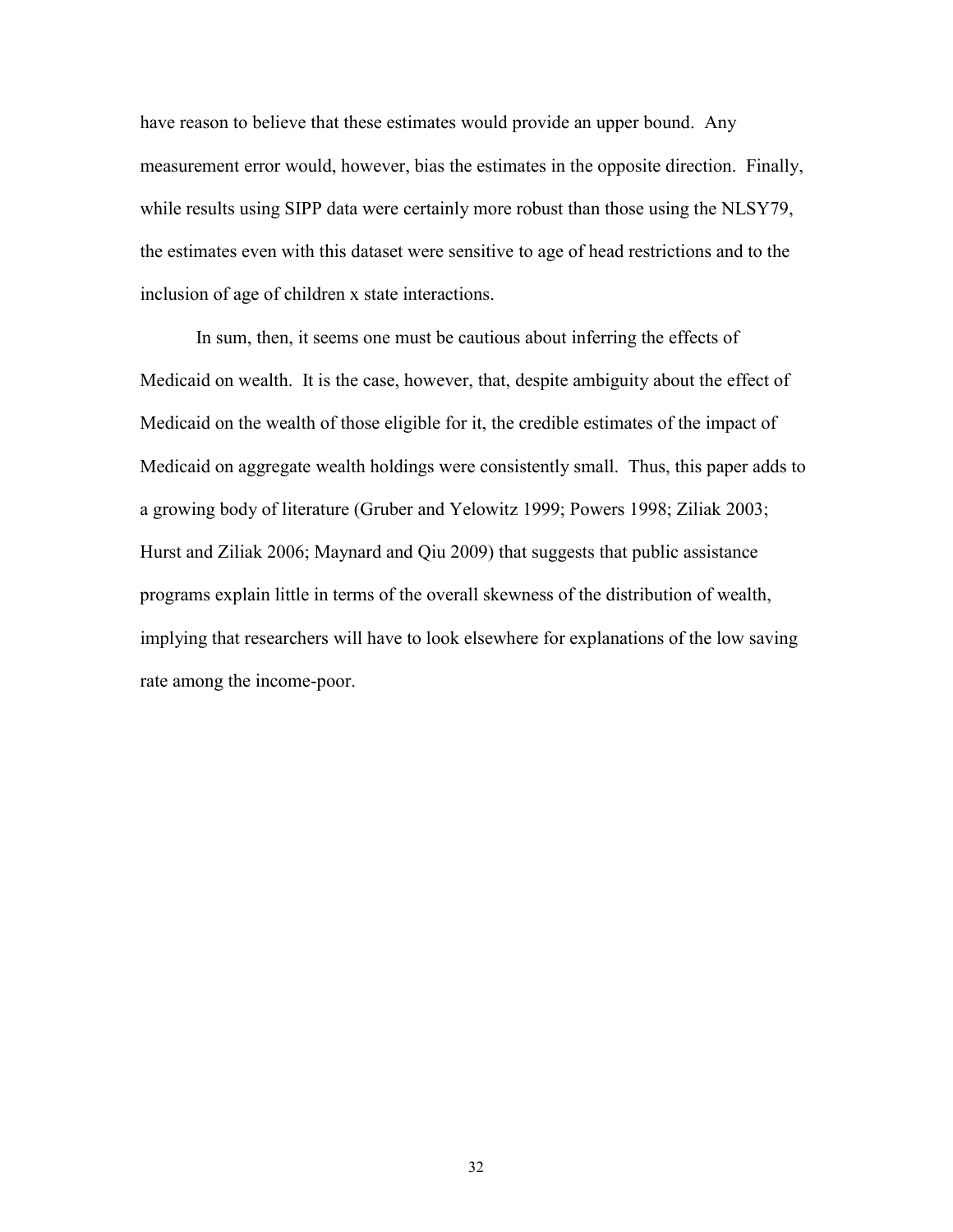have reason to believe that these estimates would provide an upper bound. Any measurement error would, however, bias the estimates in the opposite direction. Finally, while results using SIPP data were certainly more robust than those using the NLSY79, the estimates even with this dataset were sensitive to age of head restrictions and to the inclusion of age of children x state interactions.

In sum, then, it seems one must be cautious about inferring the effects of Medicaid on wealth. It is the case, however, that, despite ambiguity about the effect of Medicaid on the wealth of those eligible for it, the credible estimates of the impact of Medicaid on aggregate wealth holdings were consistently small. Thus, this paper adds to a growing body of literature (Gruber and Yelowitz 1999; Powers 1998; Ziliak 2003; Hurst and Ziliak 2006; Maynard and Qiu 2009) that suggests that public assistance programs explain little in terms of the overall skewness of the distribution of wealth, implying that researchers will have to look elsewhere for explanations of the low saving rate among the income-poor.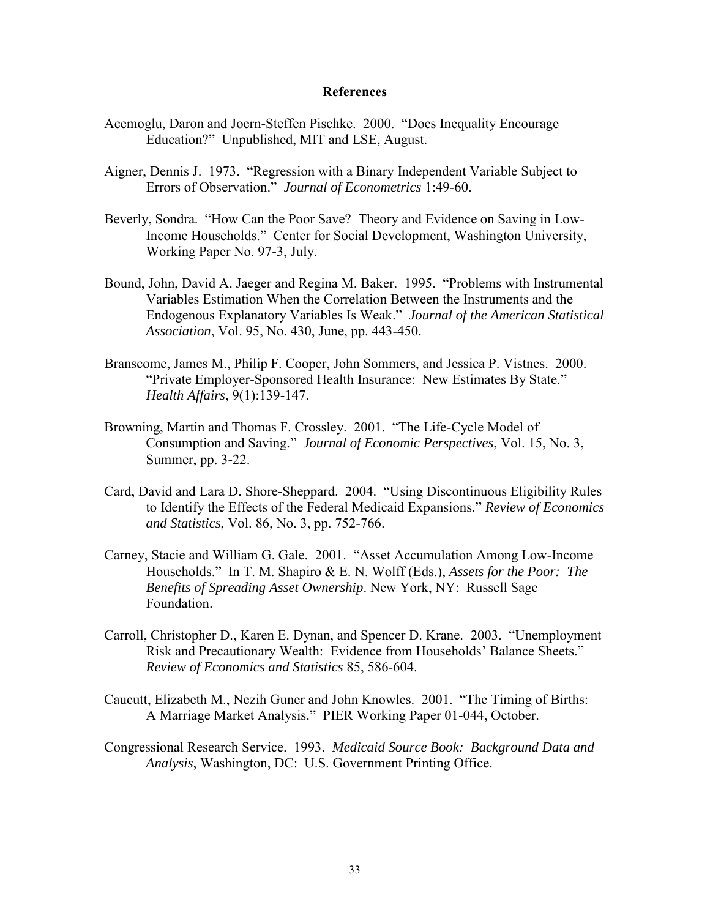## References

Acemoglu, Daron and Joern-Steffen Pischke. 2000. "Does Inequality Encourage Education?" Unpublished, MIT and LSE, August.

Aigner, Dennis J. 1973. "Regression with a Binary Independent Variable Subject to Errors of Observation." *Journal of Econometrics* 1:49-60.

Beverly, Sondra. "How Can the Poor Save? Theory and Evidence on Saving in Low-Income Households." Center for Social Development, Washington University, Working Paper No. 97-3, July.

Bound, John, David A. Jaeger and Regina M. Baker. 1995. "Problems with Instrumental Variables Estimation When the Correlation Between the Instruments and the Endogenous Explanatory Variables Is Weak." *Journal of the American Statistical Association*, Vol. 95, No. 430, June, pp. 443-450.

Branscome, James M., Philip F. Cooper, John Sommers, and Jessica P. Vistnes. 2000. "Private Employer-Sponsored Health Insurance: New Estimates By State." *Health Affairs*, 9(1):139-147.

Browning, Martin and Thomas F. Crossley. 2001. "The Life-Cycle Model of Consumption and Saving." *Journal of Economic Perspectives*, Vol. 15, No. 3, Summer, pp. 3-22.

Card, David and Lara D. Shore-Sheppard. 2004. "Using Discontinuous Eligibility Rules to Identify the Effects of the Federal Medicaid Expansions." *Review of Economics and Statistics*, Vol. 86, No. 3, pp. 752-766.

Carney, Stacie and William G. Gale. 2001. "Asset Accumulation Among Low-Income Households." In T. M. Shapiro & E. N. Wolff (Eds.), *Assets for the Poor: The Benefits of Spreading Asset Ownership*. New York, NY: Russell Sage Foundation.

Carroll, Christopher D., Karen E. Dynan, and Spencer D. Krane. 2003. "Unemployment Risk and Precautionary Wealth: Evidence from Households' Balance Sheets." *Review of Economics and Statistics* 85, 586-604.

Caucutt, Elizabeth M., Nezih Guner and John Knowles. 2001. "The Timing of Births: A Marriage Market Analysis." PIER Working Paper 01-044, October.

Congressional Research Service. 1993. *Medicaid Source Book: Background Data and Analysis*, Washington, DC: U.S. Government Printing Office.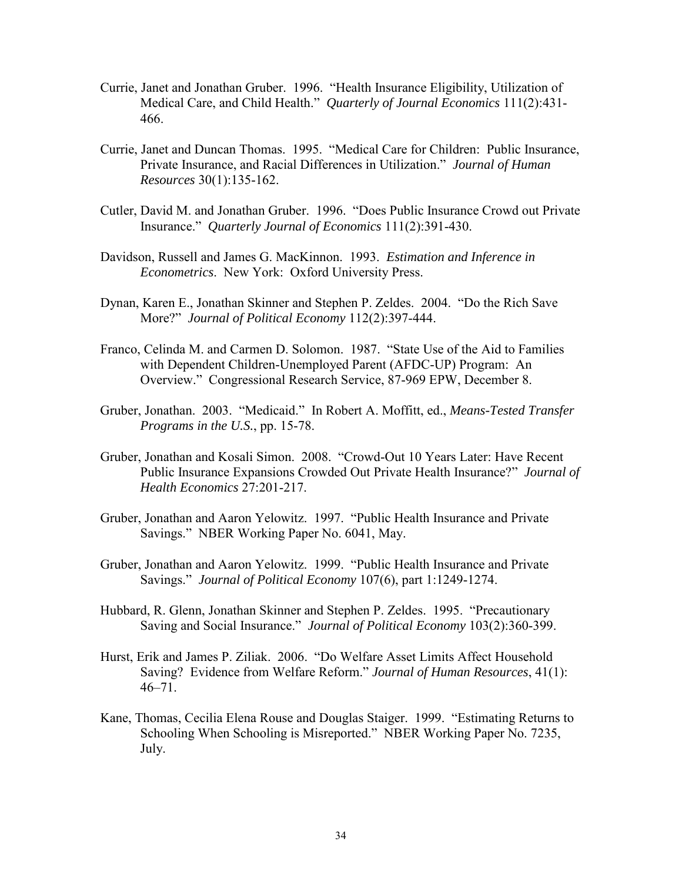Currie, Janet and Jonathan Gruber. 1996. "Health Insurance Eligibility, Utilization of Medical Care, and Child Health." *Quarterly of Journal Economics* 111(2):431-466.

Currie, Janet and Duncan Thomas. 1995. "Medical Care for Children: Public Insurance, Private Insurance, and Racial Differences in Utilization." *Journal of Human Resources* 30(1):135-162.

Cutler, David M. and Jonathan Gruber. 1996. "Does Public Insurance Crowd out Private Insurance." *Quarterly Journal of Economics* 111(2):391-430.

Davidson, Russell and James G. MacKinnon. 1993. *Estimation and Inference in Econometrics*. New York: Oxford University Press.

Dynan, Karen E., Jonathan Skinner and Stephen P. Zeldes. 2004. "Do the Rich Save More?" *Journal of Political Economy* 112(2):397-444.

Franco, Celinda M. and Carmen D. Solomon. 1987. "State Use of the Aid to Families with Dependent Children-Unemployed Parent (AFDC-UP) Program: An Overview." Congressional Research Service, 87-969 EPW, December 8.

Gruber, Jonathan. 2003. "Medicaid." In Robert A. Moffitt, ed., *Means-Tested Transfer Programs in the U.S.*, pp. 15-78.

Gruber, Jonathan and Kosali Simon. 2008. "Crowd-Out 10 Years Later: Have Recent Public Insurance Expansions Crowded Out Private Health Insurance?" *Journal of Health Economics* 27:201-217.

Gruber, Jonathan and Aaron Yelowitz. 1997. "Public Health Insurance and Private Savings." NBER Working Paper No. 6041, May.

Gruber, Jonathan and Aaron Yelowitz. 1999. "Public Health Insurance and Private Savings." *Journal of Political Economy* 107(6), part 1:1249-1274.

Hubbard, R. Glenn, Jonathan Skinner and Stephen P. Zeldes. 1995. "Precautionary Saving and Social Insurance." *Journal of Political Economy* 103(2):360-399.

Hurst, Erik and James P. Ziliak. 2006. "Do Welfare Asset Limits Affect Household Saving? Evidence from Welfare Reform." *Journal of Human Resources*, 41(1): 46–71.

Kane, Thomas, Cecilia Elena Rouse and Douglas Staiger. 1999. "Estimating Returns to Schooling When Schooling is Misreported." NBER Working Paper No. 7235, July.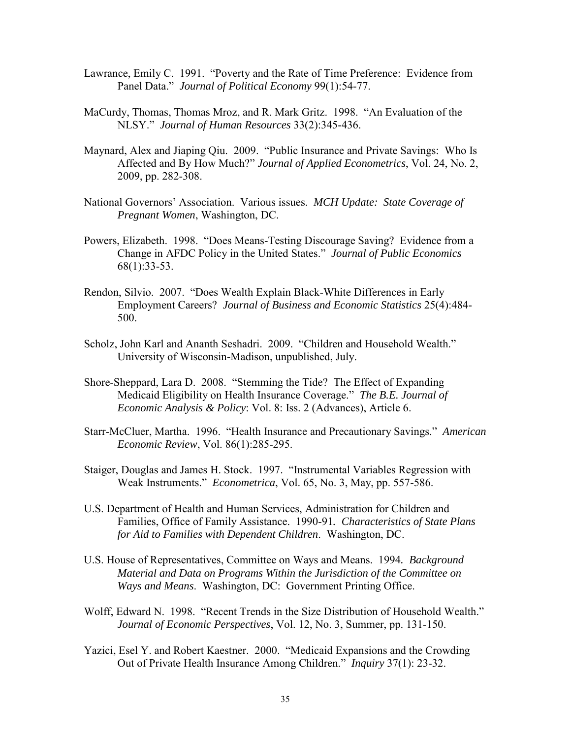Lawrance, Emily C. 1991. "Poverty and the Rate of Time Preference: Evidence from Panel Data." *Journal of Political Economy* 99(1):54-77.

MaCurdy, Thomas, Thomas Mroz, and R. Mark Gritz. 1998. "An Evaluation of the NLSY." *Journal of Human Resources* 33(2):345-436.

Maynard, Alex and Jiaping Qiu. 2009. "Public Insurance and Private Savings: Who Is Affected and By How Much?" *Journal of Applied Econometrics*, Vol. 24, No. 2, 2009, pp. 282-308.

National Governors' Association. Various issues. *MCH Update: State Coverage of Pregnant Women*, Washington, DC.

Powers, Elizabeth. 1998. "Does Means-Testing Discourage Saving? Evidence from a Change in AFDC Policy in the United States." *Journal of Public Economics* 68(1):33-53.

Rendon, Silvio. 2007. "Does Wealth Explain Black-White Differences in Early Employment Careers? *Journal of Business and Economic Statistics* 25(4):484-500.

Scholz, John Karl and Ananth Seshadri. 2009. "Children and Household Wealth." University of Wisconsin-Madison, unpublished, July.

Shore-Sheppard, Lara D. 2008. "Stemming the Tide? The Effect of Expanding Medicaid Eligibility on Health Insurance Coverage." *The B.E. Journal of Economic Analysis & Policy*: Vol. 8: Iss. 2 (Advances), Article 6.

Starr-McCluer, Martha. 1996. "Health Insurance and Precautionary Savings." *American Economic Review*, Vol. 86(1):285-295.

Staiger, Douglas and James H. Stock. 1997. "Instrumental Variables Regression with Weak Instruments." *Econometrica*, Vol. 65, No. 3, May, pp. 557-586.

U.S. Department of Health and Human Services, Administration for Children and Families, Office of Family Assistance. 1990-91. *Characteristics of State Plans for Aid to Families with Dependent Children*. Washington, DC.

U.S. House of Representatives, Committee on Ways and Means. 1994. *Background Material and Data on Programs Within the Jurisdiction of the Committee on Ways and Means*. Washington, DC: Government Printing Office.

Wolff, Edward N. 1998. "Recent Trends in the Size Distribution of Household Wealth." *Journal of Economic Perspectives*, Vol. 12, No. 3, Summer, pp. 131-150.

Yazici, Esel Y. and Robert Kaestner. 2000. "Medicaid Expansions and the Crowding Out of Private Health Insurance Among Children." *Inquiry* 37(1): 23-32.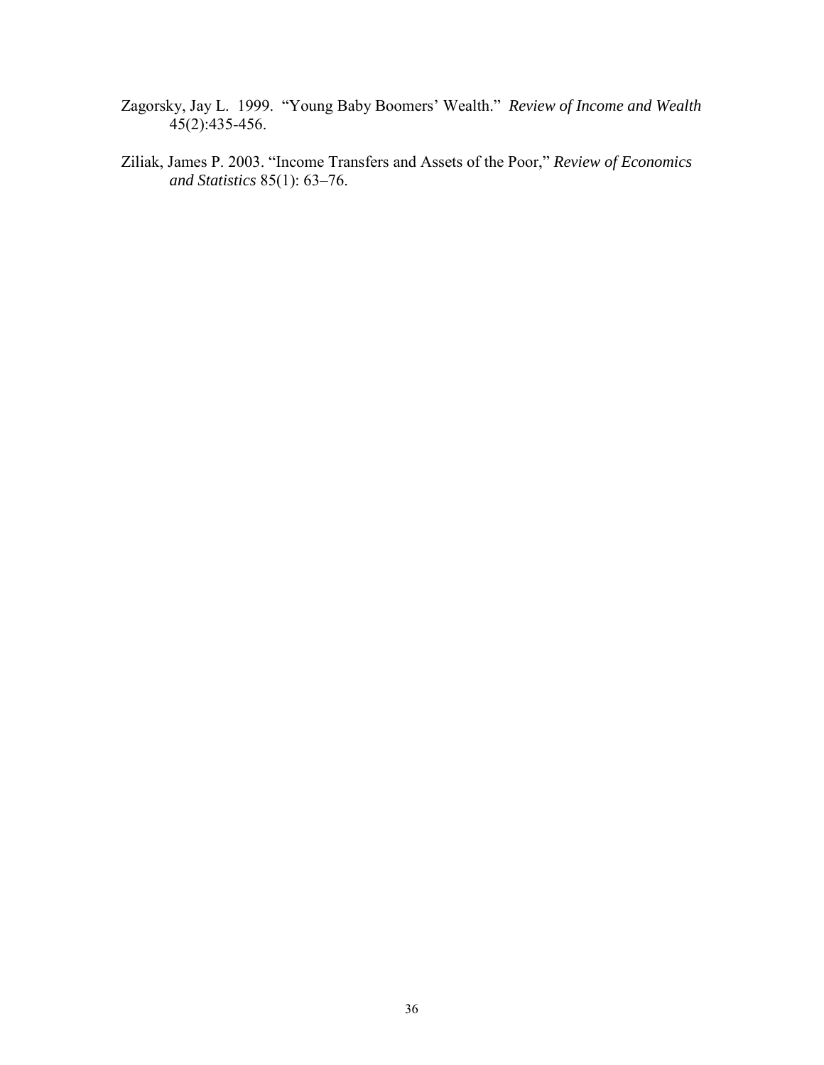Zagorsky, Jay L. 1999. "Young Baby Boomers' Wealth." *Review of Income and Wealth* 45(2):435-456.

Ziliak, James P. 2003. "Income Transfers and Assets of the Poor," *Review of Economics and Statistics* 85(1): 63–76.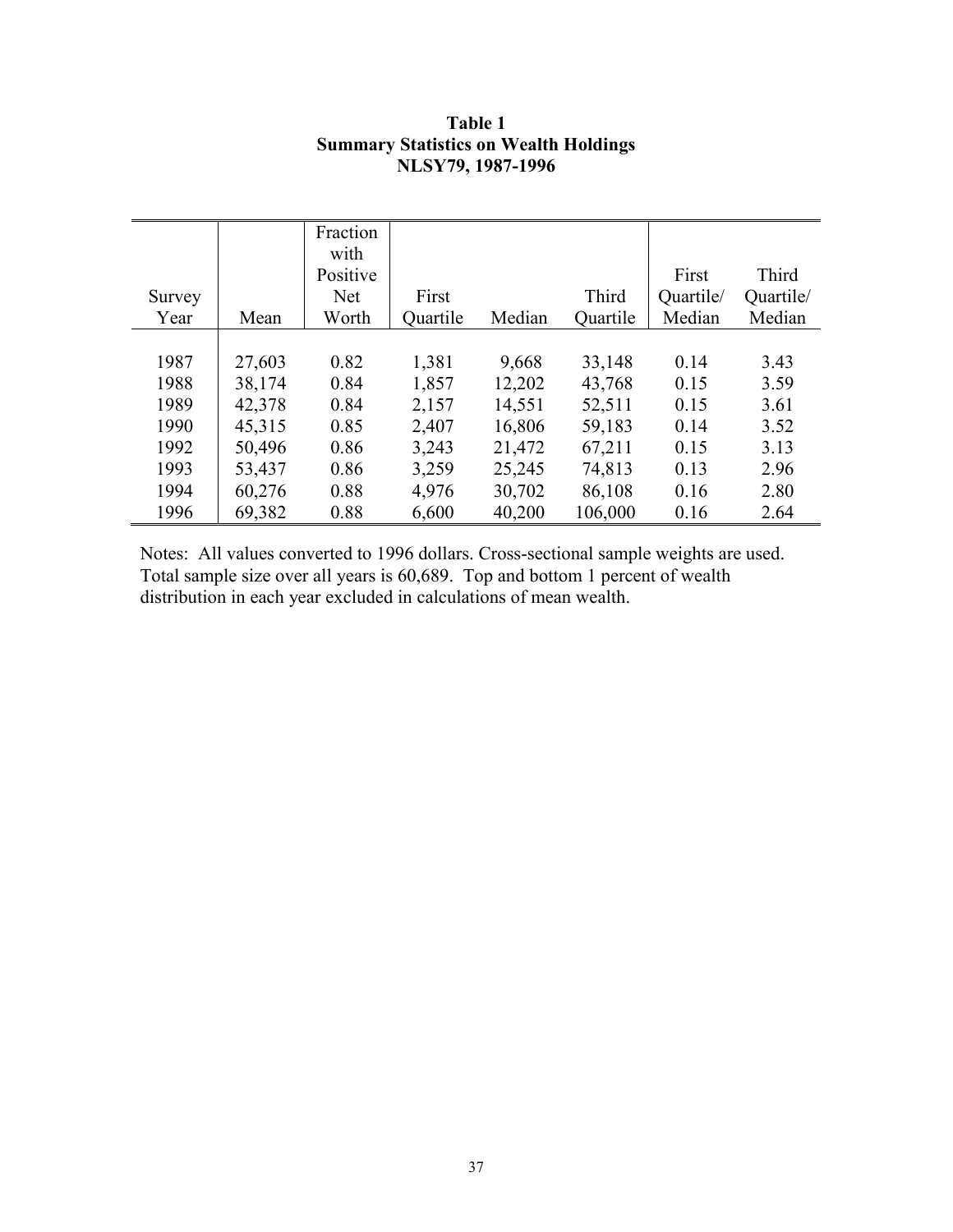**Table 1**
**Summary Statistics on Wealth Holdings**
**NLSY79, 1987-1996**

| Survey Year | Mean | Fraction with Positive Net Worth | First Quartile | Median | Third Quartile | First Quartile/ Median | Third Quartile/ Median |
|---|---|---|---|---|---|---|---|
| 1987 | 27,603 | 0.82 | 1,381 | 9,668 | 33,148 | 0.14 | 3.43 |
| 1988 | 38,174 | 0.84 | 1,857 | 12,202 | 43,768 | 0.15 | 3.59 |
| 1989 | 42,378 | 0.84 | 2,157 | 14,551 | 52,511 | 0.15 | 3.61 |
| 1990 | 45,315 | 0.85 | 2,407 | 16,806 | 59,183 | 0.14 | 3.52 |
| 1992 | 50,496 | 0.86 | 3,243 | 21,472 | 67,211 | 0.15 | 3.13 |
| 1993 | 53,437 | 0.86 | 3,259 | 25,245 | 74,813 | 0.13 | 2.96 |
| 1994 | 60,276 | 0.88 | 4,976 | 30,702 | 86,108 | 0.16 | 2.80 |
| 1996 | 69,382 | 0.88 | 6,600 | 40,200 | 106,000 | 0.16 | 2.64 |

Notes: All values converted to 1996 dollars. Cross-sectional sample weights are used. Total sample size over all years is 60,689. Top and bottom 1 percent of wealth distribution in each year excluded in calculations of mean wealth.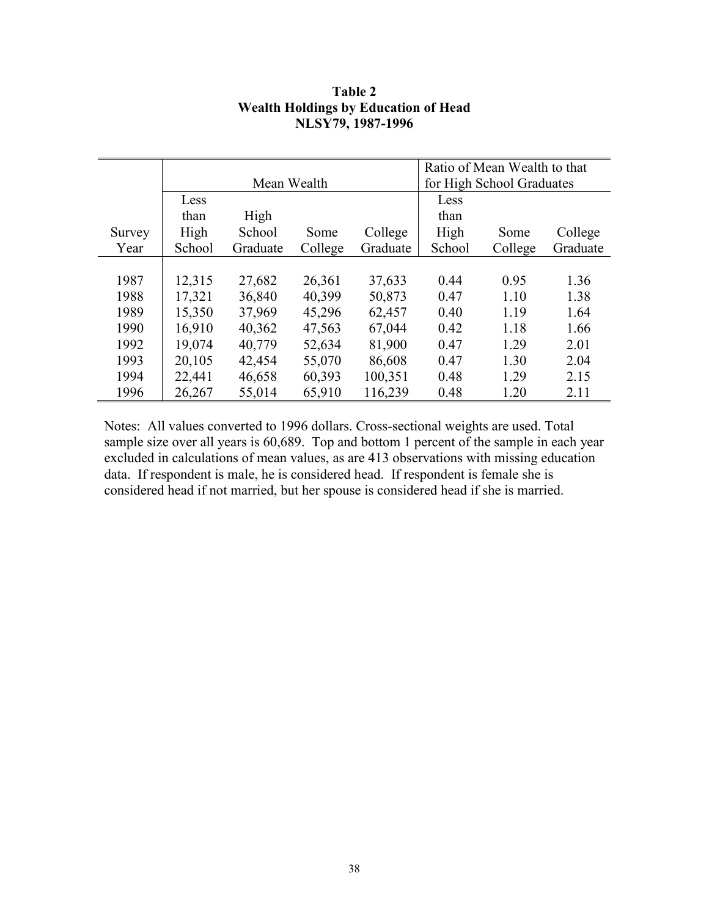**Table 2**
**Wealth Holdings by Education of Head**
**NLSY79, 1987-1996**

| | Mean Wealth | | | | Ratio of Mean Wealth to that for High School Graduates | | |
|---|---|---|---|---|---|---|---|
| Survey Year | Less than High School | High School Graduate | Some College | College Graduate | Less than High School | Some College | College Graduate |
| 1987 | 12,315 | 27,682 | 26,361 | 37,633 | 0.44 | 0.95 | 1.36 |
| 1988 | 17,321 | 36,840 | 40,399 | 50,873 | 0.47 | 1.10 | 1.38 |
| 1989 | 15,350 | 37,969 | 45,296 | 62,457 | 0.40 | 1.19 | 1.64 |
| 1990 | 16,910 | 40,362 | 47,563 | 67,044 | 0.42 | 1.18 | 1.66 |
| 1992 | 19,074 | 40,779 | 52,634 | 81,900 | 0.47 | 1.29 | 2.01 |
| 1993 | 20,105 | 42,454 | 55,070 | 86,608 | 0.47 | 1.30 | 2.04 |
| 1994 | 22,441 | 46,658 | 60,393 | 100,351 | 0.48 | 1.29 | 2.15 |
| 1996 | 26,267 | 55,014 | 65,910 | 116,239 | 0.48 | 1.20 | 2.11 |

Notes: All values converted to 1996 dollars. Cross-sectional weights are used. Total sample size over all years is 60,689. Top and bottom 1 percent of the sample in each year excluded in calculations of mean values, as are 413 observations with missing education data. If respondent is male, he is considered head. If respondent is female she is considered head if not married, but her spouse is considered head if she is married.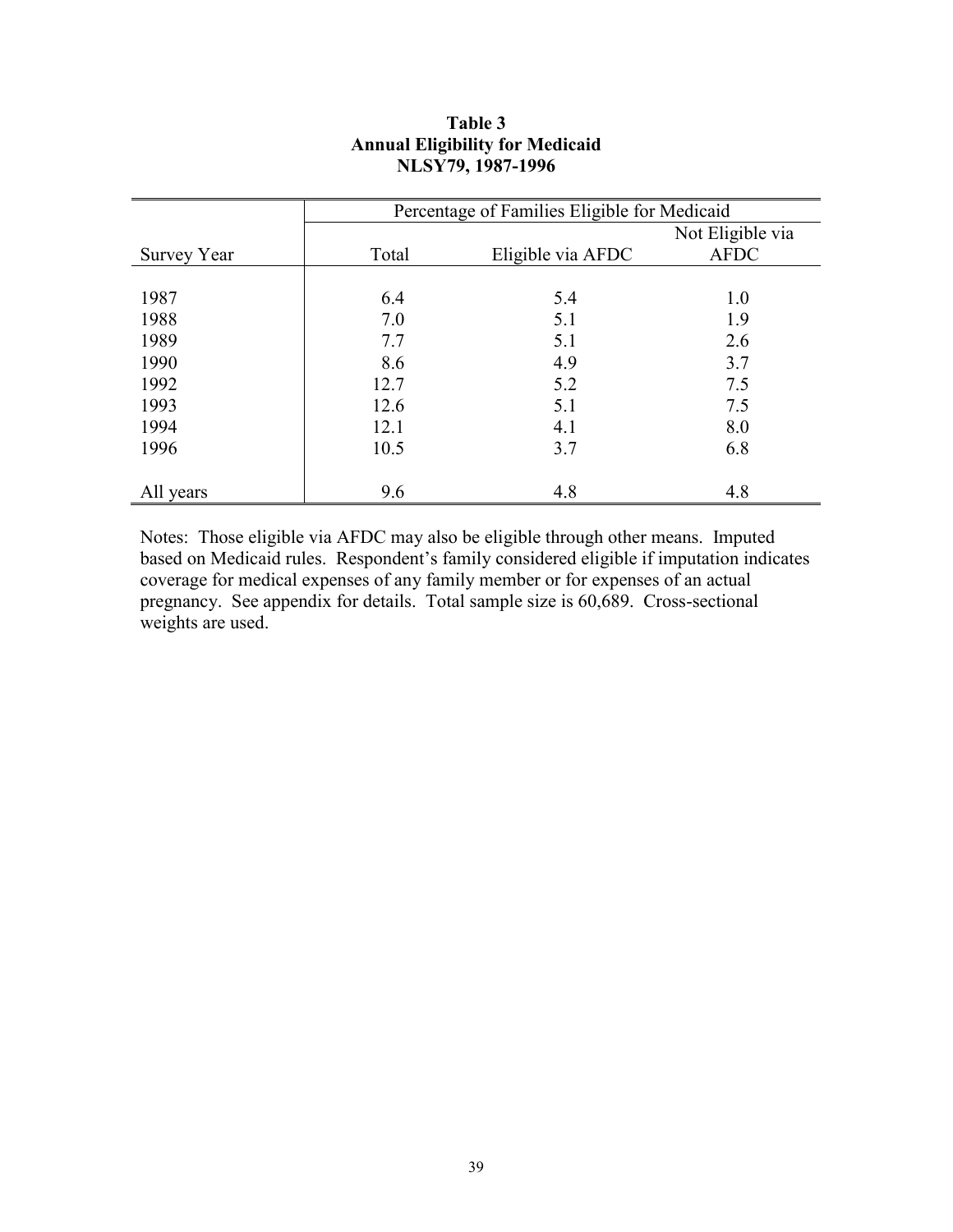**Table 3**
**Annual Eligibility for Medicaid**
**NLSY79, 1987-1996**

| | Percentage of Families Eligible for Medicaid | | |
|---|---|---|---|
| Survey Year | Total | Eligible via AFDC | Not Eligible via AFDC |
| 1987 | 6.4 | 5.4 | 1.0 |
| 1988 | 7.0 | 5.1 | 1.9 |
| 1989 | 7.7 | 5.1 | 2.6 |
| 1990 | 8.6 | 4.9 | 3.7 |
| 1992 | 12.7 | 5.2 | 7.5 |
| 1993 | 12.6 | 5.1 | 7.5 |
| 1994 | 12.1 | 4.1 | 8.0 |
| 1996 | 10.5 | 3.7 | 6.8 |
| All years | 9.6 | 4.8 | 4.8 |

Notes: Those eligible via AFDC may also be eligible through other means. Imputed based on Medicaid rules. Respondent's family considered eligible if imputation indicates coverage for medical expenses of any family member or for expenses of an actual pregnancy. See appendix for details. Total sample size is 60,689. Cross-sectional weights are used.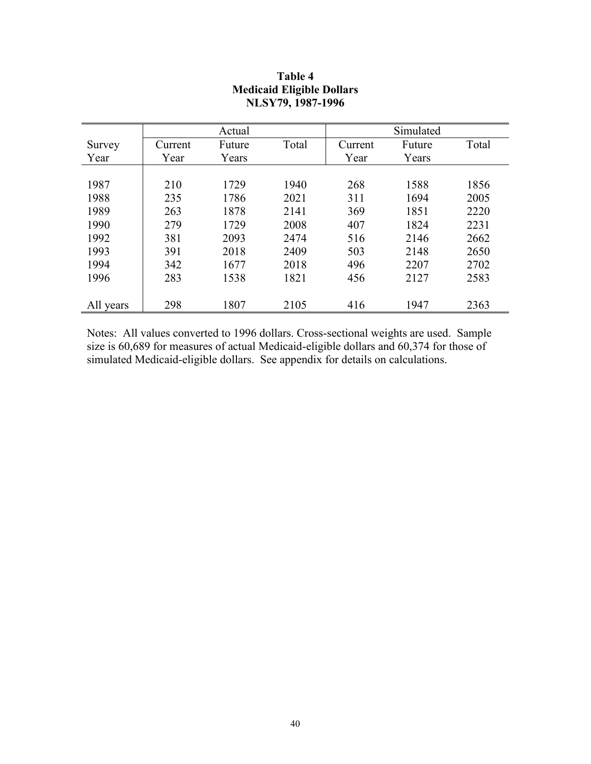**Table 4**
**Medicaid Eligible Dollars**
**NLSY79, 1987-1996**

| Survey Year | Actual | | | Simulated | | |
|---|---|---|---|---|---|---|
| | Current Year | Future Years | Total | Current Year | Future Years | Total |
| 1987 | 210 | 1729 | 1940 | 268 | 1588 | 1856 |
| 1988 | 235 | 1786 | 2021 | 311 | 1694 | 2005 |
| 1989 | 263 | 1878 | 2141 | 369 | 1851 | 2220 |
| 1990 | 279 | 1729 | 2008 | 407 | 1824 | 2231 |
| 1992 | 381 | 2093 | 2474 | 516 | 2146 | 2662 |
| 1993 | 391 | 2018 | 2409 | 503 | 2148 | 2650 |
| 1994 | 342 | 1677 | 2018 | 496 | 2207 | 2702 |
| 1996 | 283 | 1538 | 1821 | 456 | 2127 | 2583 |
| All years | 298 | 1807 | 2105 | 416 | 1947 | 2363 |

Notes: All values converted to 1996 dollars. Cross-sectional weights are used. Sample size is 60,689 for measures of actual Medicaid-eligible dollars and 60,374 for those of simulated Medicaid-eligible dollars. See appendix for details on calculations.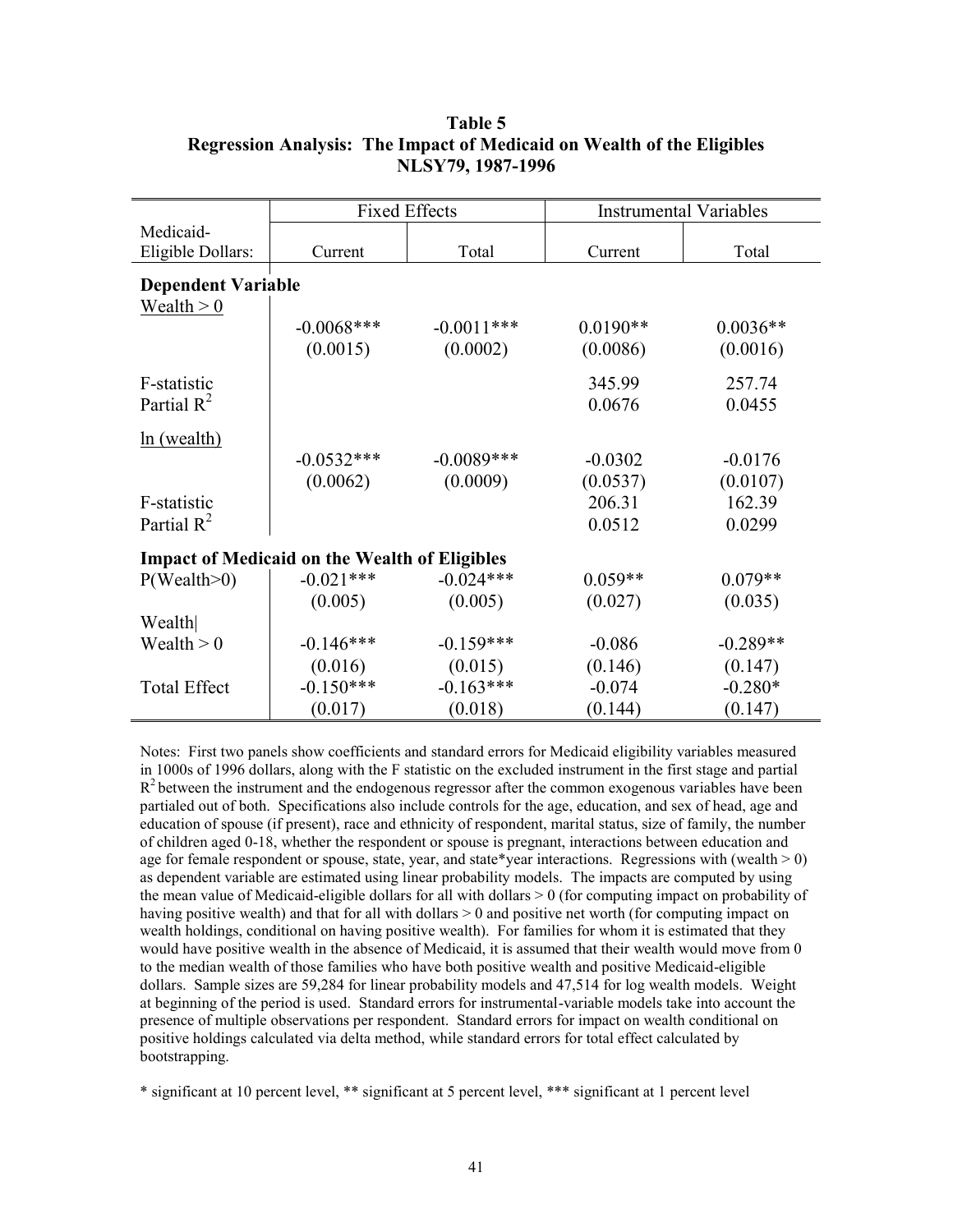**Table 5**
**Regression Analysis: The Impact of Medicaid on Wealth of the Eligibles**
**NLSY79, 1987-1996**

| | Fixed Effects | | Instrumental Variables | |
|---|---|---|---|---|
| Medicaid-Eligible Dollars: | Current | Total | Current | Total |
| **Dependent Variable** | | | | |
| Wealth > 0 | | | | |
| | -0.0068*** | -0.0011*** | 0.0190** | 0.0036** |
| | (0.0015) | (0.0002) | (0.0086) | (0.0016) |
| F-statistic | | | 345.99 | 257.74 |
| Partial $R^2$ | | | 0.0676 | 0.0455 |
| ln (wealth) | | | | |
| | -0.0532*** | -0.0089*** | -0.0302 | -0.0176 |
| | (0.0062) | (0.0009) | (0.0537) | (0.0107) |
| F-statistic | | | 206.31 | 162.39 |
| Partial $R^2$ | | | 0.0512 | 0.0299 |
| **Impact of Medicaid on the Wealth of Eligibles** | | | | |
| P(Wealth>0) | -0.021*** | -0.024*** | 0.059** | 0.079** |
| | (0.005) | (0.005) | (0.027) | (0.035) |
| Wealth\| Wealth > 0 | -0.146*** | -0.159*** | -0.086 | -0.289** |
| | (0.016) | (0.015) | (0.146) | (0.147) |
| Total Effect | -0.150*** | -0.163*** | -0.074 | -0.280* |
| | (0.017) | (0.018) | (0.144) | (0.147) |

Notes: First two panels show coefficients and standard errors for Medicaid eligibility variables measured in 1000s of 1996 dollars, along with the F statistic on the excluded instrument in the first stage and partial $R^2$ between the instrument and the endogenous regressor after the common exogenous variables have been partialed out of both. Specifications also include controls for the age, education, and sex of head, age and education of spouse (if present), race and ethnicity of respondent, marital status, size of family, the number of children aged 0-18, whether the respondent or spouse is pregnant, interactions between education and age for female respondent or spouse, state, year, and state*year interactions. Regressions with (wealth > 0) as dependent variable are estimated using linear probability models. The impacts are computed by using the mean value of Medicaid-eligible dollars for all with dollars > 0 (for computing impact on probability of having positive wealth) and that for all with dollars > 0 and positive net worth (for computing impact on wealth holdings, conditional on having positive wealth). For families for whom it is estimated that they would have positive wealth in the absence of Medicaid, it is assumed that their wealth would move from 0 to the median wealth of those families who have both positive wealth and positive Medicaid-eligible dollars. Sample sizes are 59,284 for linear probability models and 47,514 for log wealth models. Weight at beginning of the period is used. Standard errors for instrumental-variable models take into account the presence of multiple observations per respondent. Standard errors for impact on wealth conditional on positive holdings calculated via delta method, while standard errors for total effect calculated by bootstrapping.

* significant at 10 percent level, ** significant at 5 percent level, *** significant at 1 percent level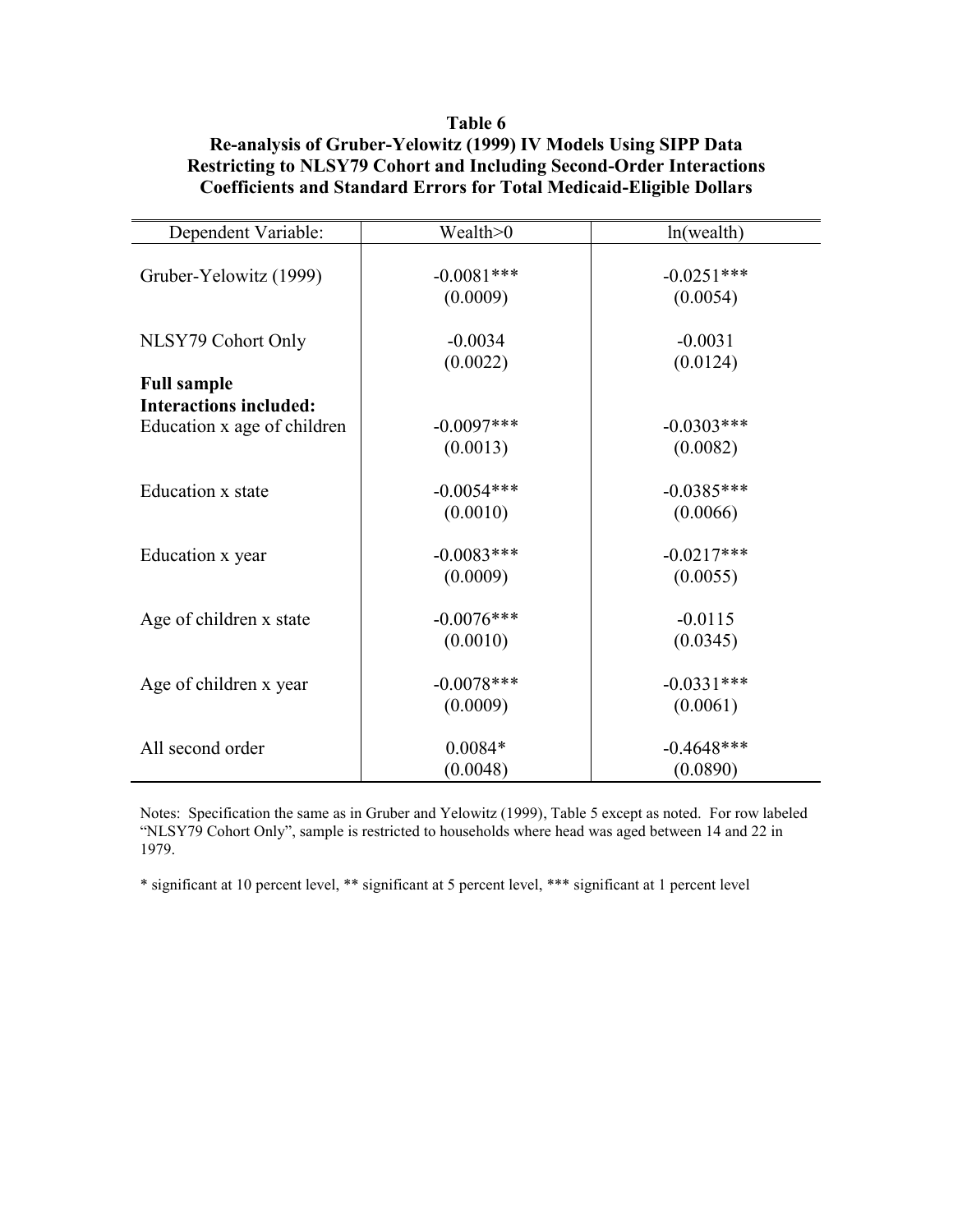**Table 6**
**Re-analysis of Gruber-Yelowitz (1999) IV Models Using SIPP Data**
**Restricting to NLSY79 Cohort and Including Second-Order Interactions**
**Coefficients and Standard Errors for Total Medicaid-Eligible Dollars**

| Dependent Variable: | Wealth>0 | ln(wealth) |
|---|---|---|
| Gruber-Yelowitz (1999) | -0.0081*** | -0.0251*** |
| | (0.0009) | (0.0054) |
| NLSY79 Cohort Only | -0.0034 | -0.0031 |
| | (0.0022) | (0.0124) |
| **Full sample** | | |
| **Interactions included:** | | |
| Education x age of children | -0.0097*** | -0.0303*** |
| | (0.0013) | (0.0082) |
| Education x state | -0.0054*** | -0.0385*** |
| | (0.0010) | (0.0066) |
| Education x year | -0.0083*** | -0.0217*** |
| | (0.0009) | (0.0055) |
| Age of children x state | -0.0076*** | -0.0115 |
| | (0.0010) | (0.0345) |
| Age of children x year | -0.0078*** | -0.0331*** |
| | (0.0009) | (0.0061) |
| All second order | 0.0084* | -0.4648*** |
| | (0.0048) | (0.0890) |

Notes: Specification the same as in Gruber and Yelowitz (1999), Table 5 except as noted. For row labeled "NLSY79 Cohort Only", sample is restricted to households where head was aged between 14 and 22 in 1979.

* significant at 10 percent level, ** significant at 5 percent level, *** significant at 1 percent level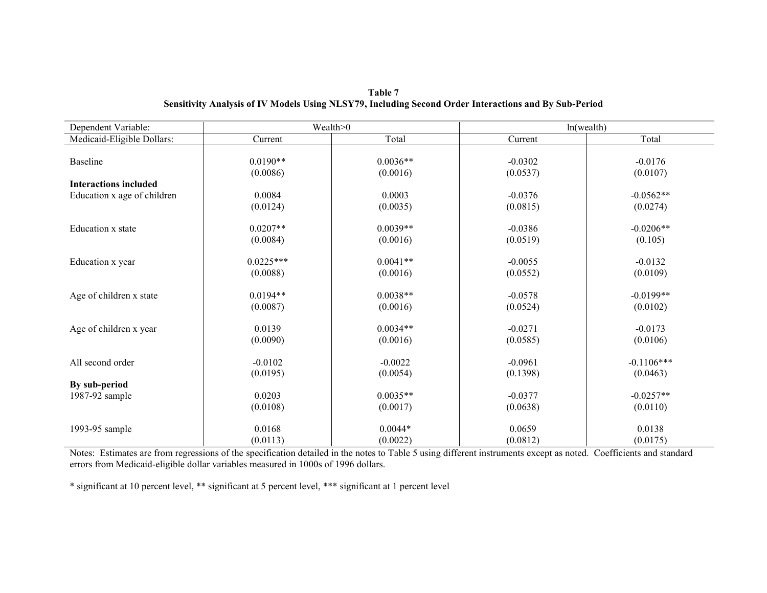**Table 7**
**Sensitivity Analysis of IV Models Using NLSY79, Including Second Order Interactions and By Sub-Period**

| Dependent Variable: | Wealth>0 | | ln(wealth) | |
|---|---|---|---|---|
| Medicaid-Eligible Dollars: | Current | Total | Current | Total |
| Baseline | 0.0190** | 0.0036** | -0.0302 | -0.0176 |
| | (0.0086) | (0.0016) | (0.0537) | (0.0107) |
| **Interactions included** | | | | |
| Education x age of children | 0.0084 | 0.0003 | -0.0376 | -0.0562** |
| | (0.0124) | (0.0035) | (0.0815) | (0.0274) |
| Education x state | 0.0207** | 0.0039** | -0.0386 | -0.0206** |
| | (0.0084) | (0.0016) | (0.0519) | (0.105) |
| Education x year | 0.0225*** | 0.0041** | -0.0055 | -0.0132 |
| | (0.0088) | (0.0016) | (0.0552) | (0.0109) |
| Age of children x state | 0.0194** | 0.0038** | -0.0578 | -0.0199** |
| | (0.0087) | (0.0016) | (0.0524) | (0.0102) |
| Age of children x year | 0.0139 | 0.0034** | -0.0271 | -0.0173 |
| | (0.0090) | (0.0016) | (0.0585) | (0.0106) |
| All second order | -0.0102 | -0.0022 | -0.0961 | -0.1106*** |
| | (0.0195) | (0.0054) | (0.1398) | (0.0463) |
| **By sub-period** | | | | |
| 1987-92 sample | 0.0203 | 0.0035** | -0.0377 | -0.0257** |
| | (0.0108) | (0.0017) | (0.0638) | (0.0110) |
| 1993-95 sample | 0.0168 | 0.0044* | 0.0659 | 0.0138 |
| | (0.0113) | (0.0022) | (0.0812) | (0.0175) |

Notes: Estimates are from regressions of the specification detailed in the notes to Table 5 using different instruments except as noted. Coefficients and standard errors from Medicaid-eligible dollar variables measured in 1000s of 1996 dollars.

* significant at 10 percent level, ** significant at 5 percent level, *** significant at 1 percent level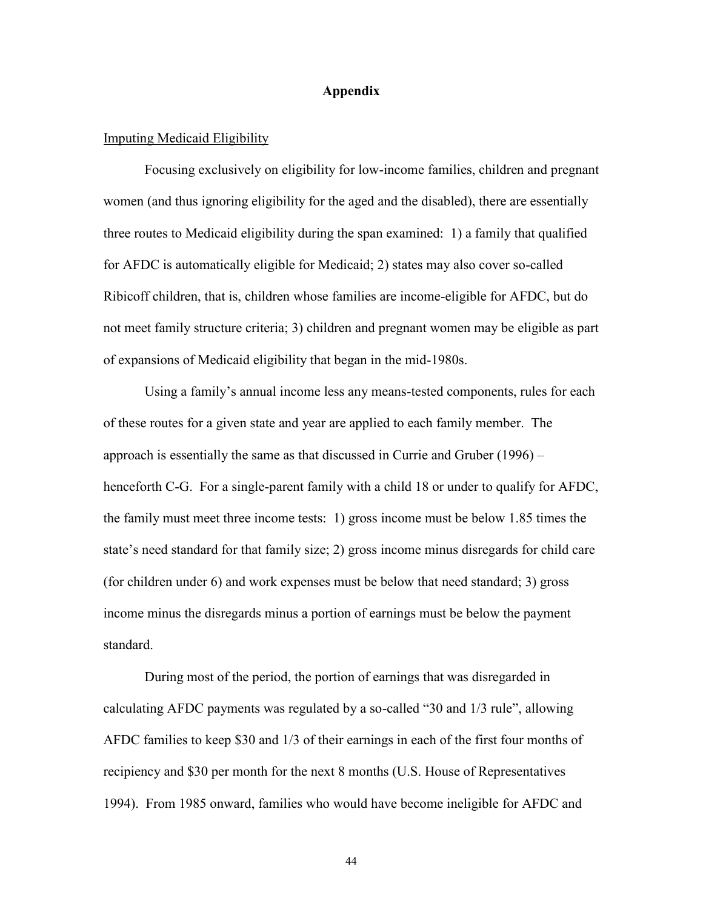# Appendix

Imputing Medicaid Eligibility

Focusing exclusively on eligibility for low-income families, children and pregnant women (and thus ignoring eligibility for the aged and the disabled), there are essentially three routes to Medicaid eligibility during the span examined: 1) a family that qualified for AFDC is automatically eligible for Medicaid; 2) states may also cover so-called Ribicoff children, that is, children whose families are income-eligible for AFDC, but do not meet family structure criteria; 3) children and pregnant women may be eligible as part of expansions of Medicaid eligibility that began in the mid-1980s.

Using a family's annual income less any means-tested components, rules for each of these routes for a given state and year are applied to each family member. The approach is essentially the same as that discussed in Currie and Gruber (1996) – henceforth C-G. For a single-parent family with a child 18 or under to qualify for AFDC, the family must meet three income tests: 1) gross income must be below 1.85 times the state's need standard for that family size; 2) gross income minus disregards for child care (for children under 6) and work expenses must be below that need standard; 3) gross income minus the disregards minus a portion of earnings must be below the payment standard.

During most of the period, the portion of earnings that was disregarded in calculating AFDC payments was regulated by a so-called "30 and 1/3 rule", allowing AFDC families to keep $30 and 1/3 of their earnings in each of the first four months of recipiency and $30 per month for the next 8 months (U.S. House of Representatives 1994). From 1985 onward, families who would have become ineligible for AFDC and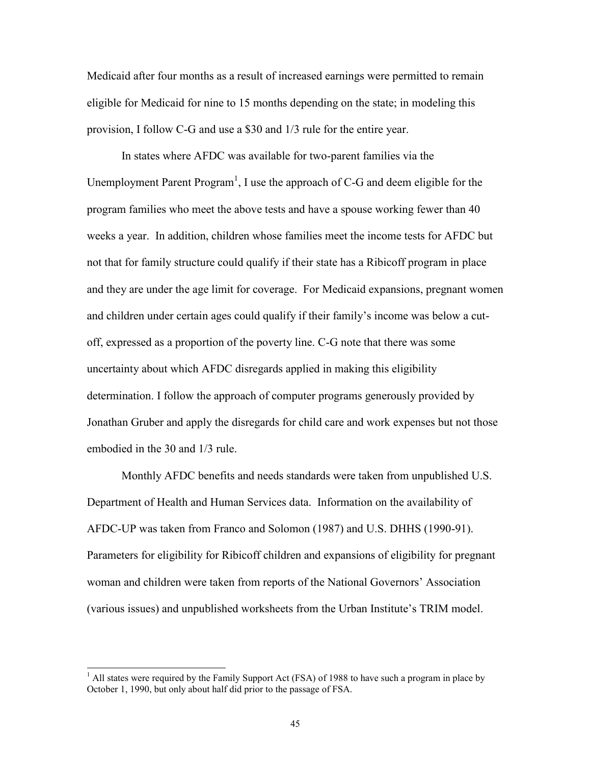Medicaid after four months as a result of increased earnings were permitted to remain eligible for Medicaid for nine to 15 months depending on the state; in modeling this provision, I follow C-G and use a $30 and 1/3 rule for the entire year.

In states where AFDC was available for two-parent families via the Unemployment Parent Program[1], I use the approach of C-G and deem eligible for the program families who meet the above tests and have a spouse working fewer than 40 weeks a year. In addition, children whose families meet the income tests for AFDC but not that for family structure could qualify if their state has a Ribicoff program in place and they are under the age limit for coverage. For Medicaid expansions, pregnant women and children under certain ages could qualify if their family's income was below a cut-off, expressed as a proportion of the poverty line. C-G note that there was some uncertainty about which AFDC disregards applied in making this eligibility determination. I follow the approach of computer programs generously provided by Jonathan Gruber and apply the disregards for child care and work expenses but not those embodied in the 30 and 1/3 rule.

Monthly AFDC benefits and needs standards were taken from unpublished U.S. Department of Health and Human Services data. Information on the availability of AFDC-UP was taken from Franco and Solomon (1987) and U.S. DHHS (1990-91). Parameters for eligibility for Ribicoff children and expansions of eligibility for pregnant woman and children were taken from reports of the National Governors' Association (various issues) and unpublished worksheets from the Urban Institute's TRIM model.

---

[1] All states were required by the Family Support Act (FSA) of 1988 to have such a program in place by October 1, 1990, but only about half did prior to the passage of FSA.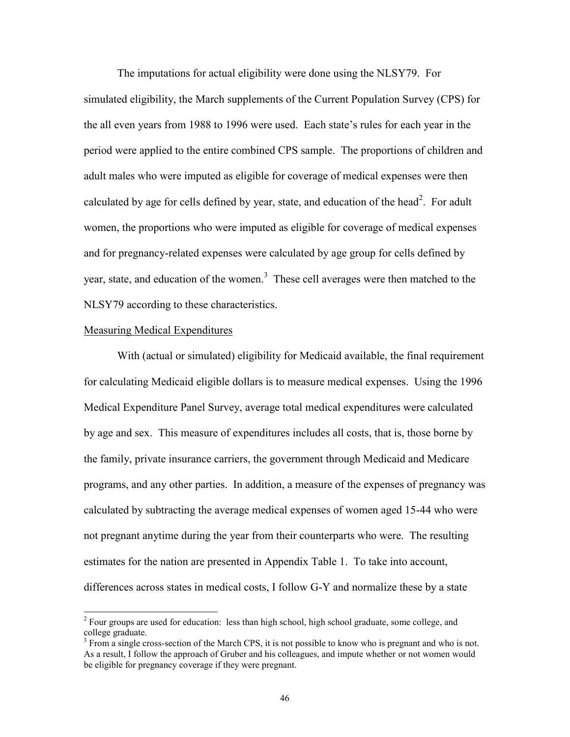The imputations for actual eligibility were done using the NLSY79. For simulated eligibility, the March supplements of the Current Population Survey (CPS) for the all even years from 1988 to 1996 were used. Each state's rules for each year in the period were applied to the entire combined CPS sample. The proportions of children and adult males who were imputed as eligible for coverage of medical expenses were then calculated by age for cells defined by year, state, and education of the head[2]. For adult women, the proportions who were imputed as eligible for coverage of medical expenses and for pregnancy-related expenses were calculated by age group for cells defined by year, state, and education of the women.[3] These cell averages were then matched to the NLSY79 according to these characteristics.

Measuring Medical Expenditures

With (actual or simulated) eligibility for Medicaid available, the final requirement for calculating Medicaid eligible dollars is to measure medical expenses. Using the 1996 Medical Expenditure Panel Survey, average total medical expenditures were calculated by age and sex. This measure of expenditures includes all costs, that is, those borne by the family, private insurance carriers, the government through Medicaid and Medicare programs, and any other parties. In addition, a measure of the expenses of pregnancy was calculated by subtracting the average medical expenses of women aged 15-44 who were not pregnant anytime during the year from their counterparts who were. The resulting estimates for the nation are presented in Appendix Table 1. To take into account, differences across states in medical costs, I follow G-Y and normalize these by a state

---

[2] Four groups are used for education: less than high school, high school graduate, some college, and college graduate.

[3] From a single cross-section of the March CPS, it is not possible to know who is pregnant and who is not. As a result, I follow the approach of Gruber and his colleagues, and impute whether or not women would be eligible for pregnancy coverage if they were pregnant.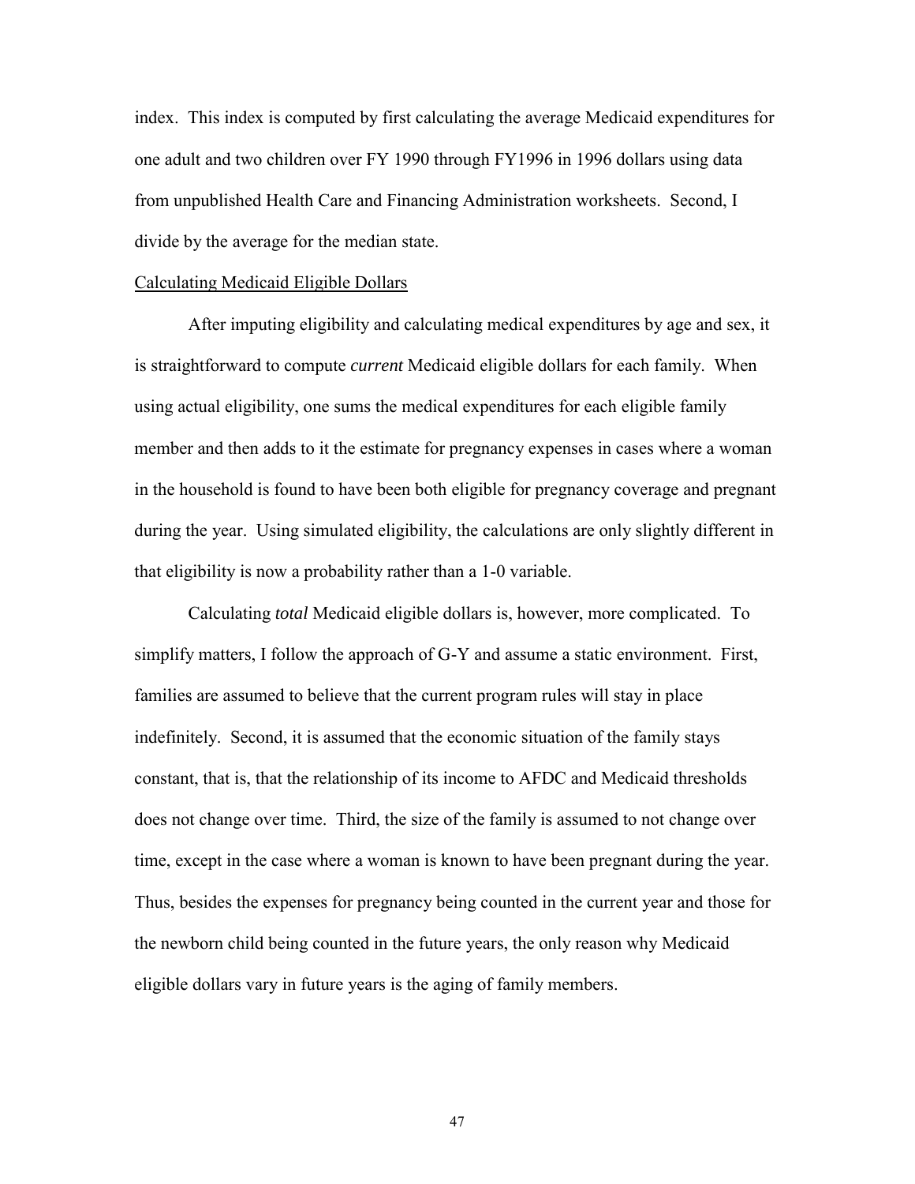index. This index is computed by first calculating the average Medicaid expenditures for one adult and two children over FY 1990 through FY1996 in 1996 dollars using data from unpublished Health Care and Financing Administration worksheets. Second, I divide by the average for the median state.

<u>Calculating Medicaid Eligible Dollars</u>

After imputing eligibility and calculating medical expenditures by age and sex, it is straightforward to compute *current* Medicaid eligible dollars for each family. When using actual eligibility, one sums the medical expenditures for each eligible family member and then adds to it the estimate for pregnancy expenses in cases where a woman in the household is found to have been both eligible for pregnancy coverage and pregnant during the year. Using simulated eligibility, the calculations are only slightly different in that eligibility is now a probability rather than a 1-0 variable.

Calculating *total* Medicaid eligible dollars is, however, more complicated. To simplify matters, I follow the approach of G-Y and assume a static environment. First, families are assumed to believe that the current program rules will stay in place indefinitely. Second, it is assumed that the economic situation of the family stays constant, that is, that the relationship of its income to AFDC and Medicaid thresholds does not change over time. Third, the size of the family is assumed to not change over time, except in the case where a woman is known to have been pregnant during the year. Thus, besides the expenses for pregnancy being counted in the current year and those for the newborn child being counted in the future years, the only reason why Medicaid eligible dollars vary in future years is the aging of family members.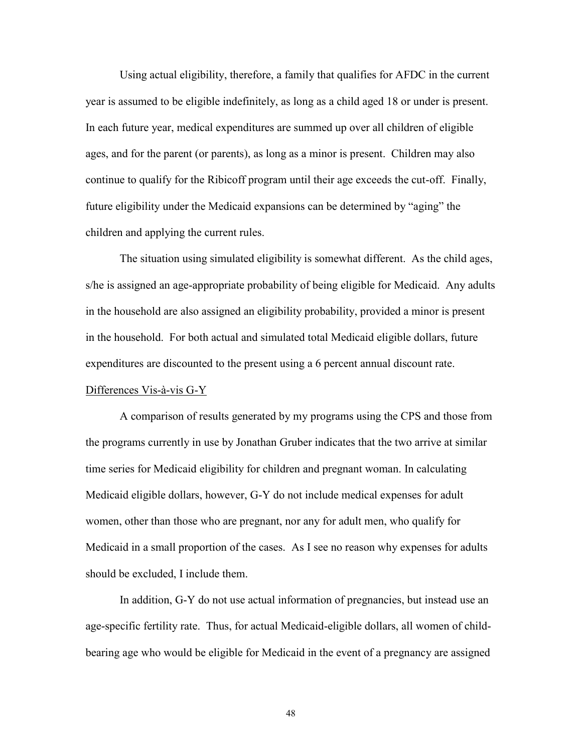Using actual eligibility, therefore, a family that qualifies for AFDC in the current year is assumed to be eligible indefinitely, as long as a child aged 18 or under is present. In each future year, medical expenditures are summed up over all children of eligible ages, and for the parent (or parents), as long as a minor is present. Children may also continue to qualify for the Ribicoff program until their age exceeds the cut-off. Finally, future eligibility under the Medicaid expansions can be determined by "aging" the children and applying the current rules.

The situation using simulated eligibility is somewhat different. As the child ages, s/he is assigned an age-appropriate probability of being eligible for Medicaid. Any adults in the household are also assigned an eligibility probability, provided a minor is present in the household. For both actual and simulated total Medicaid eligible dollars, future expenditures are discounted to the present using a 6 percent annual discount rate.

<u>Differences Vis-à-vis G-Y</u>

A comparison of results generated by my programs using the CPS and those from the programs currently in use by Jonathan Gruber indicates that the two arrive at similar time series for Medicaid eligibility for children and pregnant woman. In calculating Medicaid eligible dollars, however, G-Y do not include medical expenses for adult women, other than those who are pregnant, nor any for adult men, who qualify for Medicaid in a small proportion of the cases. As I see no reason why expenses for adults should be excluded, I include them.

In addition, G-Y do not use actual information of pregnancies, but instead use an age-specific fertility rate. Thus, for actual Medicaid-eligible dollars, all women of child-bearing age who would be eligible for Medicaid in the event of a pregnancy are assigned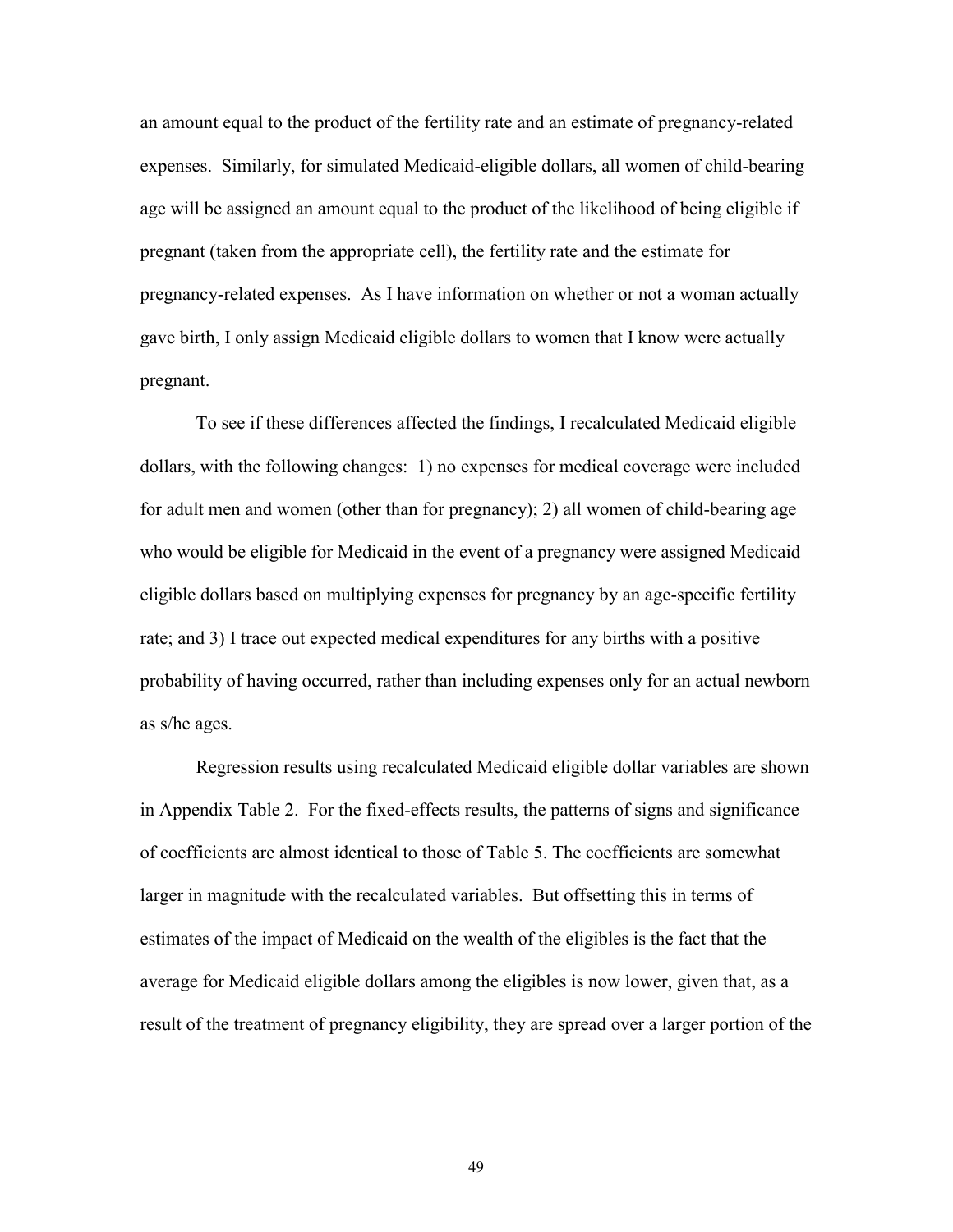an amount equal to the product of the fertility rate and an estimate of pregnancy-related expenses. Similarly, for simulated Medicaid-eligible dollars, all women of child-bearing age will be assigned an amount equal to the product of the likelihood of being eligible if pregnant (taken from the appropriate cell), the fertility rate and the estimate for pregnancy-related expenses. As I have information on whether or not a woman actually gave birth, I only assign Medicaid eligible dollars to women that I know were actually pregnant.

To see if these differences affected the findings, I recalculated Medicaid eligible dollars, with the following changes: 1) no expenses for medical coverage were included for adult men and women (other than for pregnancy); 2) all women of child-bearing age who would be eligible for Medicaid in the event of a pregnancy were assigned Medicaid eligible dollars based on multiplying expenses for pregnancy by an age-specific fertility rate; and 3) I trace out expected medical expenditures for any births with a positive probability of having occurred, rather than including expenses only for an actual newborn as s/he ages.

Regression results using recalculated Medicaid eligible dollar variables are shown in Appendix Table 2. For the fixed-effects results, the patterns of signs and significance of coefficients are almost identical to those of Table 5. The coefficients are somewhat larger in magnitude with the recalculated variables. But offsetting this in terms of estimates of the impact of Medicaid on the wealth of the eligibles is the fact that the average for Medicaid eligible dollars among the eligibles is now lower, given that, as a result of the treatment of pregnancy eligibility, they are spread over a larger portion of the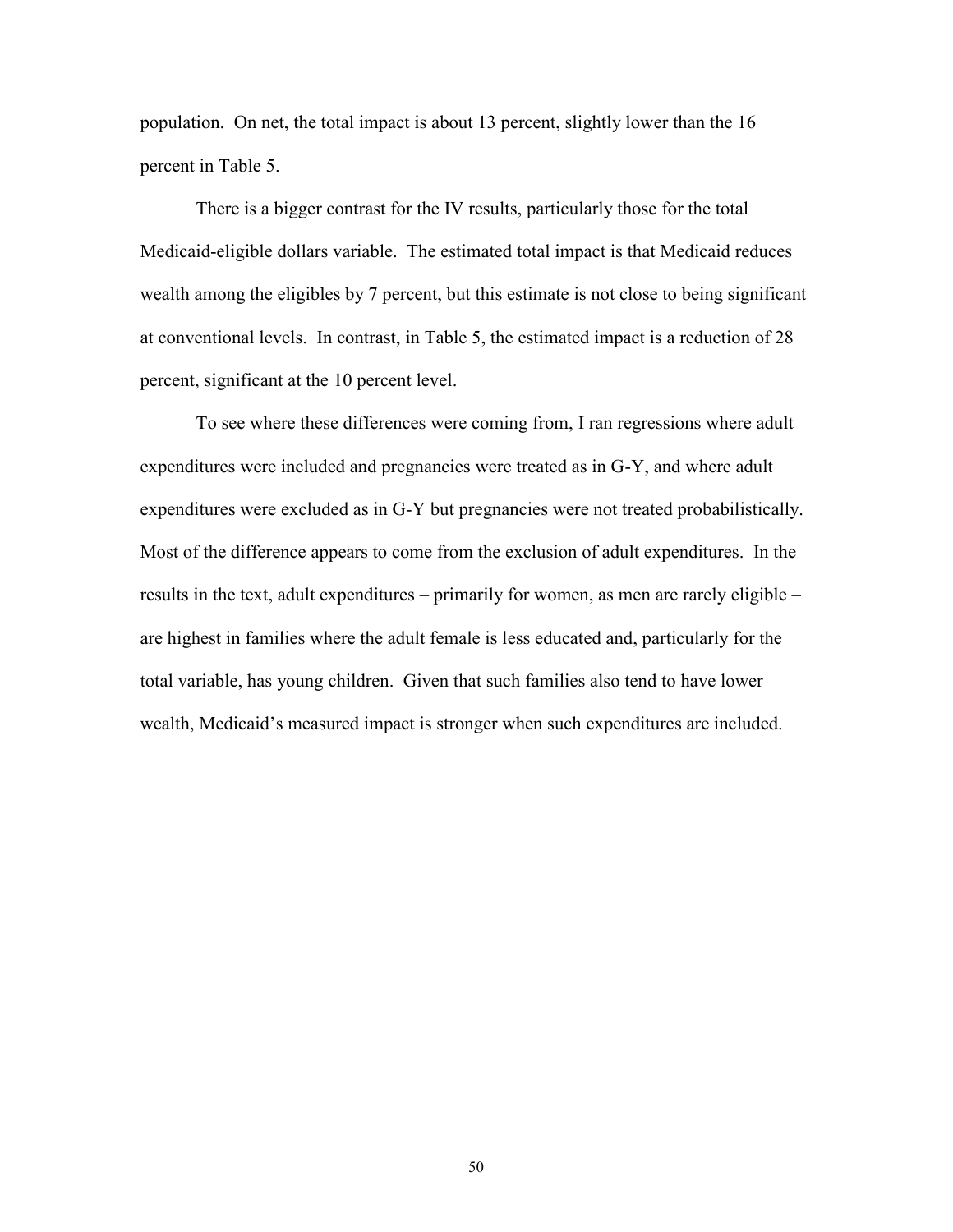population. On net, the total impact is about 13 percent, slightly lower than the 16 percent in Table 5.

There is a bigger contrast for the IV results, particularly those for the total Medicaid-eligible dollars variable. The estimated total impact is that Medicaid reduces wealth among the eligibles by 7 percent, but this estimate is not close to being significant at conventional levels. In contrast, in Table 5, the estimated impact is a reduction of 28 percent, significant at the 10 percent level.

To see where these differences were coming from, I ran regressions where adult expenditures were included and pregnancies were treated as in G-Y, and where adult expenditures were excluded as in G-Y but pregnancies were not treated probabilistically. Most of the difference appears to come from the exclusion of adult expenditures. In the results in the text, adult expenditures – primarily for women, as men are rarely eligible – are highest in families where the adult female is less educated and, particularly for the total variable, has young children. Given that such families also tend to have lower wealth, Medicaid's measured impact is stronger when such expenditures are included.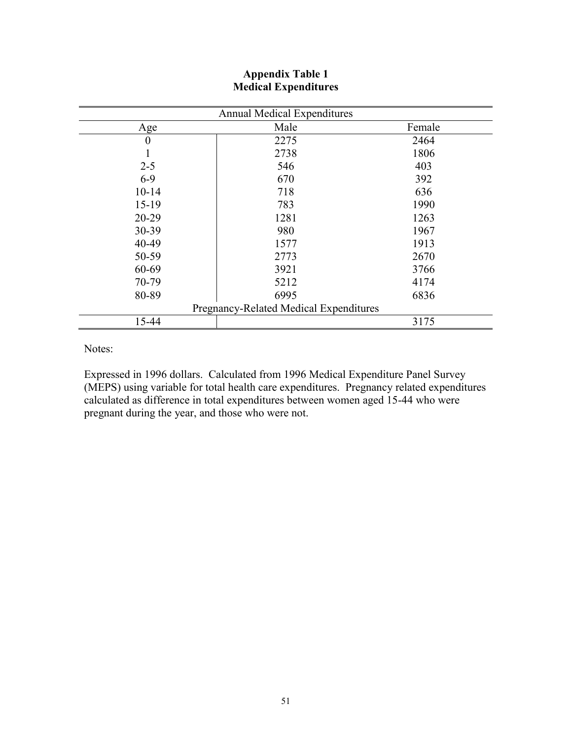**Appendix Table 1**
**Medical Expenditures**

| Annual Medical Expenditures | | |
|---|---|---|
| Age | Male | Female |
| 0 | 2275 | 2464 |
| 1 | 2738 | 1806 |
| 2-5 | 546 | 403 |
| 6-9 | 670 | 392 |
| 10-14 | 718 | 636 |
| 15-19 | 783 | 1990 |
| 20-29 | 1281 | 1263 |
| 30-39 | 980 | 1967 |
| 40-49 | 1577 | 1913 |
| 50-59 | 2773 | 2670 |
| 60-69 | 3921 | 3766 |
| 70-79 | 5212 | 4174 |
| 80-89 | 6995 | 6836 |
| Pregnancy-Related Medical Expenditures | | |
| 15-44 | | 3175 |

Notes:

Expressed in 1996 dollars. Calculated from 1996 Medical Expenditure Panel Survey (MEPS) using variable for total health care expenditures. Pregnancy related expenditures calculated as difference in total expenditures between women aged 15-44 who were pregnant during the year, and those who were not.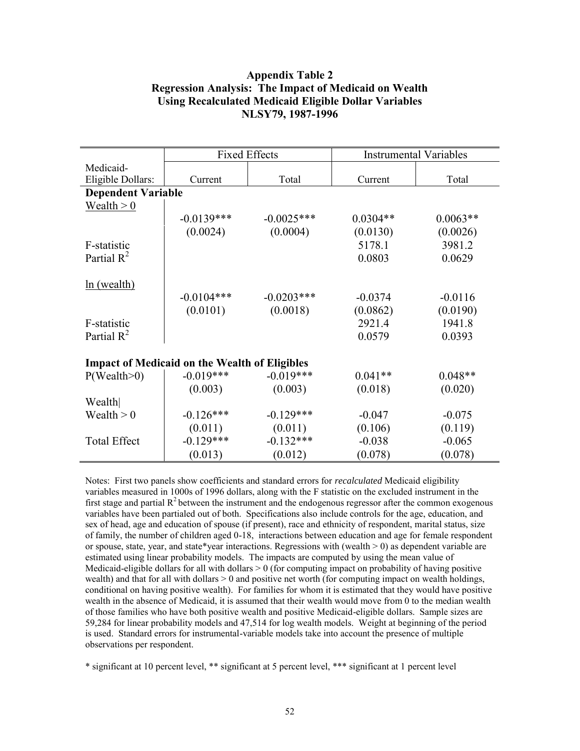# Appendix Table 2
## Regression Analysis: The Impact of Medicaid on Wealth Using Recalculated Medicaid Eligible Dollar Variables NLSY79, 1987-1996

| | Fixed Effects | | Instrumental Variables | |
|---|---|---|---|---|
| Medicaid-Eligible Dollars: | Current | Total | Current | Total |
| **Dependent Variable** | | | | |
| Wealth > 0 | | | | |
| | -0.0139*** | -0.0025*** | 0.0304** | 0.0063** |
| | (0.0024) | (0.0004) | (0.0130) | (0.0026) |
| F-statistic | | | 5178.1 | 3981.2 |
| Partial $R^2$ | | | 0.0803 | 0.0629 |
| ln (wealth) | | | | |
| | -0.0104*** | -0.0203*** | -0.0374 | -0.0116 |
| | (0.0101) | (0.0018) | (0.0862) | (0.0190) |
| F-statistic | | | 2921.4 | 1941.8 |
| Partial $R^2$ | | | 0.0579 | 0.0393 |
| **Impact of Medicaid on the Wealth of Eligibles** | | | | |
| P(Wealth>0) | -0.019*** | -0.019*** | 0.041** | 0.048** |
| | (0.003) | (0.003) | (0.018) | (0.020) |
| Wealth\| Wealth > 0 | -0.126*** | -0.129*** | -0.047 | -0.075 |
| | (0.011) | (0.011) | (0.106) | (0.119) |
| Total Effect | -0.129*** | -0.132*** | -0.038 | -0.065 |
| | (0.013) | (0.012) | (0.078) | (0.078) |

Notes: First two panels show coefficients and standard errors for *recalculated* Medicaid eligibility variables measured in 1000s of 1996 dollars, along with the F statistic on the excluded instrument in the first stage and partial $R^2$ between the instrument and the endogenous regressor after the common exogenous variables have been partialed out of both. Specifications also include controls for the age, education, and sex of head, age and education of spouse (if present), race and ethnicity of respondent, marital status, size of family, the number of children aged 0-18, interactions between education and age for female respondent or spouse, state, year, and state*year interactions. Regressions with (wealth > 0) as dependent variable are estimated using linear probability models. The impacts are computed by using the mean value of Medicaid-eligible dollars for all with dollars > 0 (for computing impact on probability of having positive wealth) and that for all with dollars > 0 and positive net worth (for computing impact on wealth holdings, conditional on having positive wealth). For families for whom it is estimated that they would have positive wealth in the absence of Medicaid, it is assumed that their wealth would move from 0 to the median wealth of those families who have both positive wealth and positive Medicaid-eligible dollars. Sample sizes are 59,284 for linear probability models and 47,514 for log wealth models. Weight at beginning of the period is used. Standard errors for instrumental-variable models take into account the presence of multiple observations per respondent.

\* significant at 10 percent level, ** significant at 5 percent level, *** significant at 1 percent level